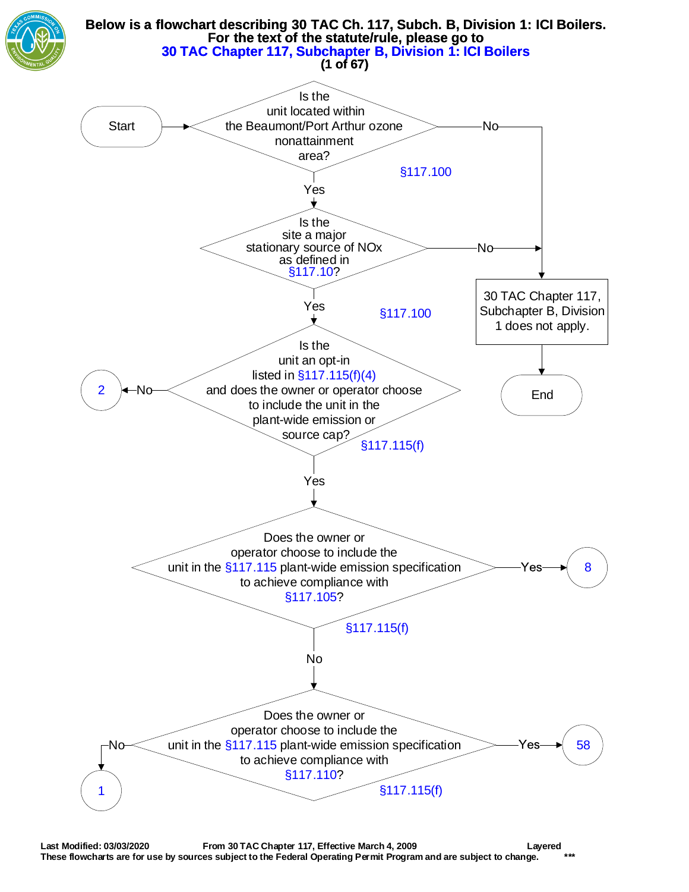**Below is a flowchart describing 30 TAC Ch. 117, Subch. B, Division 1: ICI Boilers.**
**For the text of the statute/rule, please go to**
**30 TAC Chapter 117, Subchapter B, Division 1: ICI Boilers**

Start

Is the unit located within the Beaumont/Port Arthur ozone nonattainment area? §117.100
- No → 30 TAC Chapter 117, Subchapter B, Division 1 does not apply. → End
- Yes ↓

Is the site a major stationary source of NOx as defined in §117.10? §117.100
- No → 30 TAC Chapter 117, Subchapter B, Division 1 does not apply. → End
- Yes ↓

Is the unit an opt-in listed in §117.115(f)(4) and does the owner or operator choose to include the unit in the plant-wide emission or source cap? §117.115(f)
- No → 2
- Yes ↓

Does the owner or operator choose to include the unit in the §117.115 plant-wide emission specification to achieve compliance with §117.105? §117.115(f)
- Yes → 8
- No ↓

Does the owner or operator choose to include the unit in the §117.115 plant-wide emission specification to achieve compliance with §117.110? §117.115(f)
- Yes → 58
- No → 1

Last Modified: 03/03/2020 From 30 TAC Chapter 117, Effective March 4, 2009 Layered
These flowcharts are for use by sources subject to the Federal Operating Permit Program and are subject to change. ***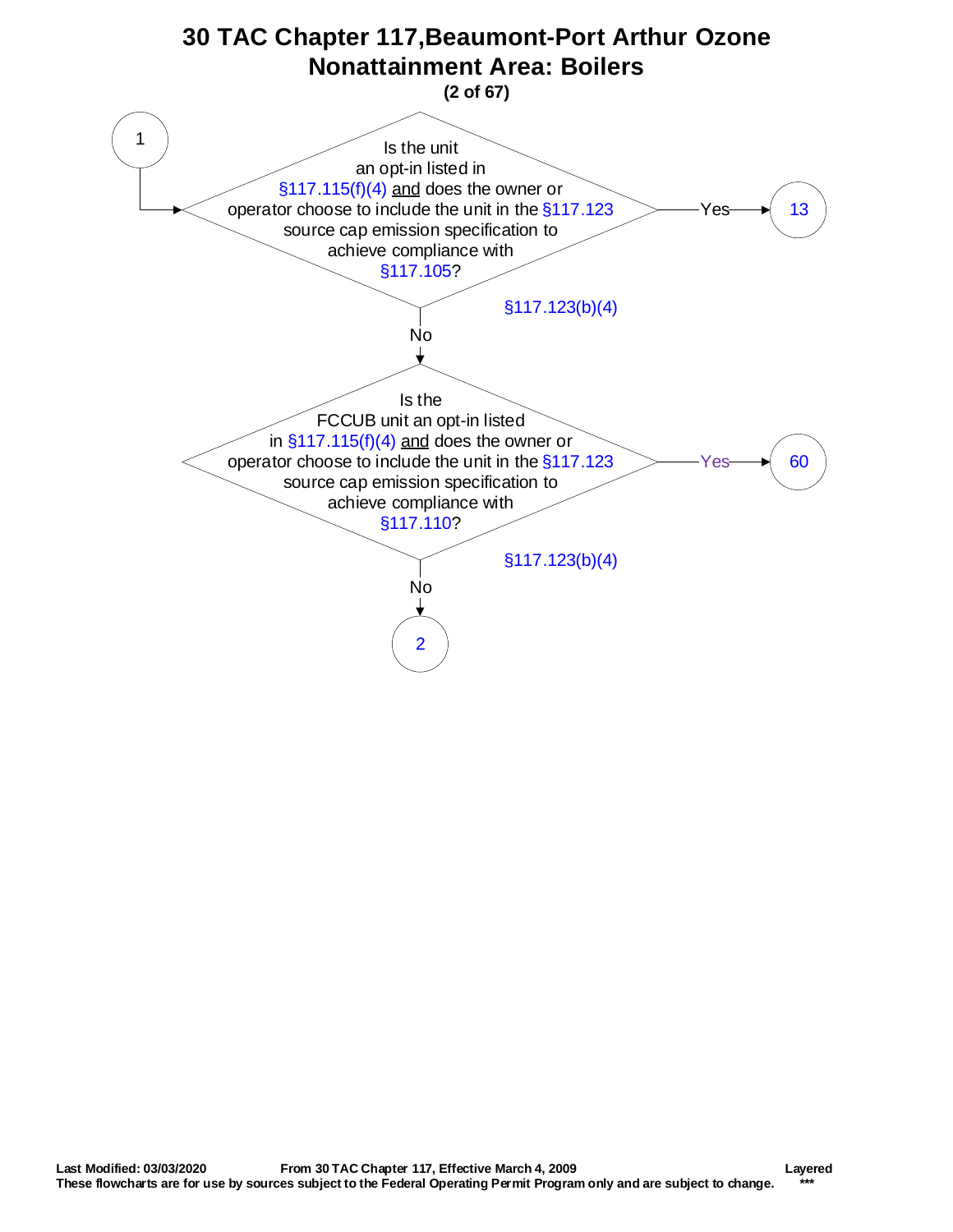# 30 TAC Chapter 117, Beaumont-Port Arthur Ozone Nonattainment Area: Boilers

**(2 of 67)**

**1**

Is the unit an opt-in listed in §117.115(f)(4) and does the owner or operator choose to include the unit in the §117.123 source cap emission specification to achieve compliance with §117.105?

§117.123(b)(4)

- Yes → 13
- No ↓

Is the FCCUB unit an opt-in listed in §117.115(f)(4) and does the owner or operator choose to include the unit in the §117.123 source cap emission specification to achieve compliance with §117.110?

§117.123(b)(4)

- Yes → 60
- No → 2

Last Modified: 03/03/2020 From 30 TAC Chapter 117, Effective March 4, 2009 Layered

These flowcharts are for use by sources subject to the Federal Operating Permit Program only and are subject to change. ***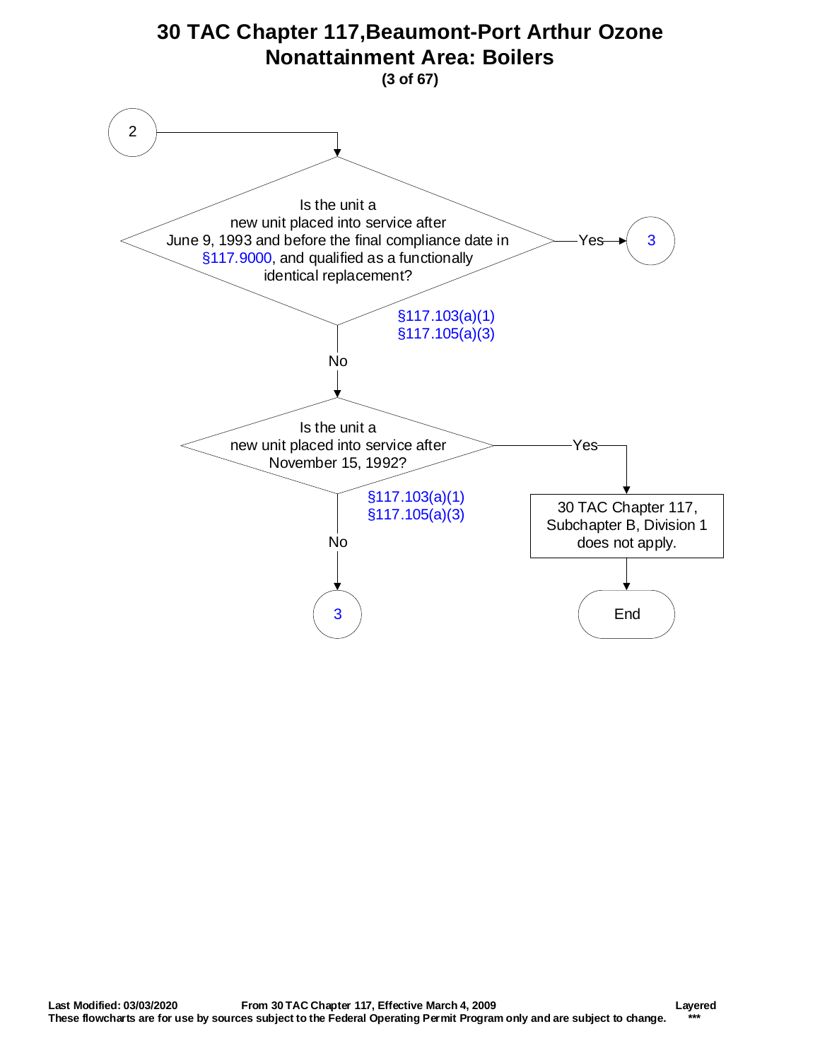# 30 TAC Chapter 117,Beaumont-Port Arthur Ozone Nonattainment Area: Boilers

2

**Is the unit a new unit placed into service after June 9, 1993 and before the final compliance date in §117.9000, and qualified as a functionally identical replacement?**

§117.103(a)(1)
§117.105(a)(3)

- Yes → 3
- No ↓

**Is the unit a new unit placed into service after November 15, 1992?**

§117.103(a)(1)
§117.105(a)(3)

- Yes → 30 TAC Chapter 117, Subchapter B, Division 1 does not apply. → End
- No → 3

Last Modified: 03/03/2020 From 30 TAC Chapter 117, Effective March 4, 2009 Layered
These flowcharts are for use by sources subject to the Federal Operating Permit Program only and are subject to change. ***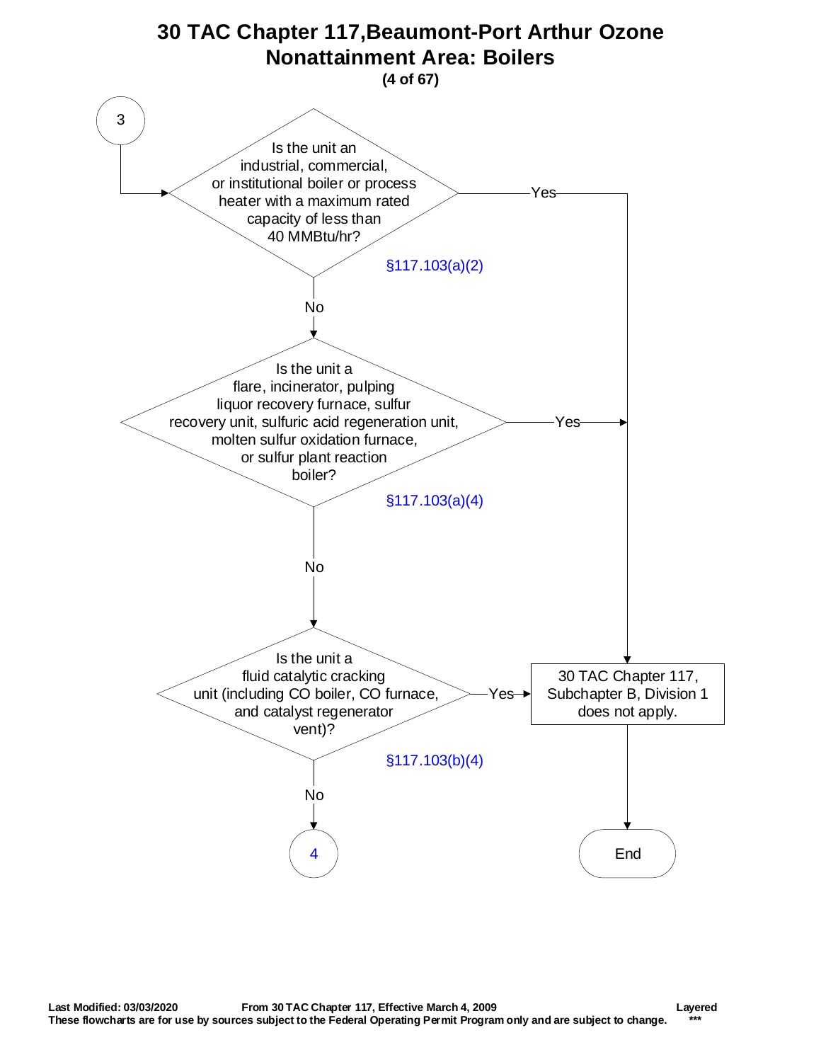# 30 TAC Chapter 117, Beaumont-Port Arthur Ozone Nonattainment Area: Boilers

**(4 of 67)**

3

**Is the unit an industrial, commercial, or institutional boiler or process heater with a maximum rated capacity of less than 40 MMBtu/hr?** §117.103(a)(2)

- Yes → 30 TAC Chapter 117, Subchapter B, Division 1 does not apply. → End
- No ↓

**Is the unit a flare, incinerator, pulping liquor recovery furnace, sulfur recovery unit, sulfuric acid regeneration unit, molten sulfur oxidation furnace, or sulfur plant reaction boiler?** §117.103(a)(4)

- Yes → 30 TAC Chapter 117, Subchapter B, Division 1 does not apply. → End
- No ↓

**Is the unit a fluid catalytic cracking unit (including CO boiler, CO furnace, and catalyst regenerator vent)?** §117.103(b)(4)

- Yes → 30 TAC Chapter 117, Subchapter B, Division 1 does not apply. → End
- No → 4

Last Modified: 03/03/2020 From 30 TAC Chapter 117, Effective March 4, 2009 Layered

These flowcharts are for use by sources subject to the Federal Operating Permit Program only and are subject to change. ***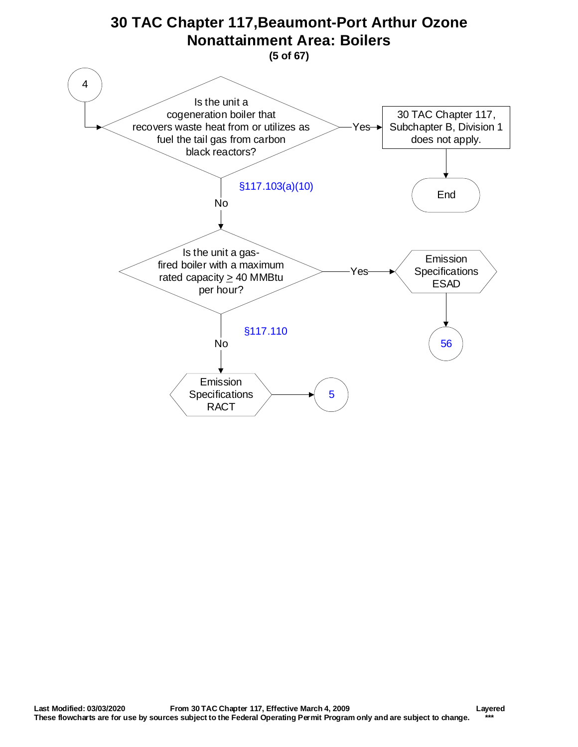# 30 TAC Chapter 117,Beaumont-Port Arthur Ozone Nonattainment Area: Boilers

**(5 of 67)**

4

Is the unit a cogeneration boiler that recovers waste heat from or utilizes as fuel the tail gas from carbon black reactors?

§117.103(a)(10)

Yes → 30 TAC Chapter 117, Subchapter B, Division 1 does not apply. → End

No ↓

Is the unit a gas-fired boiler with a maximum rated capacity ≥ 40 MMBtu per hour?

§117.110

Yes → Emission Specifications ESAD → 56

No → Emission Specifications RACT → 5

**Last Modified: 03/03/2020** **From 30 TAC Chapter 117, Effective March 4, 2009** **Layered**

**These flowcharts are for use by sources subject to the Federal Operating Permit Program only and are subject to change.** **\*\*\***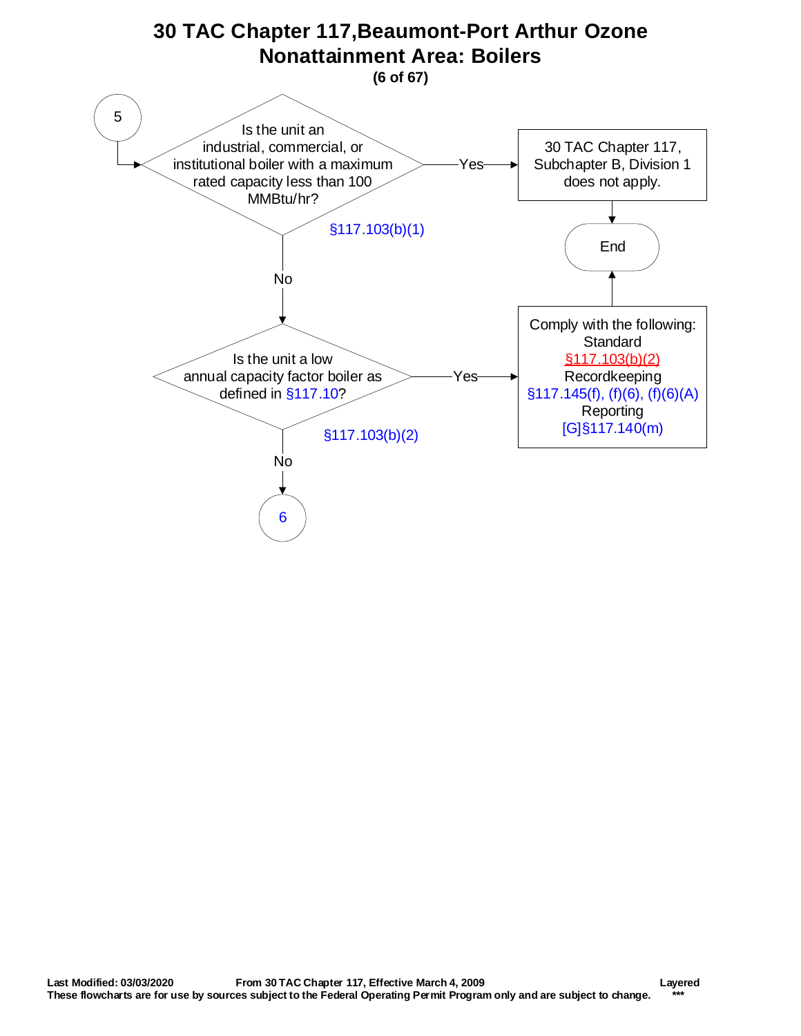# 30 TAC Chapter 117,Beaumont-Port Arthur Ozone Nonattainment Area: Boilers

**(6 of 67)**

5

Is the unit an industrial, commercial, or institutional boiler with a maximum rated capacity less than 100 MMBtu/hr?

§117.103(b)(1)

Yes → 30 TAC Chapter 117, Subchapter B, Division 1 does not apply. → End

No ↓

Is the unit a low annual capacity factor boiler as defined in §117.10?

§117.103(b)(2)

Yes → Comply with the following:
Standard
§117.103(b)(2)
Recordkeeping
§117.145(f), (f)(6), (f)(6)(A)
Reporting
[G]§117.140(m)
→ End

No ↓

6

Last Modified: 03/03/2020 From 30 TAC Chapter 117, Effective March 4, 2009 Layered
These flowcharts are for use by sources subject to the Federal Operating Permit Program only and are subject to change. ***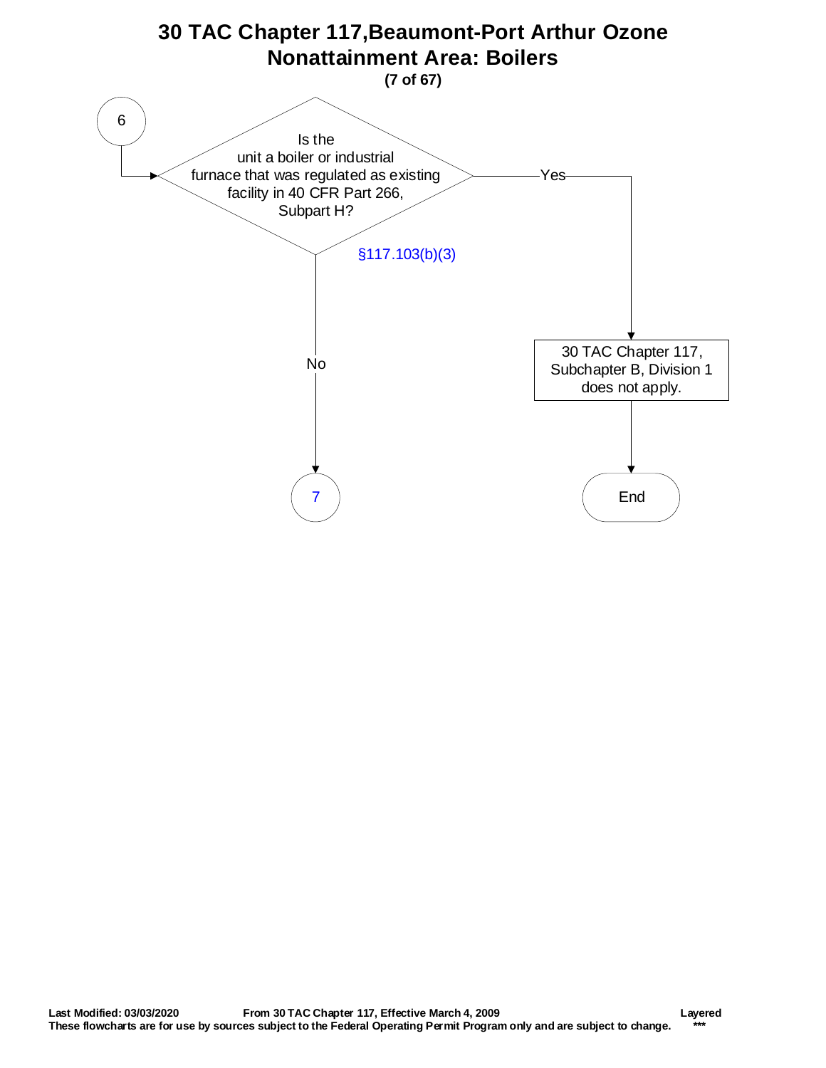# 30 TAC Chapter 117,Beaumont-Port Arthur Ozone Nonattainment Area: Boilers

**(7 of 67)**

6

Is the unit a boiler or industrial furnace that was regulated as existing facility in 40 CFR Part 266, Subpart H?

§117.103(b)(3)

- Yes → 30 TAC Chapter 117, Subchapter B, Division 1 does not apply. → End
- No → 7

**Last Modified: 03/03/2020** **From 30 TAC Chapter 117, Effective March 4, 2009** **Layered**

**These flowcharts are for use by sources subject to the Federal Operating Permit Program only and are subject to change.** *******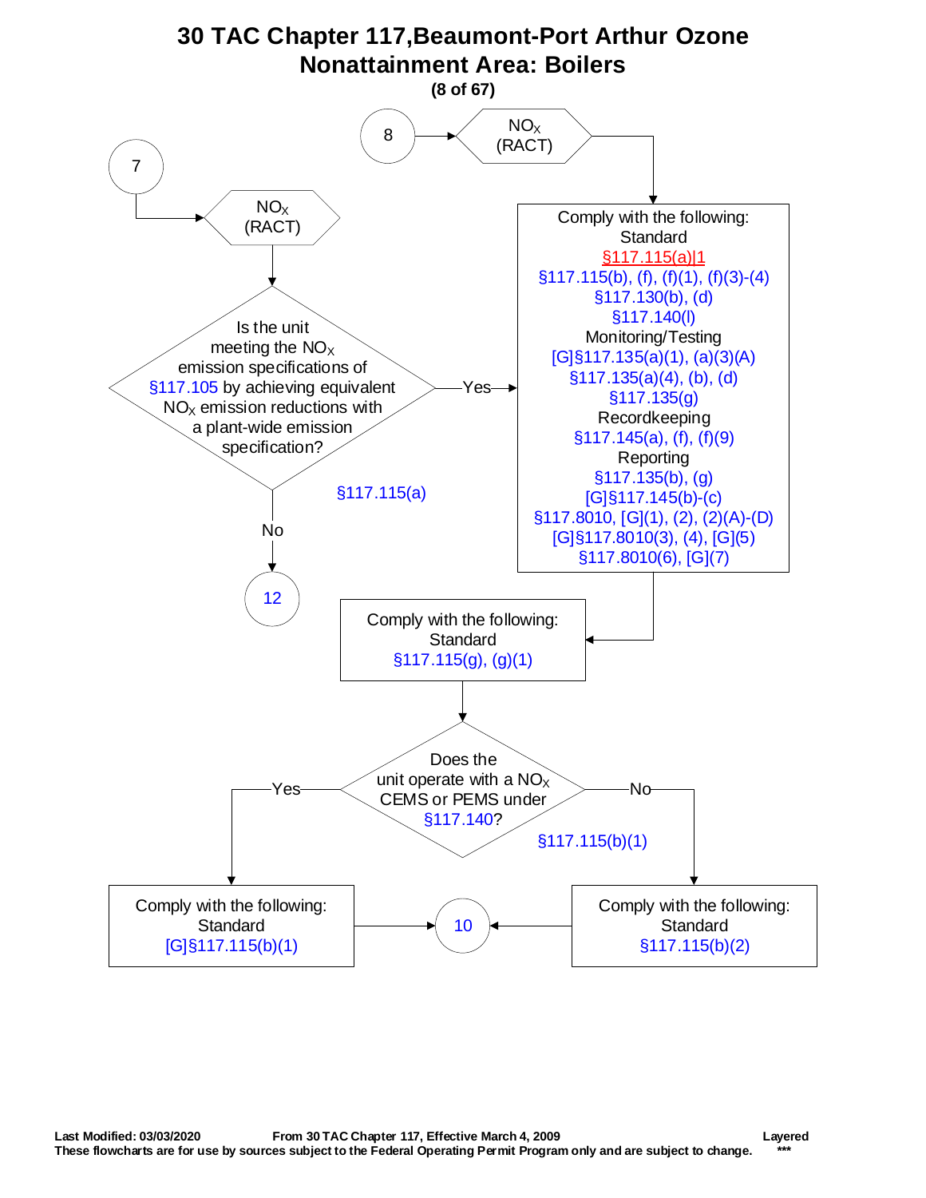# 30 TAC Chapter 117, Beaumont-Port Arthur Ozone Nonattainment Area: Boilers

**(8 of 67)**

**7** → $NO_X$ (RACT)

Is the unit meeting the $NO_X$ emission specifications of §117.105 by achieving equivalent $NO_X$ emission reductions with a plant-wide emission specification?

§117.115(a)

- No → 12
- Yes → Comply with the following:

**8** → $NO_X$ (RACT) → Comply with the following:

Standard
§117.115(a)|1
§117.115(b), (f), (f)(1), (f)(3)-(4)
§117.130(b), (d)
§117.140(l)

Monitoring/Testing
[G]§117.135(a)(1), (a)(3)(A)
§117.135(a)(4), (b), (d)
§117.135(g)

Recordkeeping
§117.145(a), (f), (f)(9)

Reporting
§117.135(b), (g)
[G]§117.145(b)-(c)
§117.8010, [G](1), (2), (2)(A)-(D)
[G]§117.8010(3), (4), [G](5)
§117.8010(6), [G](7)

↓

Comply with the following:
Standard
§117.115(g), (g)(1)

↓

Does the unit operate with a $NO_X$ CEMS or PEMS under §117.140?

§117.115(b)(1)

- Yes → Comply with the following: Standard [G]§117.115(b)(1) → 10
- No → Comply with the following: Standard §117.115(b)(2) → 10

Last Modified: 03/03/2020 From 30 TAC Chapter 117, Effective March 4, 2009 Layered

These flowcharts are for use by sources subject to the Federal Operating Permit Program only and are subject to change. ***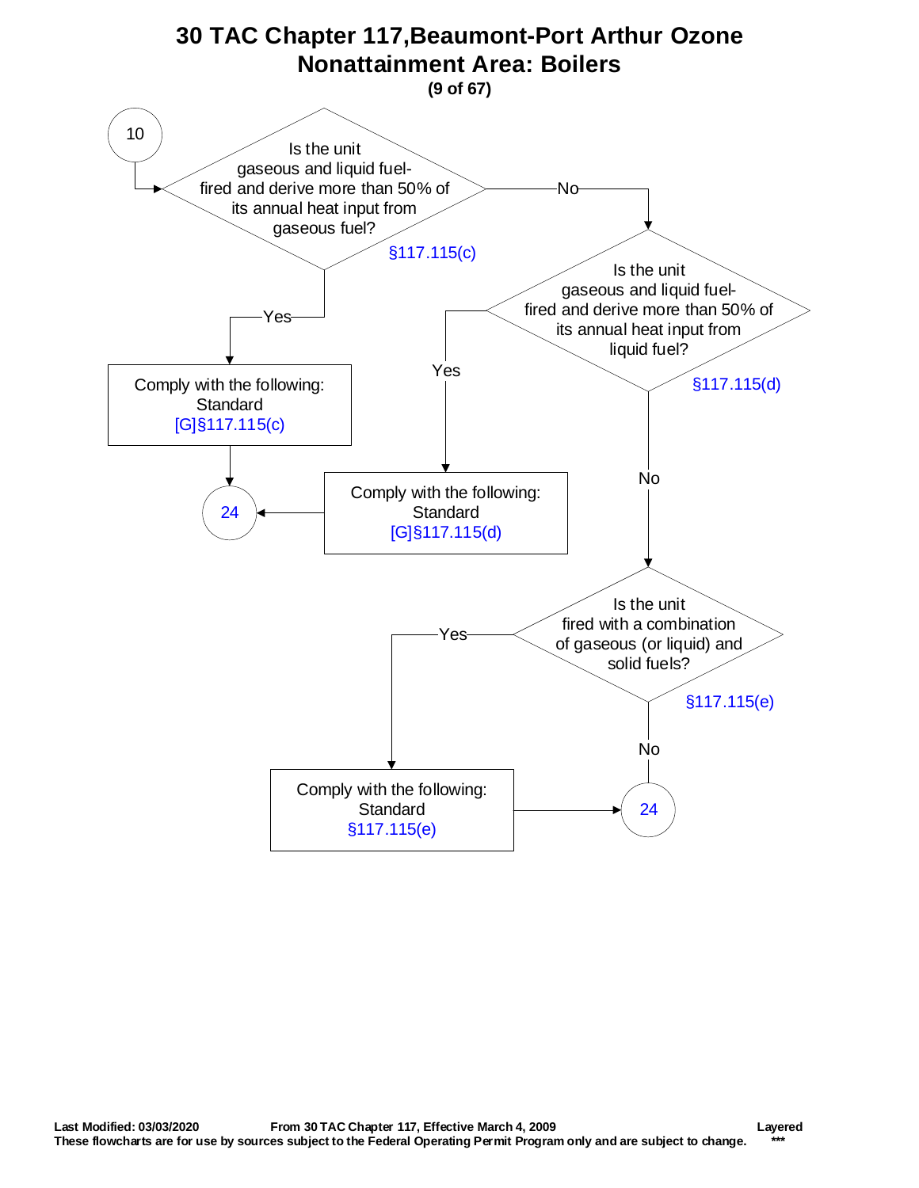# 30 TAC Chapter 117,Beaumont-Port Arthur Ozone Nonattainment Area: Boilers

**(9 of 67)**

From 10:

- **Is the unit gaseous and liquid fuel-fired and derive more than 50% of its annual heat input from gaseous fuel?** §117.115(c)
  - **Yes** → Comply with the following: Standard [G]§117.115(c) → 24
  - **No** → **Is the unit gaseous and liquid fuel-fired and derive more than 50% of its annual heat input from liquid fuel?** §117.115(d)
    - **Yes** → Comply with the following: Standard [G]§117.115(d) → 24
    - **No** → **Is the unit fired with a combination of gaseous (or liquid) and solid fuels?** §117.115(e)
      - **Yes** → Comply with the following: Standard §117.115(e) → 24
      - **No** → 24

**Last Modified: 03/03/2020** **From 30 TAC Chapter 117, Effective March 4, 2009** **Layered**

**These flowcharts are for use by sources subject to the Federal Operating Permit Program only and are subject to change.** ***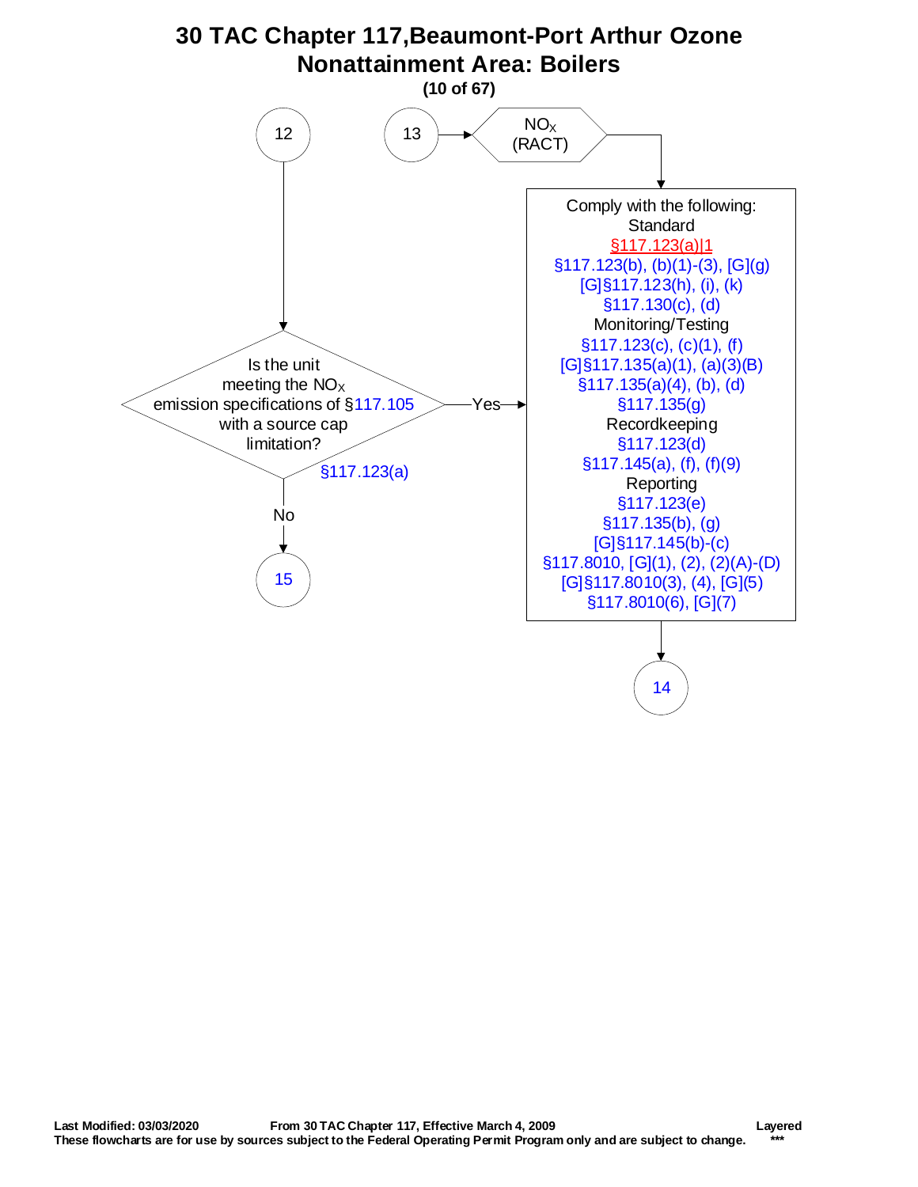# 30 TAC Chapter 117,Beaumont-Port Arthur Ozone Nonattainment Area: Boilers

**(10 of 67)**

12

13 → $NO_X$ (RACT)

Comply with the following:

Standard

§117.123(a)|1

§117.123(b), (b)(1)-(3), [G](g)

[G]§117.123(h), (i), (k)

§117.130(c), (d)

Monitoring/Testing

§117.123(c), (c)(1), (f)

[G]§117.135(a)(1), (a)(3)(B)

§117.135(a)(4), (b), (d)

§117.135(g)

Recordkeeping

§117.123(d)

§117.145(a), (f), (f)(9)

Reporting

§117.123(e)

§117.135(b), (g)

[G]§117.145(b)-(c)

§117.8010, [G](1), (2), (2)(A)-(D)

[G]§117.8010(3), (4), [G](5)

§117.8010(6), [G](7)

→ 14

12 → Is the unit meeting the $NO_X$ emission specifications of §117.105 with a source cap limitation? §117.123(a)

- Yes → Comply with the following (above)
- No → 15

**Last Modified: 03/03/2020** **From 30 TAC Chapter 117, Effective March 4, 2009** **Layered**

**These flowcharts are for use by sources subject to the Federal Operating Permit Program only and are subject to change.** **\*\*\***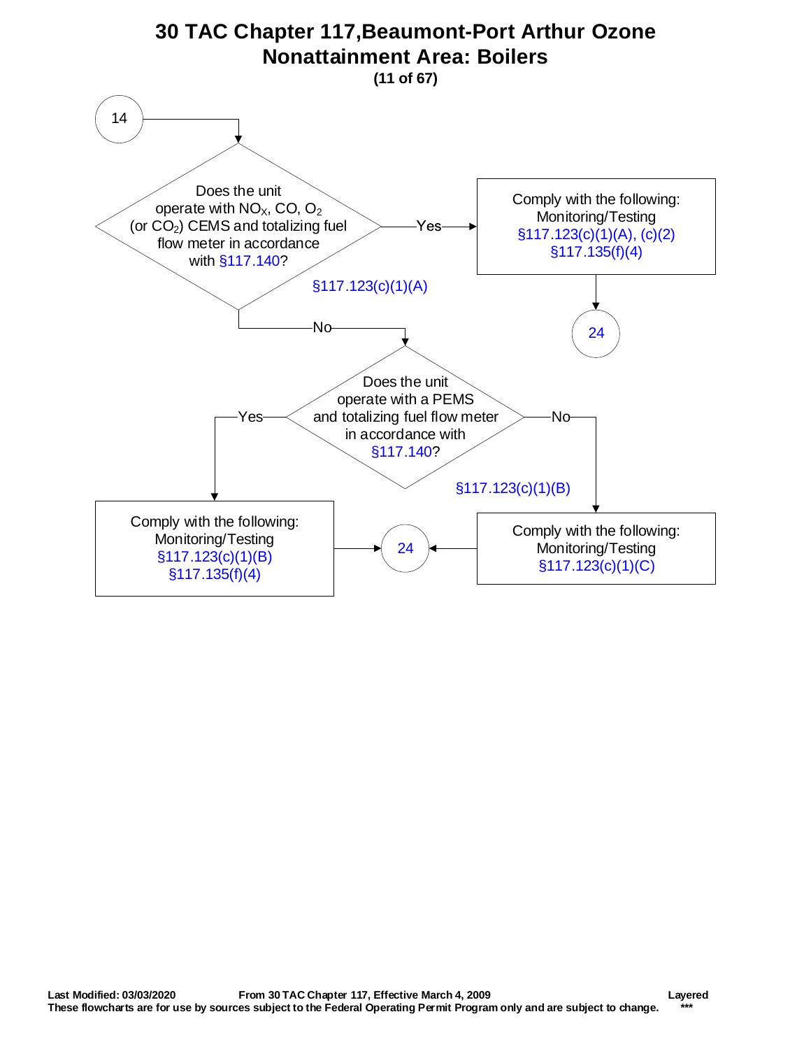# 30 TAC Chapter 117,Beaumont-Port Arthur Ozone Nonattainment Area: Boilers

**(11 of 67)**

14

Does the unit operate with $NO_X$, CO, $O_2$ (or $CO_2$) CEMS and totalizing fuel flow meter in accordance with §117.140?

§117.123(c)(1)(A)

Yes → Comply with the following: Monitoring/Testing §117.123(c)(1)(A), (c)(2) §117.135(f)(4) → 24

No → Does the unit operate with a PEMS and totalizing fuel flow meter in accordance with §117.140?

§117.123(c)(1)(B)

Yes → Comply with the following: Monitoring/Testing §117.123(c)(1)(B) §117.135(f)(4) → 24

No → Comply with the following: Monitoring/Testing §117.123(c)(1)(C) → 24

**Last Modified: 03/03/2020** **From 30 TAC Chapter 117, Effective March 4, 2009** **Layered**

**These flowcharts are for use by sources subject to the Federal Operating Permit Program only and are subject to change.** ***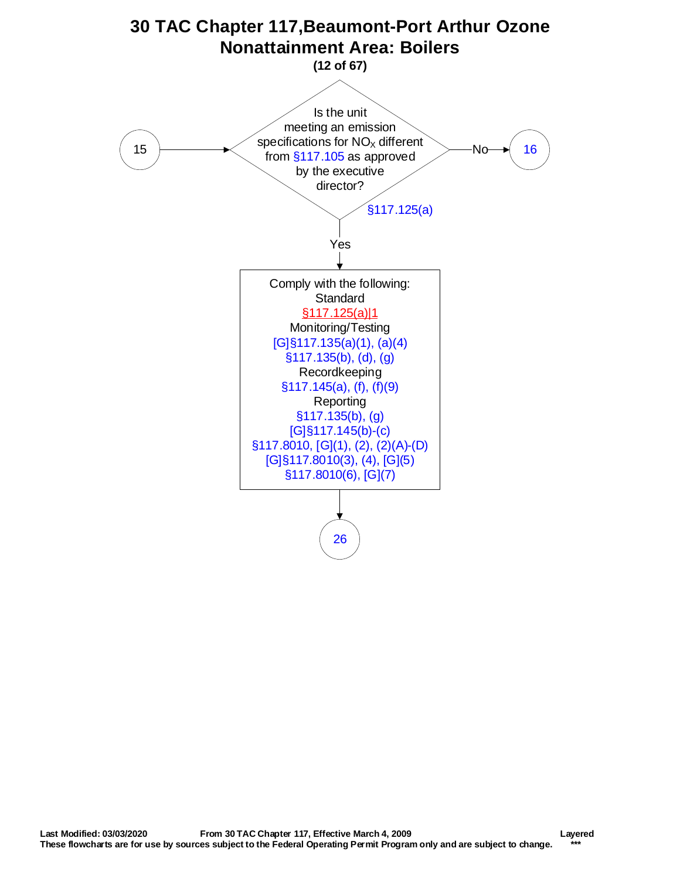# 30 TAC Chapter 117,Beaumont-Port Arthur Ozone Nonattainment Area: Boilers

**(12 of 67)**

15 → **Is the unit meeting an emission specifications for $NO_X$ different from §117.105 as approved by the executive director?** §117.125(a)

- **No** → 16
- **Yes** → Comply with the following:

Standard
§117.125(a)|1

Monitoring/Testing
[G]§117.135(a)(1), (a)(4)
§117.135(b), (d), (g)

Recordkeeping
§117.145(a), (f), (f)(9)

Reporting
§117.135(b), (g)
[G]§117.145(b)-(c)
§117.8010, [G](1), (2), (2)(A)-(D)
[G]§117.8010(3), (4), [G](5)
§117.8010(6), [G](7)

→ 26

**Last Modified: 03/03/2020** **From 30 TAC Chapter 117, Effective March 4, 2009** **Layered**

**These flowcharts are for use by sources subject to the Federal Operating Permit Program only and are subject to change.** *****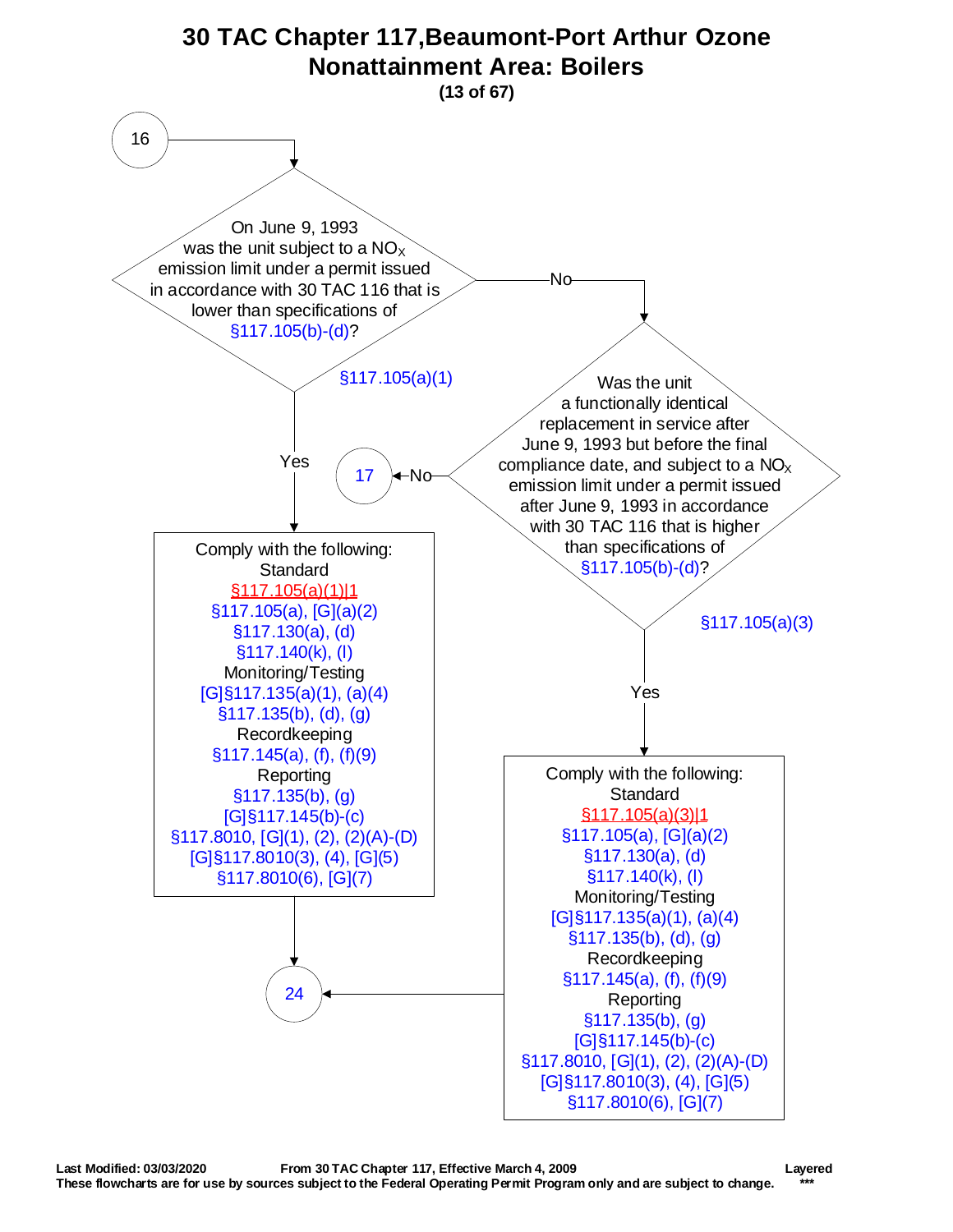# 30 TAC Chapter 117,Beaumont-Port Arthur Ozone Nonattainment Area: Boilers

**(13 of 67)**

**16**

**On June 9, 1993 was the unit subject to a $NO_X$ emission limit under a permit issued in accordance with 30 TAC 116 that is lower than specifications of §117.105(b)-(d)?**

§117.105(a)(1)

- **Yes** → Comply with the following:

  Standard
  §117.105(a)(1)|1
  §117.105(a), [G](a)(2)
  §117.130(a), (d)
  §117.140(k), (l)

  Monitoring/Testing
  [G]§117.135(a)(1), (a)(4)
  §117.135(b), (d), (g)

  Recordkeeping
  §117.145(a), (f), (f)(9)

  Reporting
  §117.135(b), (g)
  [G]§117.145(b)-(c)
  §117.8010, [G](1), (2), (2)(A)-(D)
  [G]§117.8010(3), (4), [G](5)
  §117.8010(6), [G](7)

  → **24**

- **No** → **Was the unit a functionally identical replacement in service after June 9, 1993 but before the final compliance date, and subject to a $NO_X$ emission limit under a permit issued after June 9, 1993 in accordance with 30 TAC 116 that is higher than specifications of §117.105(b)-(d)?**

  §117.105(a)(3)

  - **No** → **17**
  - **Yes** → Comply with the following:

    Standard
    §117.105(a)(3)|1
    §117.105(a), [G](a)(2)
    §117.130(a), (d)
    §117.140(k), (l)

    Monitoring/Testing
    [G]§117.135(a)(1), (a)(4)
    §117.135(b), (d), (g)

    Recordkeeping
    §117.145(a), (f), (f)(9)

    Reporting
    §117.135(b), (g)
    [G]§117.145(b)-(c)
    §117.8010, [G](1), (2), (2)(A)-(D)
    [G]§117.8010(3), (4), [G](5)
    §117.8010(6), [G](7)

    → **24**

**Last Modified: 03/03/2020** **From 30 TAC Chapter 117, Effective March 4, 2009** **Layered**

**These flowcharts are for use by sources subject to the Federal Operating Permit Program only and are subject to change.** *****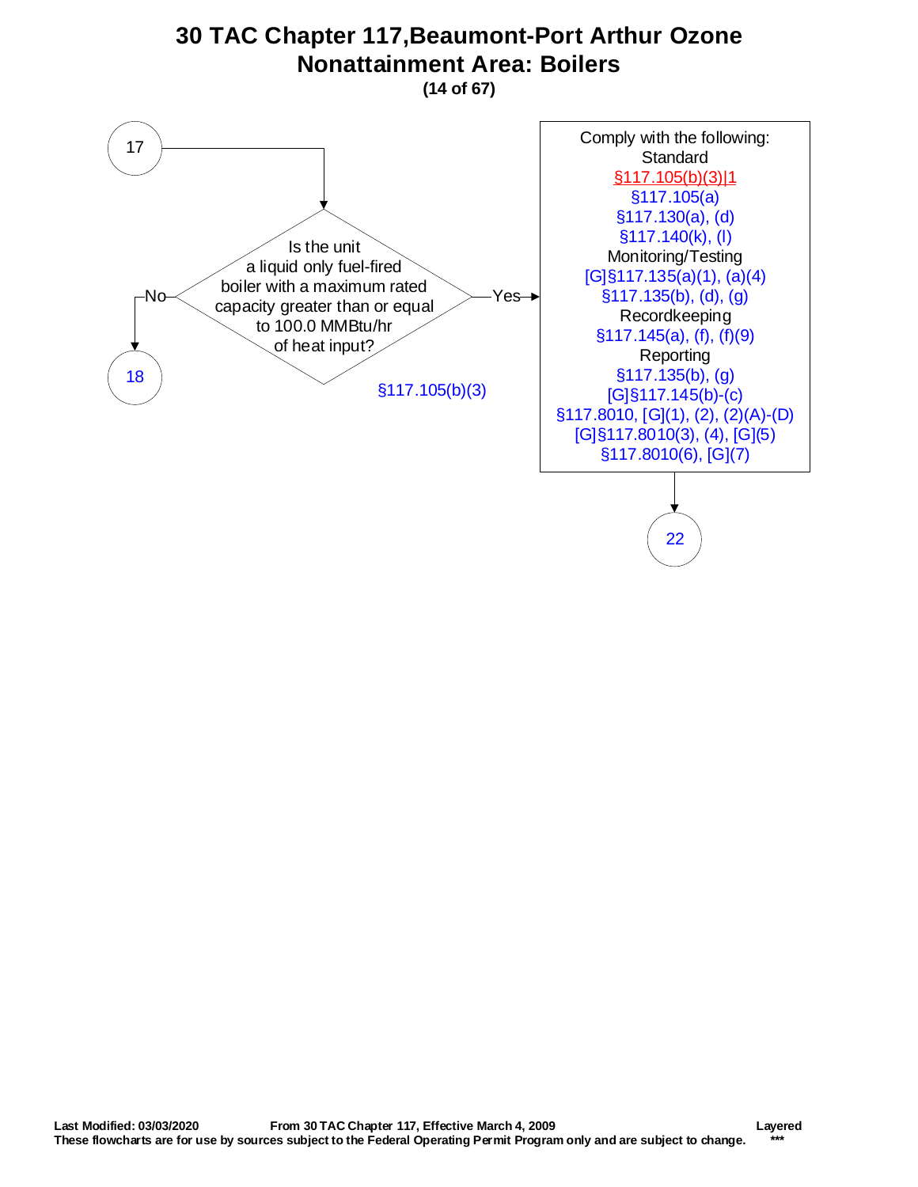# 30 TAC Chapter 117,Beaumont-Port Arthur Ozone Nonattainment Area: Boilers

**(14 of 67)**

17

Is the unit a liquid only fuel-fired boiler with a maximum rated capacity greater than or equal to 100.0 MMBtu/hr of heat input?

§117.105(b)(3)

No → 18

Yes →

Comply with the following:

Standard

§117.105(b)(3)|1
§117.105(a)
§117.130(a), (d)
§117.140(k), (l)

Monitoring/Testing

[G]§117.135(a)(1), (a)(4)
§117.135(b), (d), (g)

Recordkeeping

§117.145(a), (f), (f)(9)

Reporting

§117.135(b), (g)
[G]§117.145(b)-(c)
§117.8010, [G](1), (2), (2)(A)-(D)
[G]§117.8010(3), (4), [G](5)
§117.8010(6), [G](7)

→ 22

**Last Modified: 03/03/2020** **From 30 TAC Chapter 117, Effective March 4, 2009** **Layered**

**These flowcharts are for use by sources subject to the Federal Operating Permit Program only and are subject to change.** **\*\*\***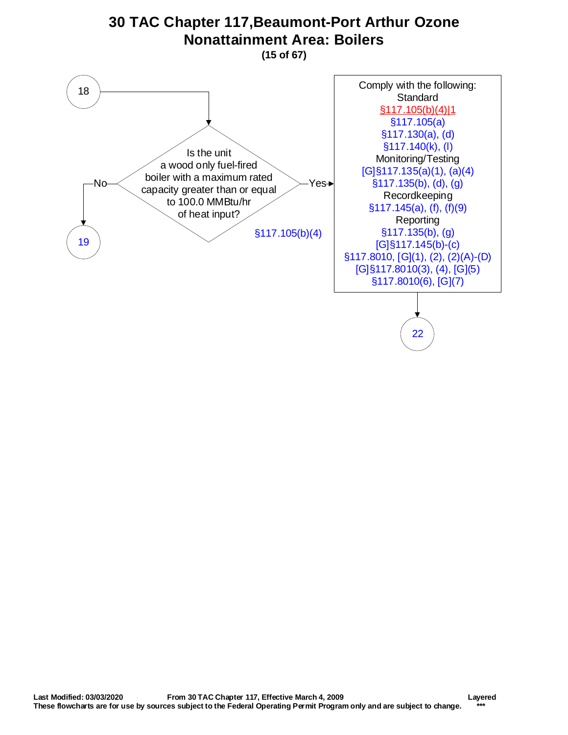# 30 TAC Chapter 117,Beaumont-Port Arthur Ozone Nonattainment Area: Boilers

**(15 of 67)**

18

Is the unit a wood only fuel-fired boiler with a maximum rated capacity greater than or equal to 100.0 MMBtu/hr of heat input?

§117.105(b)(4)

No → 19

Yes →

Comply with the following:

Standard
§117.105(b)(4)|1
§117.105(a)
§117.130(a), (d)
§117.140(k), (l)

Monitoring/Testing
[G]§117.135(a)(1), (a)(4)
§117.135(b), (d), (g)

Recordkeeping
§117.145(a), (f), (f)(9)

Reporting
§117.135(b), (g)
[G]§117.145(b)-(c)
§117.8010, [G](1), (2), (2)(A)-(D)
[G]§117.8010(3), (4), [G](5)
§117.8010(6), [G](7)

→ 22

**Last Modified: 03/03/2020** **From 30 TAC Chapter 117, Effective March 4, 2009** **Layered**
**These flowcharts are for use by sources subject to the Federal Operating Permit Program only and are subject to change.** **\*\*\***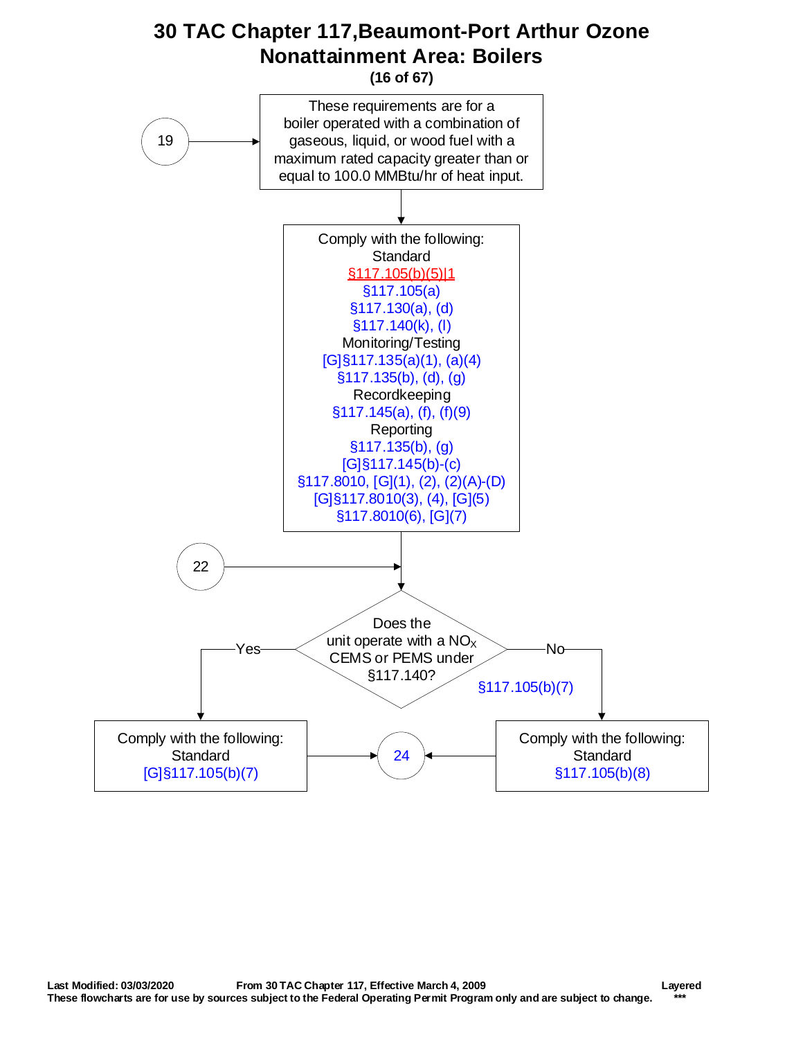# 30 TAC Chapter 117, Beaumont-Port Arthur Ozone Nonattainment Area: Boilers

**(16 of 67)**

(19) → These requirements are for a boiler operated with a combination of gaseous, liquid, or wood fuel with a maximum rated capacity greater than or equal to 100.0 MMBtu/hr of heat input.

↓

Comply with the following:

Standard
- §117.105(b)(5)|1
- §117.105(a)
- §117.130(a), (d)
- §117.140(k), (l)

Monitoring/Testing
- [G]§117.135(a)(1), (a)(4)
- §117.135(b), (d), (g)

Recordkeeping
- §117.145(a), (f), (f)(9)

Reporting
- §117.135(b), (g)
- [G]§117.145(b)-(c)
- §117.8010, [G](1), (2), (2)(A)-(D)
- [G]§117.8010(3), (4), [G](5)
- §117.8010(6), [G](7)

↓

(22) →

Does the unit operate with a $NO_X$ CEMS or PEMS under §117.140?

- **Yes** → Comply with the following: Standard [G]§117.105(b)(7) → (24)
- **No** (§117.105(b)(7)) → Comply with the following: Standard §117.105(b)(8) → (24)

**Last Modified: 03/03/2020** **From 30 TAC Chapter 117, Effective March 4, 2009** **Layered**

**These flowcharts are for use by sources subject to the Federal Operating Permit Program only and are subject to change.** **\*\*\***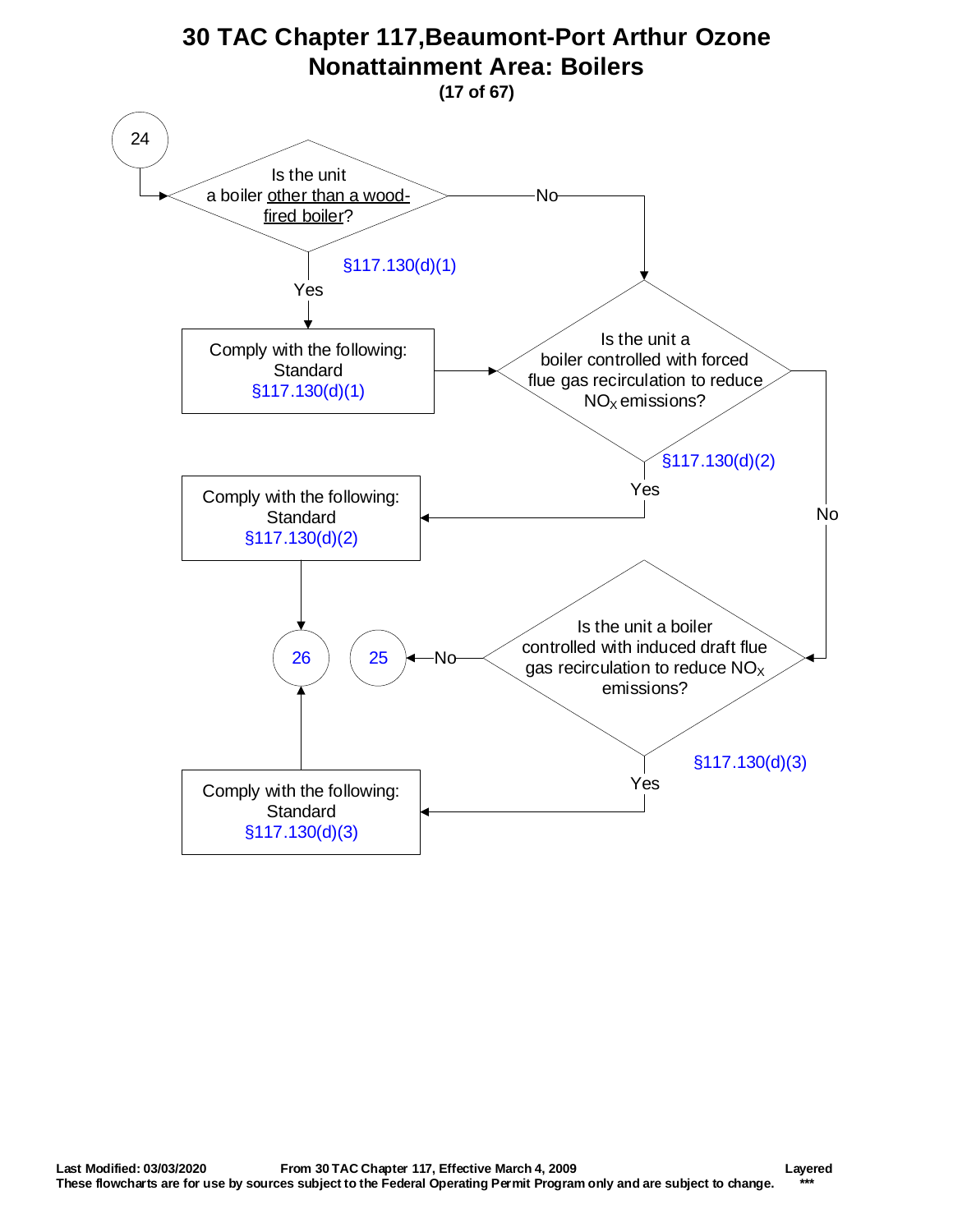# 30 TAC Chapter 117,Beaumont-Port Arthur Ozone Nonattainment Area: Boilers

24

Is the unit a boiler other than a wood-fired boiler?

§117.130(d)(1)

Yes → Comply with the following: Standard §117.130(d)(1)

No →

Is the unit a boiler controlled with forced flue gas recirculation to reduce $NO_X$ emissions?

§117.130(d)(2)

Yes → Comply with the following: Standard §117.130(d)(2) → 26

No →

Is the unit a boiler controlled with induced draft flue gas recirculation to reduce $NO_X$ emissions?

§117.130(d)(3)

No → 25

Yes → Comply with the following: Standard §117.130(d)(3) → 26

**Last Modified: 03/03/2020** **From 30 TAC Chapter 117, Effective March 4, 2009** **Layered**

**These flowcharts are for use by sources subject to the Federal Operating Permit Program only and are subject to change.** **\*\*\***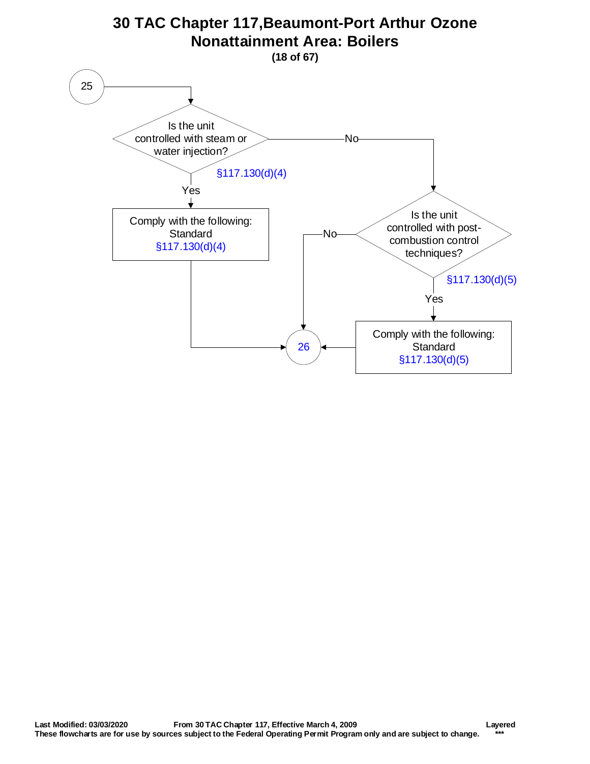# 30 TAC Chapter 117,Beaumont-Port Arthur Ozone Nonattainment Area: Boilers

**(18 of 67)**

25

Is the unit controlled with steam or water injection?
§117.130(d)(4)

- **Yes** → Comply with the following: Standard §117.130(d)(4) → 26
- **No** → Is the unit controlled with post-combustion control techniques?
§117.130(d)(5)
  - **Yes** → Comply with the following: Standard §117.130(d)(5) → 26
  - **No** → 26

**Last Modified: 03/03/2020** **From 30 TAC Chapter 117, Effective March 4, 2009** **Layered**

**These flowcharts are for use by sources subject to the Federal Operating Permit Program only and are subject to change.** **\*\*\***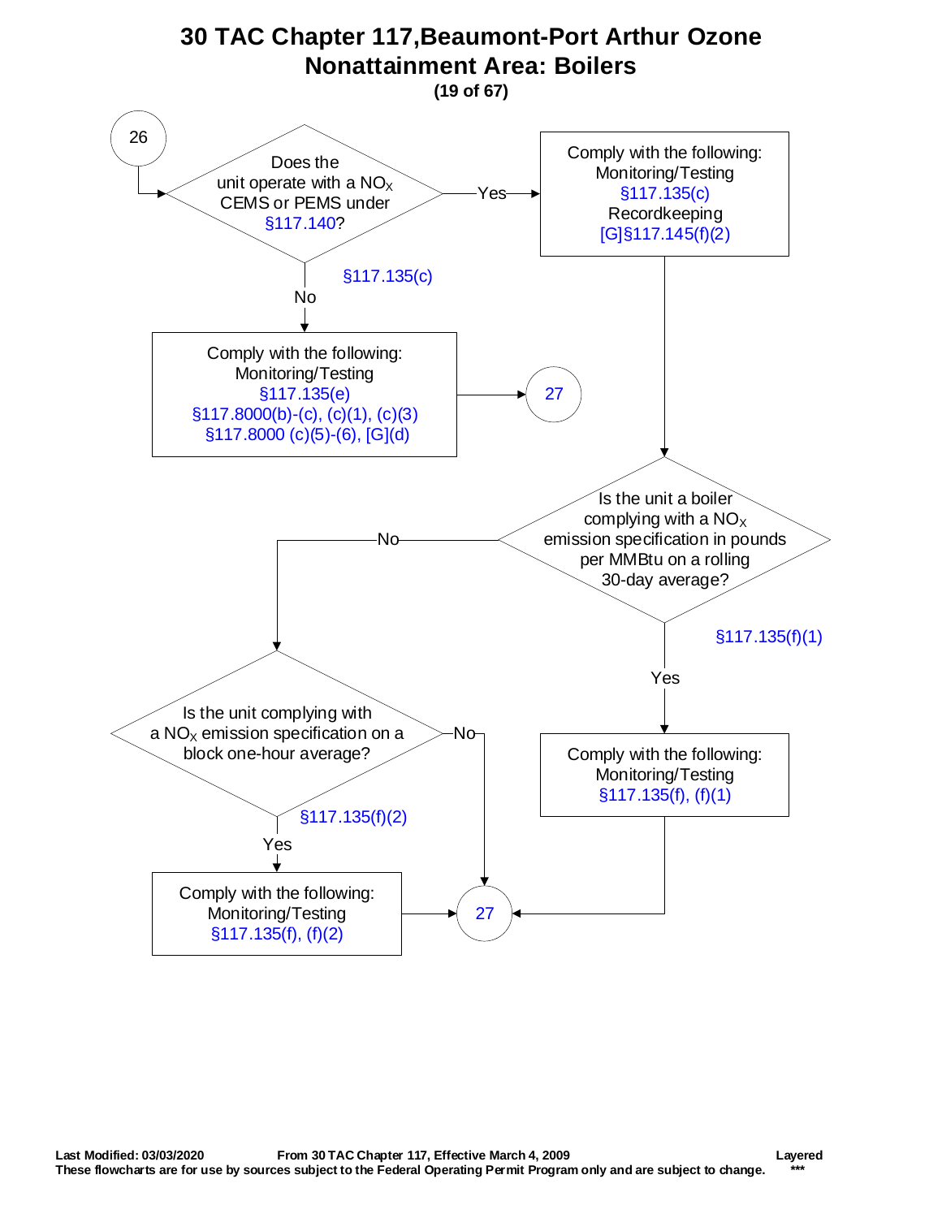# 30 TAC Chapter 117,Beaumont-Port Arthur Ozone Nonattainment Area: Boilers

**(19 of 67)**

26

Does the unit operate with a $NO_X$ CEMS or PEMS under §117.140?

§117.135(c)

- **Yes** → Comply with the following:
  Monitoring/Testing
  §117.135(c)
  Recordkeeping
  [G]§117.145(f)(2)
  → Is the unit a boiler complying with a $NO_X$ emission specification in pounds per MMBtu on a rolling 30-day average?

  §117.135(f)(1)

  - **Yes** → Comply with the following:
    Monitoring/Testing
    §117.135(f), (f)(1)
    → 27
  - **No** → Is the unit complying with a $NO_X$ emission specification on a block one-hour average?

    §117.135(f)(2)

    - **Yes** → Comply with the following:
      Monitoring/Testing
      §117.135(f), (f)(2)
      → 27
    - **No** → 27
- **No** → Comply with the following:
  Monitoring/Testing
  §117.135(e)
  §117.8000(b)-(c), (c)(1), (c)(3)
  §117.8000 (c)(5)-(6), [G](d)
  → 27

**Last Modified: 03/03/2020** **From 30 TAC Chapter 117, Effective March 4, 2009** **Layered**

**These flowcharts are for use by sources subject to the Federal Operating Permit Program only and are subject to change.** **\*\*\***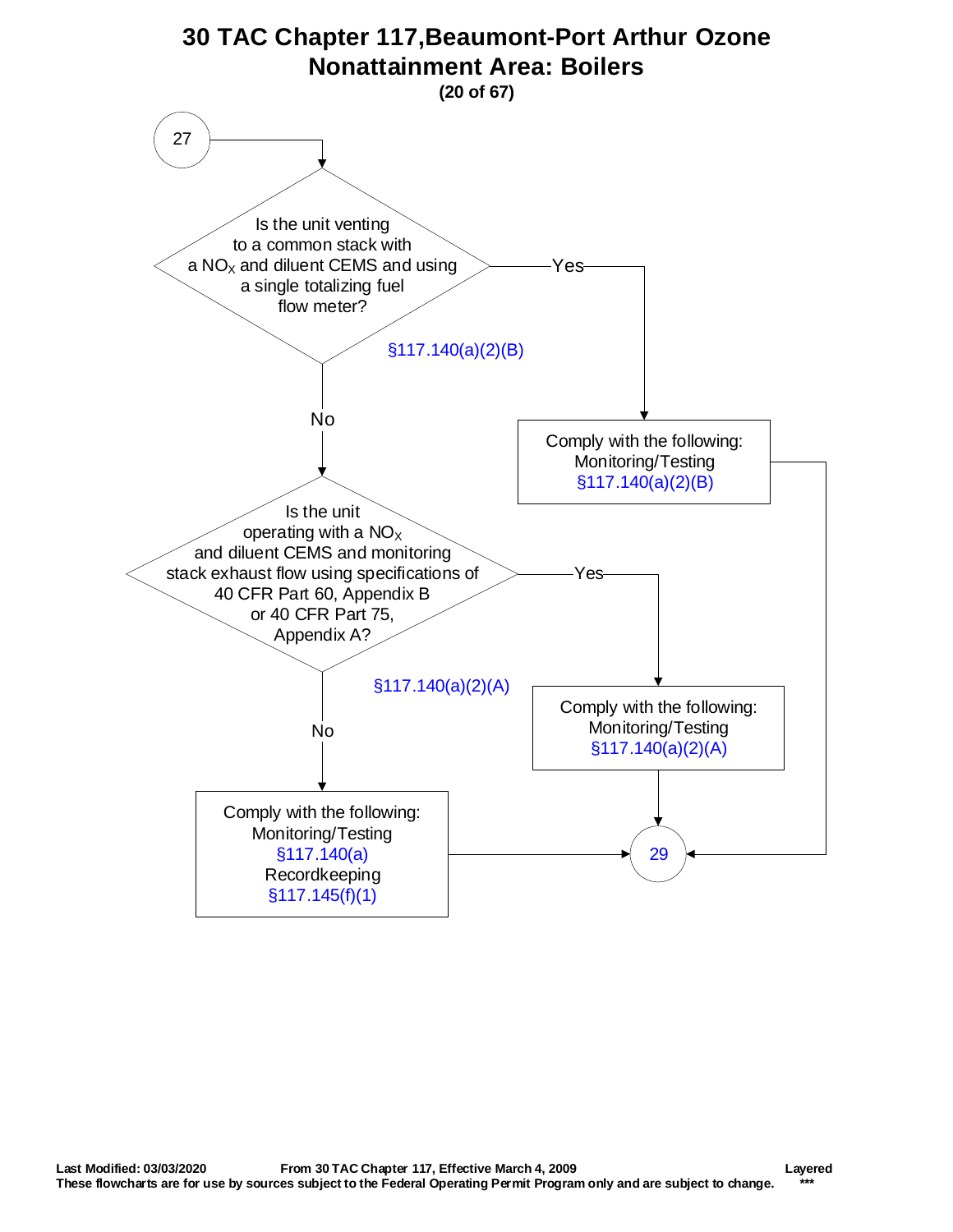# 30 TAC Chapter 117,Beaumont-Port Arthur Ozone Nonattainment Area: Boilers

**(20 of 67)**

27

Is the unit venting to a common stack with a $NO_X$ and diluent CEMS and using a single totalizing fuel flow meter?

§117.140(a)(2)(B)

- Yes → Comply with the following: Monitoring/Testing §117.140(a)(2)(B) → 29
- No ↓

Is the unit operating with a $NO_X$ and diluent CEMS and monitoring stack exhaust flow using specifications of 40 CFR Part 60, Appendix B or 40 CFR Part 75, Appendix A?

§117.140(a)(2)(A)

- Yes → Comply with the following: Monitoring/Testing §117.140(a)(2)(A) → 29
- No → Comply with the following: Monitoring/Testing §117.140(a) Recordkeeping §117.145(f)(1) → 29

**Last Modified: 03/03/2020** **From 30 TAC Chapter 117, Effective March 4, 2009** **Layered**

**These flowcharts are for use by sources subject to the Federal Operating Permit Program only and are subject to change.** **\*\*\***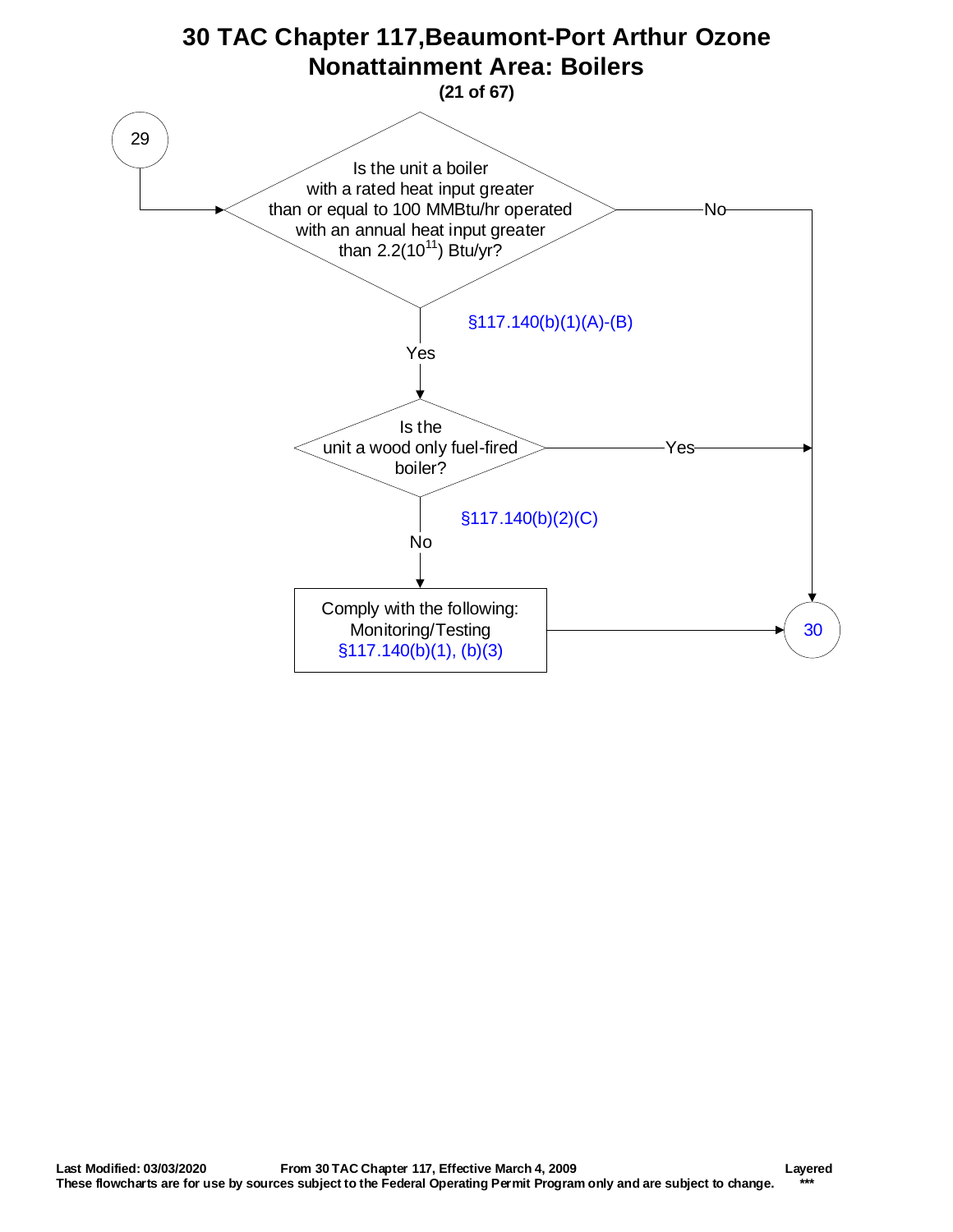# 30 TAC Chapter 117,Beaumont-Port Arthur Ozone Nonattainment Area: Boilers

**(21 of 67)**

29

Is the unit a boiler with a rated heat input greater than or equal to 100 MMBtu/hr operated with an annual heat input greater than 2.2($10^{11}$) Btu/yr?

§117.140(b)(1)(A)-(B)

- No → 30
- Yes ↓

Is the unit a wood only fuel-fired boiler?

§117.140(b)(2)(C)

- Yes → 30
- No ↓

Comply with the following:
Monitoring/Testing
§117.140(b)(1), (b)(3)

→ 30

**Last Modified: 03/03/2020** **From 30 TAC Chapter 117, Effective March 4, 2009** **Layered**
**These flowcharts are for use by sources subject to the Federal Operating Permit Program only and are subject to change.** ***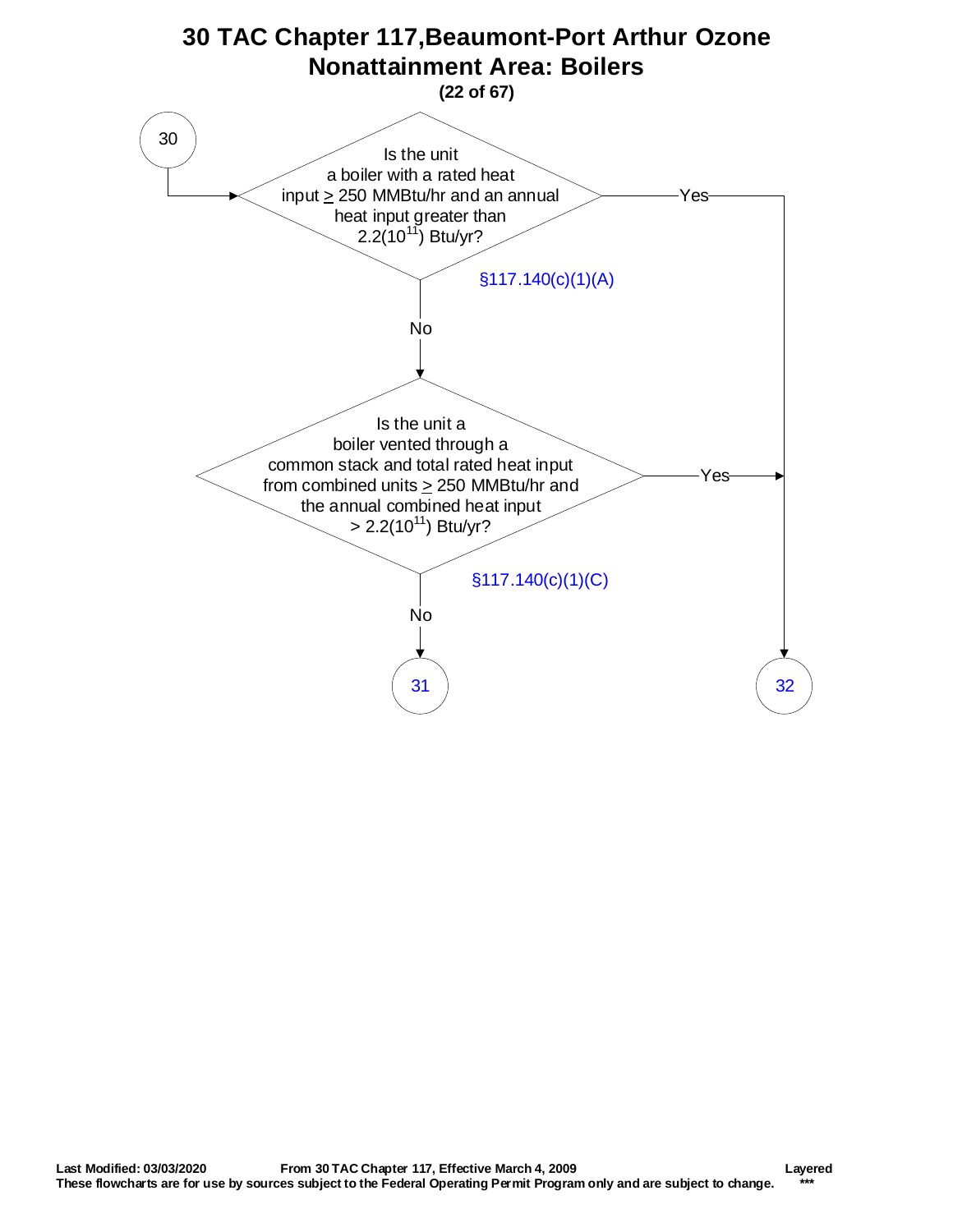# 30 TAC Chapter 117,Beaumont-Port Arthur Ozone Nonattainment Area: Boilers

**(22 of 67)**

30

Is the unit a boiler with a rated heat input ≥ 250 MMBtu/hr and an annual heat input greater than $2.2(10^{11})$ Btu/yr?

§117.140(c)(1)(A)

- Yes → 32
- No → next question

Is the unit a boiler vented through a common stack and total rated heat input from combined units ≥ 250 MMBtu/hr and the annual combined heat input > $2.2(10^{11})$ Btu/yr?

§117.140(c)(1)(C)

- Yes → 32
- No → 31

31

32

**Last Modified: 03/03/2020** **From 30 TAC Chapter 117, Effective March 4, 2009** **Layered**

**These flowcharts are for use by sources subject to the Federal Operating Permit Program only and are subject to change.** **\*\*\***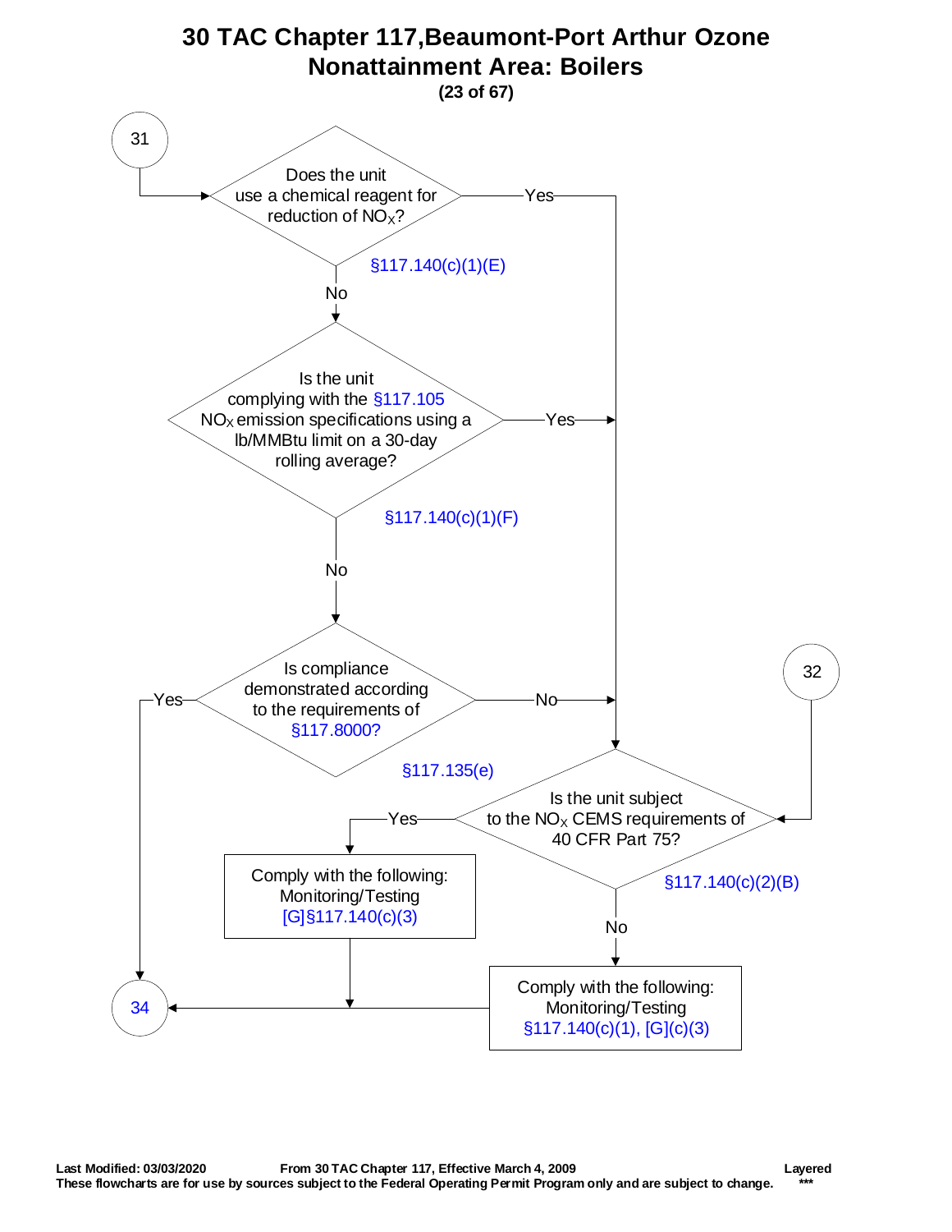# 30 TAC Chapter 117,Beaumont-Port Arthur Ozone Nonattainment Area: Boilers

**(23 of 67)**

31

Does the unit use a chemical reagent for reduction of $NO_X$?
§117.140(c)(1)(E)
- Yes → Is the unit subject to the $NO_X$ CEMS requirements of 40 CFR Part 75?
- No → Is the unit complying with the §117.105 $NO_X$ emission specifications using a lb/MMBtu limit on a 30-day rolling average?

Is the unit complying with the §117.105 $NO_X$ emission specifications using a lb/MMBtu limit on a 30-day rolling average?
§117.140(c)(1)(F)
- Yes → Is the unit subject to the $NO_X$ CEMS requirements of 40 CFR Part 75?
- No → Is compliance demonstrated according to the requirements of §117.8000?

Is compliance demonstrated according to the requirements of §117.8000?
§117.135(e)
- Yes → 34
- No → Is the unit subject to the $NO_X$ CEMS requirements of 40 CFR Part 75?

32 → Is the unit subject to the $NO_X$ CEMS requirements of 40 CFR Part 75?

Is the unit subject to the $NO_X$ CEMS requirements of 40 CFR Part 75?
§117.140(c)(2)(B)
- Yes → Comply with the following: Monitoring/Testing [G]§117.140(c)(3) → 34
- No → Comply with the following: Monitoring/Testing §117.140(c)(1), [G](c)(3) → 34

Last Modified: 03/03/2020 From 30 TAC Chapter 117, Effective March 4, 2009 Layered
These flowcharts are for use by sources subject to the Federal Operating Permit Program only and are subject to change. ***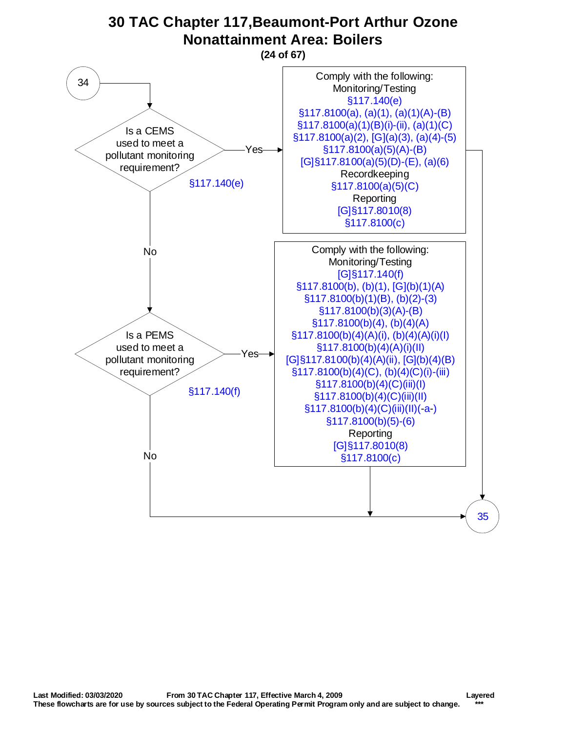# 30 TAC Chapter 117,Beaumont-Port Arthur Ozone Nonattainment Area: Boilers

**(24 of 67)**

**34**

**Is a CEMS used to meet a pollutant monitoring requirement?** §117.140(e)

- **Yes** → Comply with the following:

  Monitoring/Testing
  - §117.140(e)
  - §117.8100(a), (a)(1), (a)(1)(A)-(B)
  - §117.8100(a)(1)(B)(i)-(ii), (a)(1)(C)
  - §117.8100(a)(2), [G](a)(3), (a)(4)-(5)
  - §117.8100(a)(5)(A)-(B)
  - [G]§117.8100(a)(5)(D)-(E), (a)(6)

  Recordkeeping
  - §117.8100(a)(5)(C)

  Reporting
  - [G]§117.8010(8)
  - §117.8100(c)

  → Go to **35**

- **No** → **Is a PEMS used to meet a pollutant monitoring requirement?** §117.140(f)

  - **Yes** → Comply with the following:

    Monitoring/Testing
    - [G]§117.140(f)
    - §117.8100(b), (b)(1), [G](b)(1)(A)
    - §117.8100(b)(1)(B), (b)(2)-(3)
    - §117.8100(b)(3)(A)-(B)
    - §117.8100(b)(4), (b)(4)(A)
    - §117.8100(b)(4)(A)(i), (b)(4)(A)(i)(I)
    - §117.8100(b)(4)(A)(i)(II)
    - [G]§117.8100(b)(4)(A)(ii), [G](b)(4)(B)
    - §117.8100(b)(4)(C), (b)(4)(C)(i)-(iii)
    - §117.8100(b)(4)(C)(iii)(I)
    - §117.8100(b)(4)(C)(iii)(II)
    - §117.8100(b)(4)(C)(iii)(II)(-a-)
    - §117.8100(b)(5)-(6)

    Reporting
    - [G]§117.8010(8)
    - §117.8100(c)

    → Go to **35**

  - **No** → Go to **35**

**Last Modified: 03/03/2020** **From 30 TAC Chapter 117, Effective March 4, 2009** **Layered**

**These flowcharts are for use by sources subject to the Federal Operating Permit Program only and are subject to change.** ***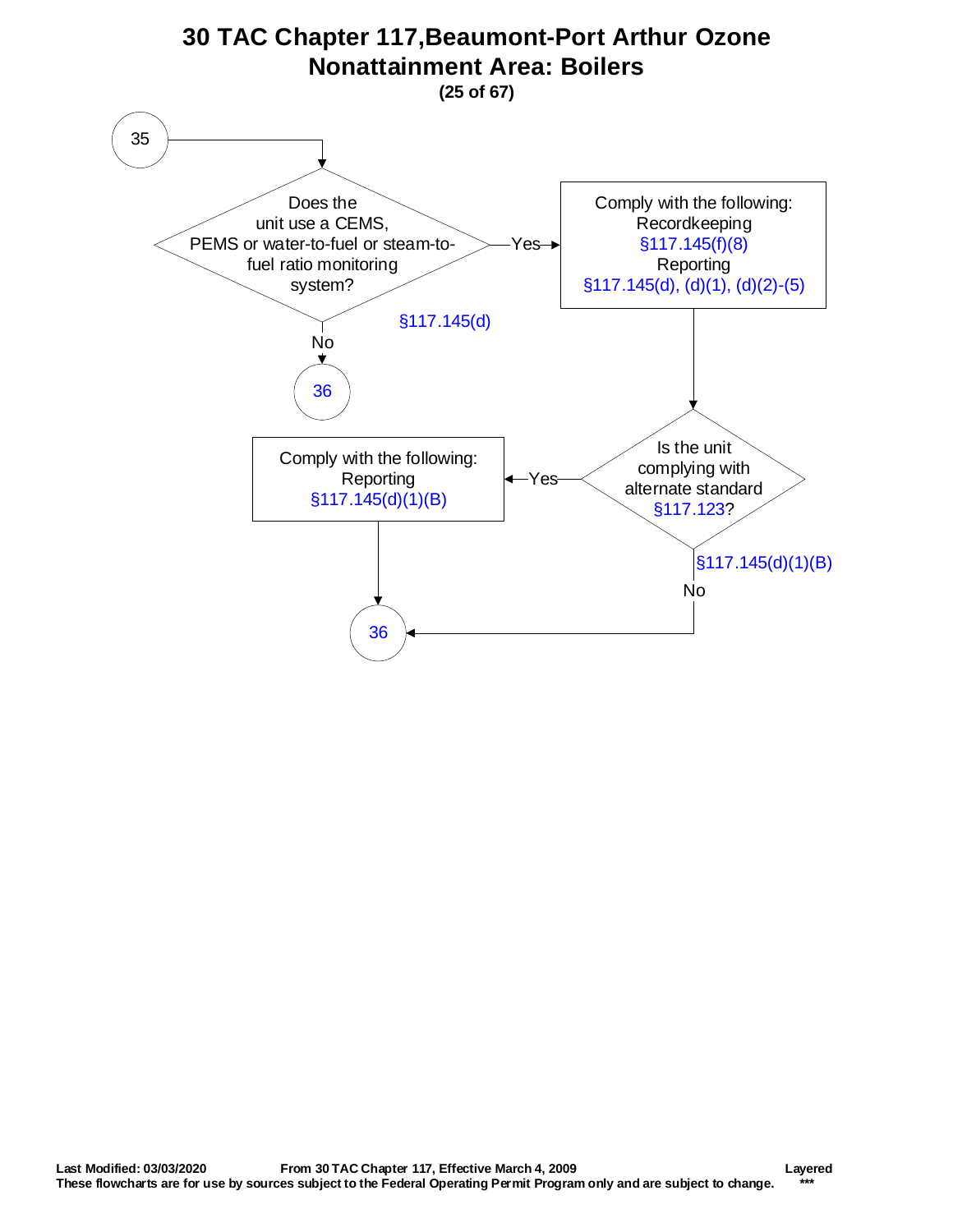# 30 TAC Chapter 117,Beaumont-Port Arthur Ozone Nonattainment Area: Boilers

**(25 of 67)**

35

Does the unit use a CEMS, PEMS or water-to-fuel or steam-to-fuel ratio monitoring system?

§117.145(d)

- Yes → Comply with the following:
  Recordkeeping
  §117.145(f)(8)
  Reporting
  §117.145(d), (d)(1), (d)(2)-(5)
- No → 36

Is the unit complying with alternate standard §117.123?

§117.145(d)(1)(B)

- Yes → Comply with the following:
  Reporting
  §117.145(d)(1)(B)
  → 36
- No → 36

**Last Modified: 03/03/2020** **From 30 TAC Chapter 117, Effective March 4, 2009** **Layered**

**These flowcharts are for use by sources subject to the Federal Operating Permit Program only and are subject to change.** **\*\*\***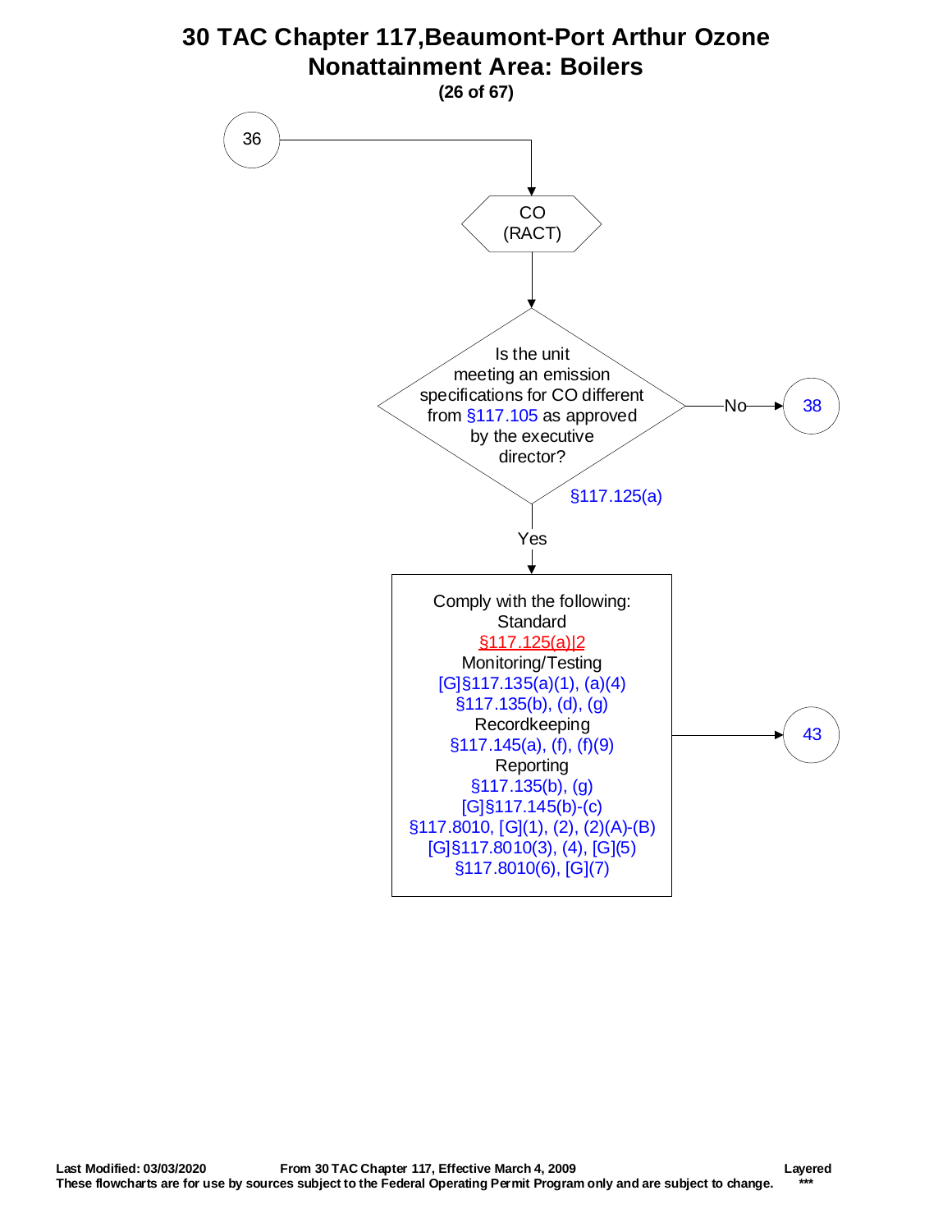# 30 TAC Chapter 117,Beaumont-Port Arthur Ozone Nonattainment Area: Boilers

**(26 of 67)**

36

CO (RACT)

Is the unit meeting an emission specifications for CO different from §117.105 as approved by the executive director?

§117.125(a)

No → 38

Yes

Comply with the following:

Standard
§117.125(a)|2

Monitoring/Testing
[G]§117.135(a)(1), (a)(4)
§117.135(b), (d), (g)

Recordkeeping
§117.145(a), (f), (f)(9)

Reporting
§117.135(b), (g)
[G]§117.145(b)-(c)
§117.8010, [G](1), (2), (2)(A)-(B)
[G]§117.8010(3), (4), [G](5)
§117.8010(6), [G](7)

→ 43

**Last Modified: 03/03/2020** **From 30 TAC Chapter 117, Effective March 4, 2009** **Layered**

**These flowcharts are for use by sources subject to the Federal Operating Permit Program only and are subject to change.** **\*\*\***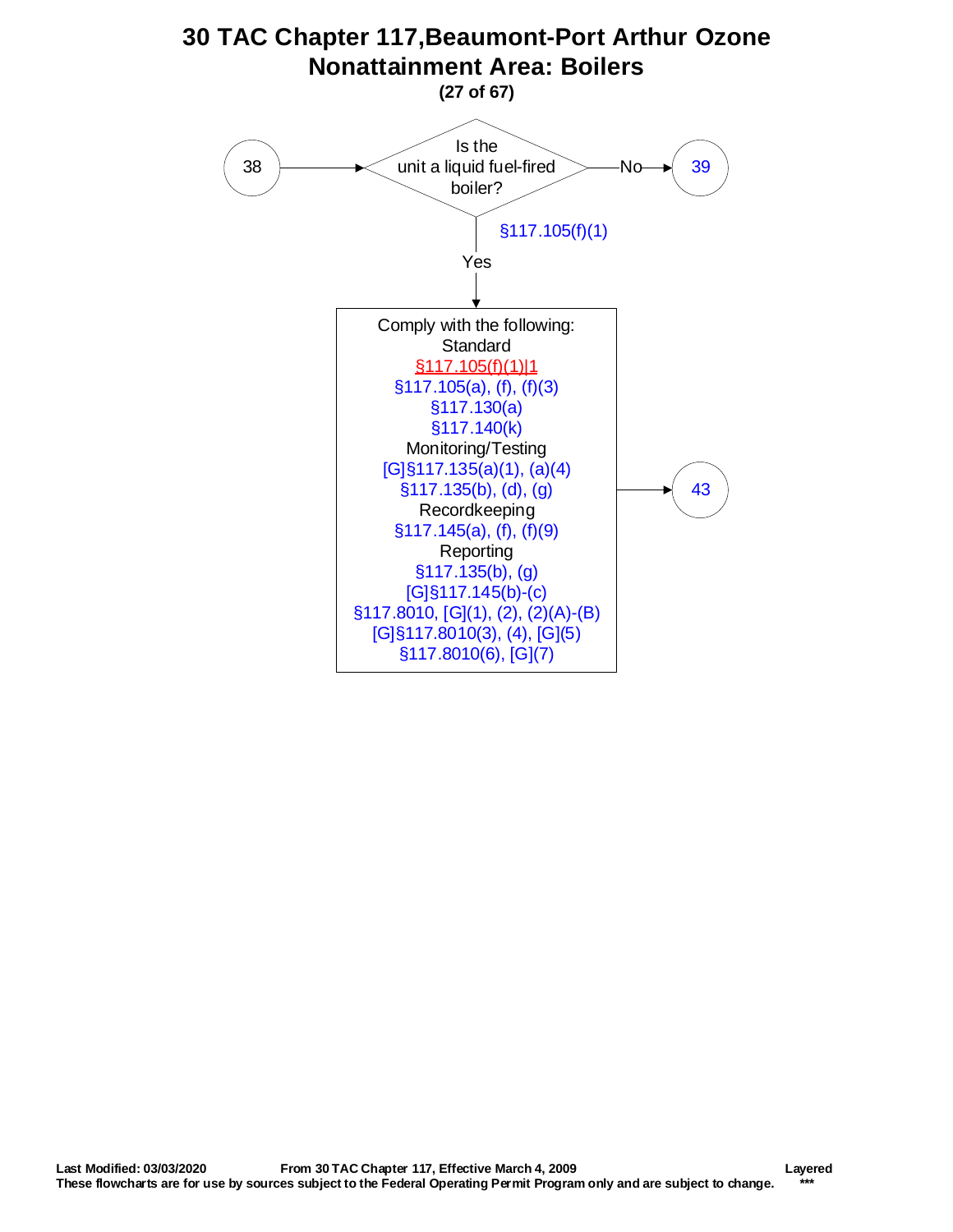# 30 TAC Chapter 117,Beaumont-Port Arthur Ozone Nonattainment Area: Boilers

**(27 of 67)**

38 → Is the unit a liquid fuel-fired boiler? §117.105(f)(1)

- No → 39
- Yes → Comply with the following:

Standard
§117.105(f)(1)|1
§117.105(a), (f), (f)(3)
§117.130(a)
§117.140(k)

Monitoring/Testing
[G]§117.135(a)(1), (a)(4)
§117.135(b), (d), (g)

Recordkeeping
§117.145(a), (f), (f)(9)

Reporting
§117.135(b), (g)
[G]§117.145(b)-(c)
§117.8010, [G](1), (2), (2)(A)-(B)
[G]§117.8010(3), (4), [G](5)
§117.8010(6), [G](7)

→ 43

**Last Modified: 03/03/2020** **From 30 TAC Chapter 117, Effective March 4, 2009** **Layered**
**These flowcharts are for use by sources subject to the Federal Operating Permit Program only and are subject to change.** ***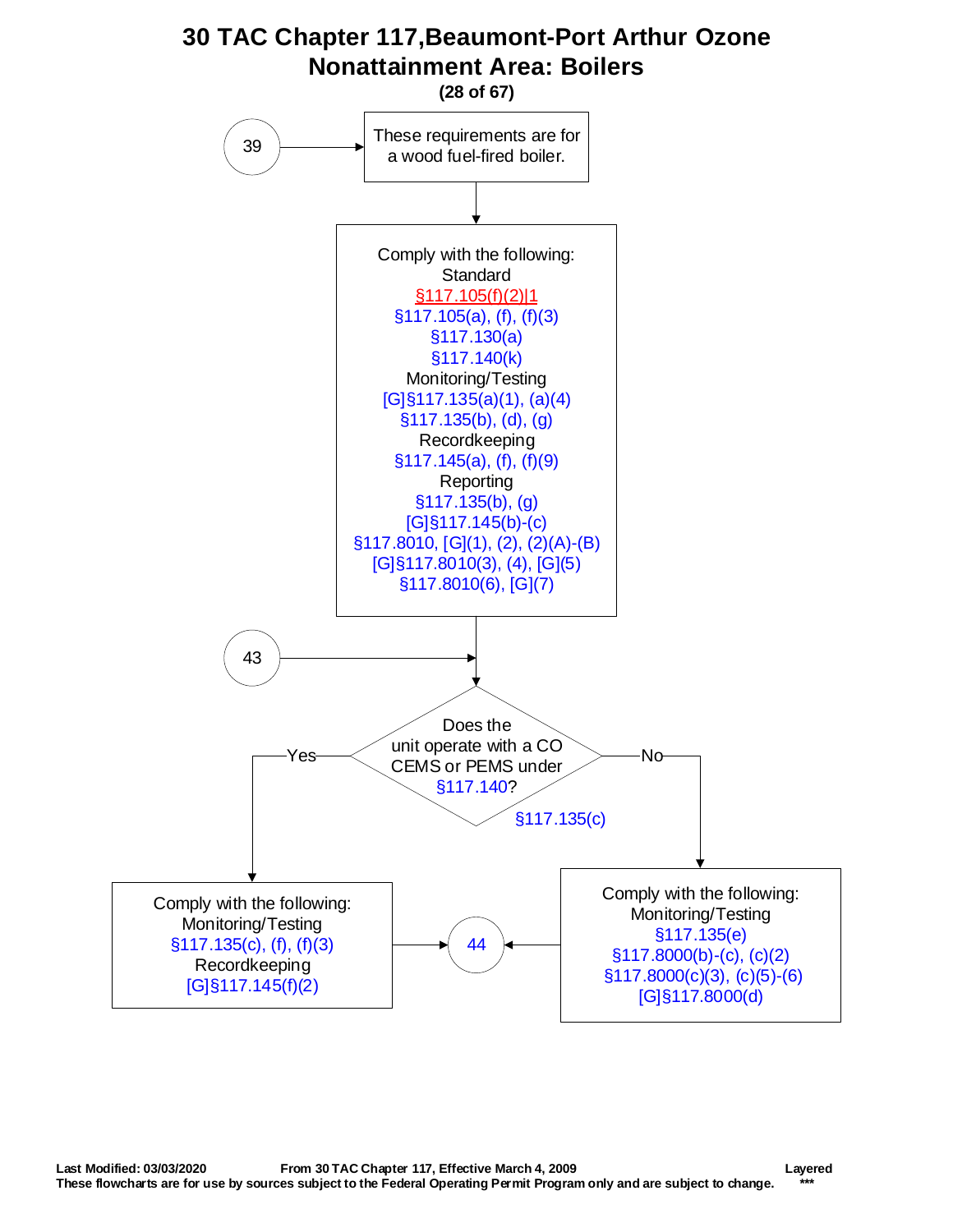# 30 TAC Chapter 117,Beaumont-Port Arthur Ozone Nonattainment Area: Boilers

39 → These requirements are for a wood fuel-fired boiler.

Comply with the following:

Standard
§117.105(f)(2)|1
§117.105(a), (f), (f)(3)
§117.130(a)
§117.140(k)

Monitoring/Testing
[G]§117.135(a)(1), (a)(4)
§117.135(b), (d), (g)

Recordkeeping
§117.145(a), (f), (f)(9)

Reporting
§117.135(b), (g)
[G]§117.145(b)-(c)
§117.8010, [G](1), (2), (2)(A)-(B)
[G]§117.8010(3), (4), [G](5)
§117.8010(6), [G](7)

43 →

Does the unit operate with a CO CEMS or PEMS under §117.140?
§117.135(c)

Yes → Comply with the following:

Monitoring/Testing
§117.135(c), (f), (f)(3)

Recordkeeping
[G]§117.145(f)(2)

→ 44

No → Comply with the following:

Monitoring/Testing
§117.135(e)
§117.8000(b)-(c), (c)(2)
§117.8000(c)(3), (c)(5)-(6)
[G]§117.8000(d)

→ 44

Last Modified: 03/03/2020 From 30 TAC Chapter 117, Effective March 4, 2009 Layered
These flowcharts are for use by sources subject to the Federal Operating Permit Program only and are subject to change. ***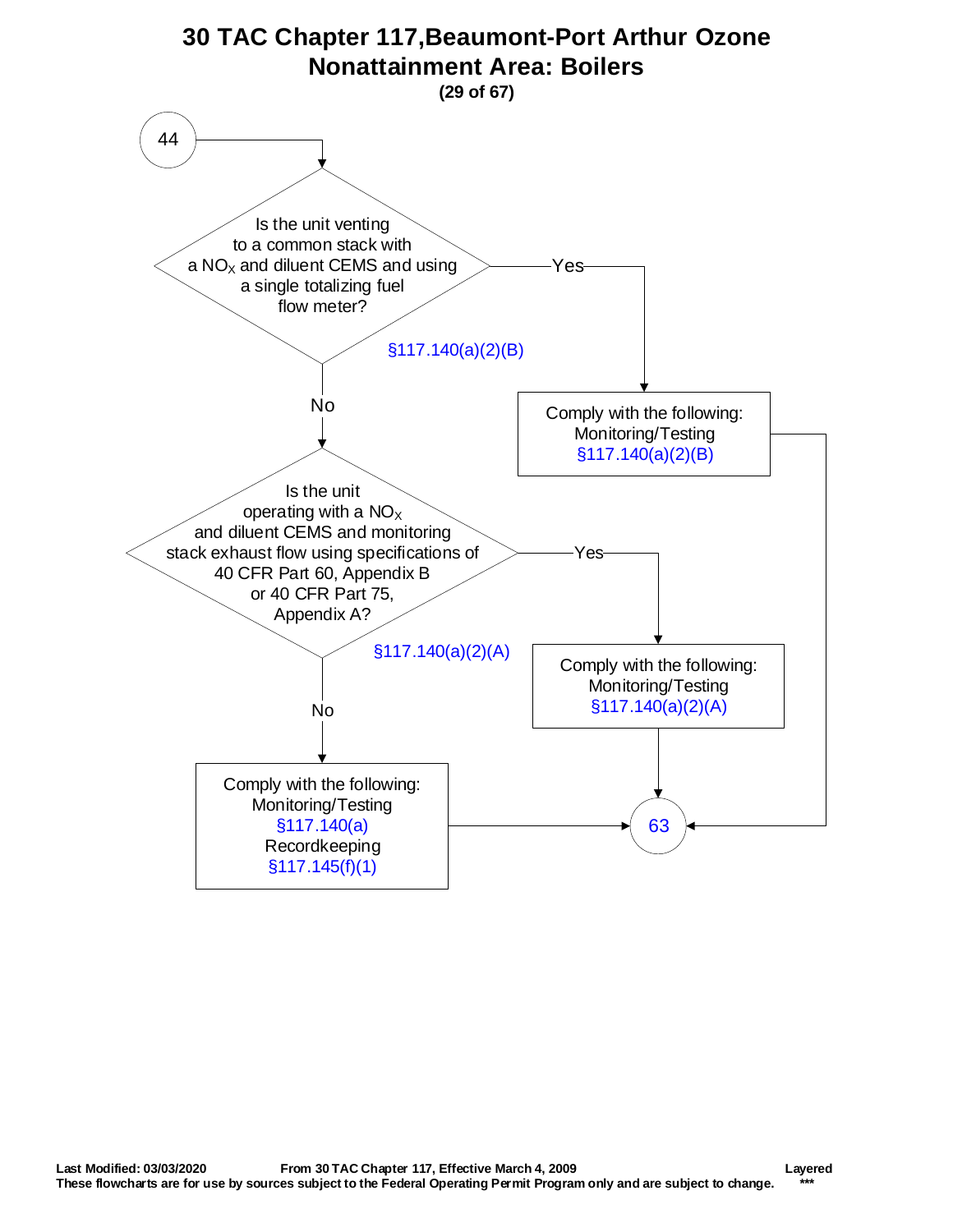# 30 TAC Chapter 117,Beaumont-Port Arthur Ozone Nonattainment Area: Boilers

**(29 of 67)**

44

Is the unit venting to a common stack with a $NO_X$ and diluent CEMS and using a single totalizing fuel flow meter?

§117.140(a)(2)(B)

- Yes → Comply with the following: Monitoring/Testing §117.140(a)(2)(B) → 63
- No → Is the unit operating with a $NO_X$ and diluent CEMS and monitoring stack exhaust flow using specifications of 40 CFR Part 60, Appendix B or 40 CFR Part 75, Appendix A?

§117.140(a)(2)(A)

- Yes → Comply with the following: Monitoring/Testing §117.140(a)(2)(A) → 63
- No → Comply with the following: Monitoring/Testing §117.140(a) Recordkeeping §117.145(f)(1) → 63

Last Modified: 03/03/2020 From 30 TAC Chapter 117, Effective March 4, 2009 Layered

These flowcharts are for use by sources subject to the Federal Operating Permit Program only and are subject to change. ***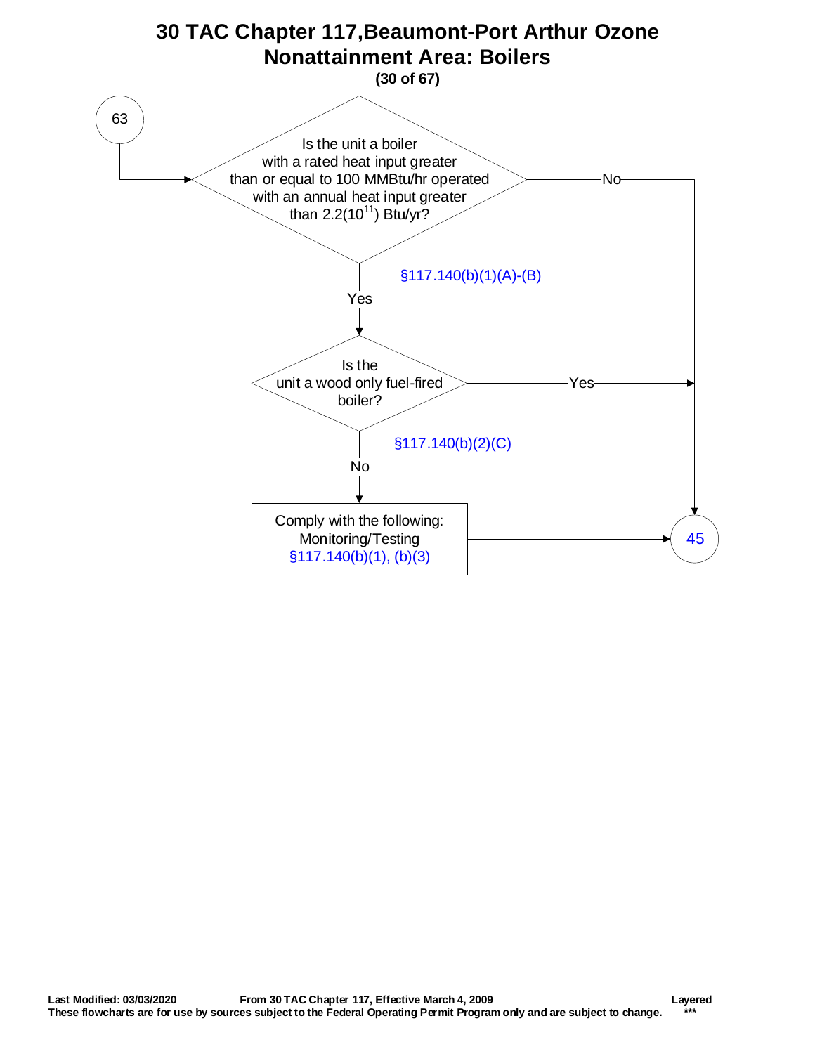# 30 TAC Chapter 117,Beaumont-Port Arthur Ozone Nonattainment Area: Boilers

**(30 of 67)**

63 → **Is the unit a boiler with a rated heat input greater than or equal to 100 MMBtu/hr operated with an annual heat input greater than $2.2(10^{11})$ Btu/yr?** §117.140(b)(1)(A)-(B)

- No → 45
- Yes → **Is the unit a wood only fuel-fired boiler?** §117.140(b)(2)(C)
  - Yes → 45
  - No → Comply with the following: Monitoring/Testing §117.140(b)(1), (b)(3) → 45

Last Modified: 03/03/2020 From 30 TAC Chapter 117, Effective March 4, 2009 Layered

These flowcharts are for use by sources subject to the Federal Operating Permit Program only and are subject to change. ***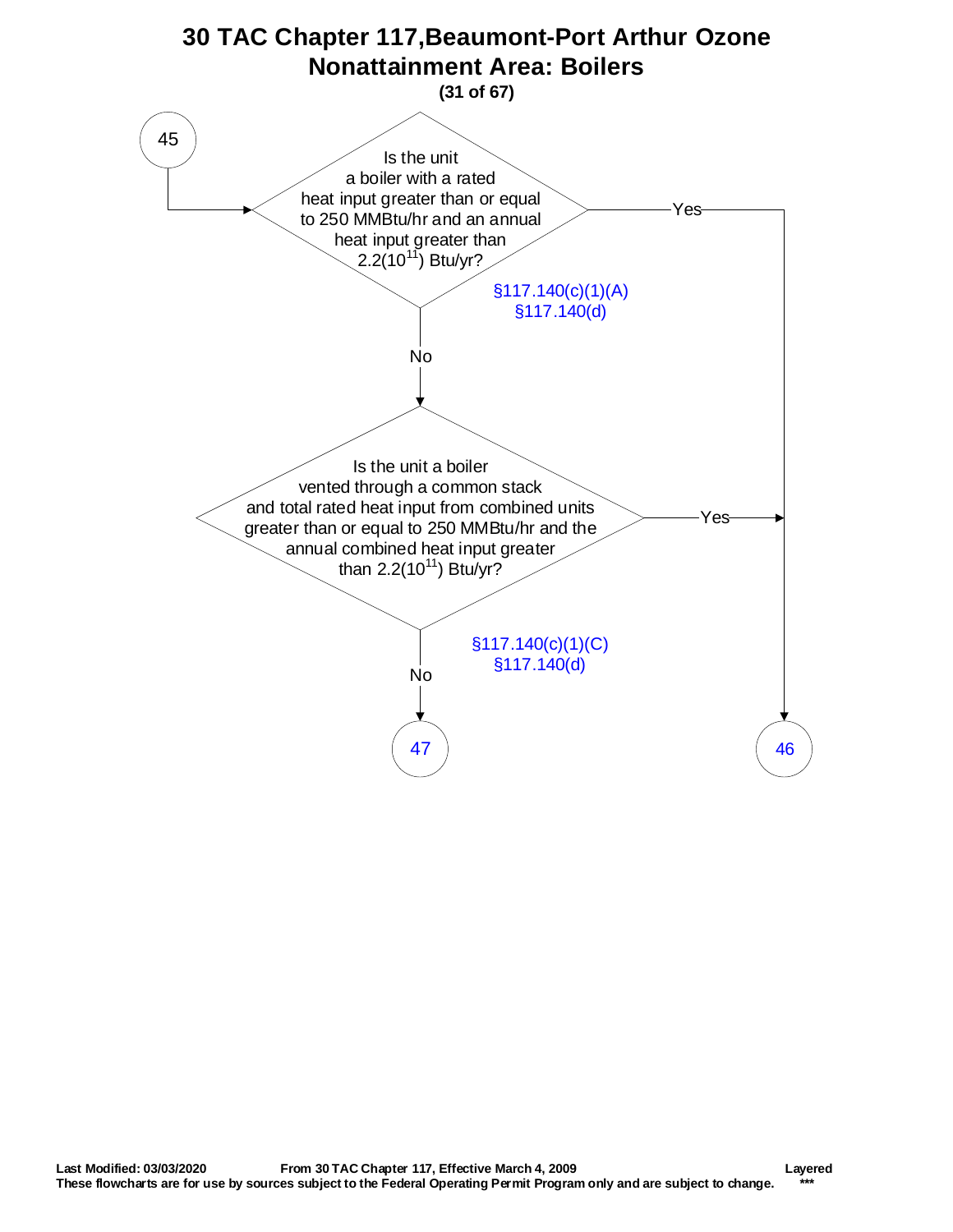# 30 TAC Chapter 117, Beaumont-Port Arthur Ozone Nonattainment Area: Boilers

**(31 of 67)**

**45**

**Is the unit a boiler with a rated heat input greater than or equal to 250 MMBtu/hr and an annual heat input greater than $2.2(10^{11})$ Btu/yr?**

§117.140(c)(1)(A)
§117.140(d)

- Yes → 46
- No → Is the unit a boiler vented through a common stack and total rated heat input from combined units greater than or equal to 250 MMBtu/hr and the annual combined heat input greater than $2.2(10^{11})$ Btu/yr?

**Is the unit a boiler vented through a common stack and total rated heat input from combined units greater than or equal to 250 MMBtu/hr and the annual combined heat input greater than $2.2(10^{11})$ Btu/yr?**

§117.140(c)(1)(C)
§117.140(d)

- Yes → 46
- No → 47

Last Modified: 03/03/2020 From 30 TAC Chapter 117, Effective March 4, 2009 Layered

These flowcharts are for use by sources subject to the Federal Operating Permit Program only and are subject to change. ***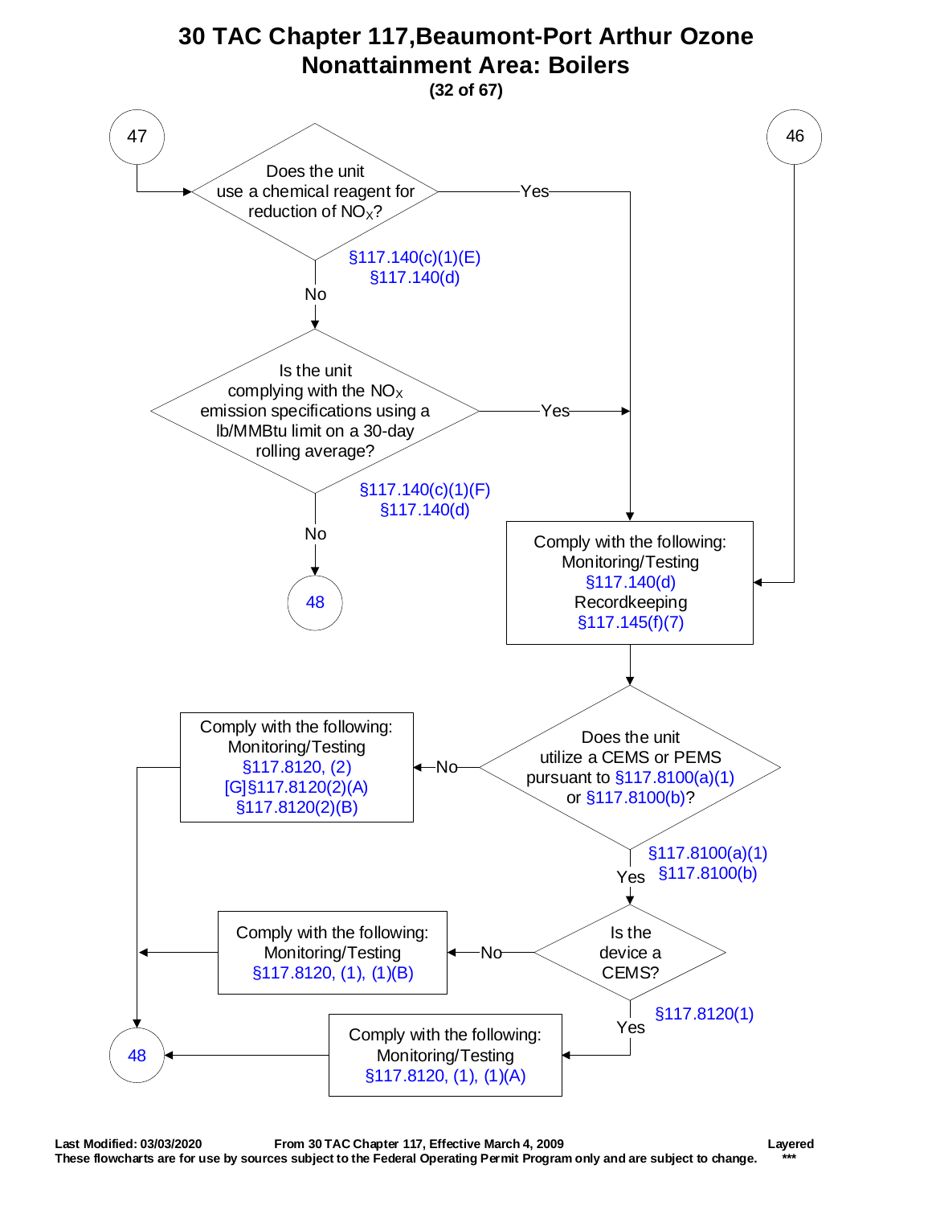# 30 TAC Chapter 117, Beaumont-Port Arthur Ozone Nonattainment Area: Boilers

**(32 of 67)**

**47**

Does the unit use a chemical reagent for reduction of $NO_X$?

§117.140(c)(1)(E)
§117.140(d)

- Yes → Comply with the following: Monitoring/Testing §117.140(d) Recordkeeping §117.145(f)(7)
- No → Is the unit complying with the $NO_X$ emission specifications using a lb/MMBtu limit on a 30-day rolling average?

Is the unit complying with the $NO_X$ emission specifications using a lb/MMBtu limit on a 30-day rolling average?

§117.140(c)(1)(F)
§117.140(d)

- Yes → Comply with the following: Monitoring/Testing §117.140(d) Recordkeeping §117.145(f)(7)
- No → **48**

**46** → Comply with the following: Monitoring/Testing §117.140(d) Recordkeeping §117.145(f)(7)

Comply with the following:
Monitoring/Testing
§117.140(d)
Recordkeeping
§117.145(f)(7)

→ Does the unit utilize a CEMS or PEMS pursuant to §117.8100(a)(1) or §117.8100(b)?

§117.8100(a)(1)
§117.8100(b)

- No → Comply with the following: Monitoring/Testing §117.8120, (2) [G]§117.8120(2)(A) §117.8120(2)(B) → **48**
- Yes → Is the device a CEMS?

Is the device a CEMS?

§117.8120(1)

- No → Comply with the following: Monitoring/Testing §117.8120, (1), (1)(B) → **48**
- Yes → Comply with the following: Monitoring/Testing §117.8120, (1), (1)(A) → **48**

Last Modified: 03/03/2020 From 30 TAC Chapter 117, Effective March 4, 2009 Layered

These flowcharts are for use by sources subject to the Federal Operating Permit Program only and are subject to change. ***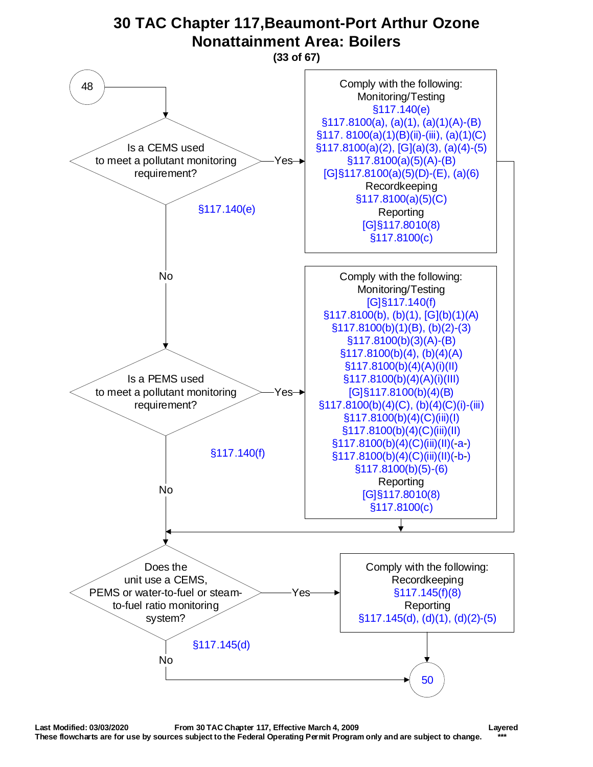# 30 TAC Chapter 117,Beaumont-Port Arthur Ozone Nonattainment Area: Boilers

**(33 of 67)**

48

**Is a CEMS used to meet a pollutant monitoring requirement?** (§117.140(e))

- **Yes** → Comply with the following:
  - Monitoring/Testing
    - §117.140(e)
    - §117.8100(a), (a)(1), (a)(1)(A)-(B)
    - §117. 8100(a)(1)(B)(ii)-(iii), (a)(1)(C)
    - §117.8100(a)(2), [G](a)(3), (a)(4)-(5)
    - §117.8100(a)(5)(A)-(B)
    - [G]§117.8100(a)(5)(D)-(E), (a)(6)
  - Recordkeeping
    - §117.8100(a)(5)(C)
  - Reporting
    - [G]§117.8010(8)
    - §117.8100(c)
  - → Go to "Does the unit use a CEMS, PEMS or water-to-fuel or steam-to-fuel ratio monitoring system?"
- **No** → Go to "Is a PEMS used to meet a pollutant monitoring requirement?"

**Is a PEMS used to meet a pollutant monitoring requirement?** (§117.140(f))

- **Yes** → Comply with the following:
  - Monitoring/Testing
    - [G]§117.140(f)
    - §117.8100(b), (b)(1), [G](b)(1)(A)
    - §117.8100(b)(1)(B), (b)(2)-(3)
    - §117.8100(b)(3)(A)-(B)
    - §117.8100(b)(4), (b)(4)(A)
    - §117.8100(b)(4)(A)(i)(II)
    - §117.8100(b)(4)(A)(i)(III)
    - [G]§117.8100(b)(4)(B)
    - §117.8100(b)(4)(C), (b)(4)(C)(i)-(iii)
    - §117.8100(b)(4)(C)(iii)(I)
    - §117.8100(b)(4)(C)(iii)(II)
    - §117.8100(b)(4)(C)(iii)(II)(-a-)
    - §117.8100(b)(4)(C)(iii)(II)(-b-)
    - §117.8100(b)(5)-(6)
  - Reporting
    - [G]§117.8010(8)
    - §117.8100(c)
  - → Go to "Does the unit use a CEMS, PEMS or water-to-fuel or steam-to-fuel ratio monitoring system?"
- **No** → Go to "Does the unit use a CEMS, PEMS or water-to-fuel or steam-to-fuel ratio monitoring system?"

**Does the unit use a CEMS, PEMS or water-to-fuel or steam-to-fuel ratio monitoring system?** (§117.145(d))

- **Yes** → Comply with the following:
  - Recordkeeping
    - §117.145(f)(8)
  - Reporting
    - §117.145(d), (d)(1), (d)(2)-(5)
  - → 50
- **No** → 50

**Last Modified: 03/03/2020** **From 30 TAC Chapter 117, Effective March 4, 2009** **Layered**

**These flowcharts are for use by sources subject to the Federal Operating Permit Program only and are subject to change.** *****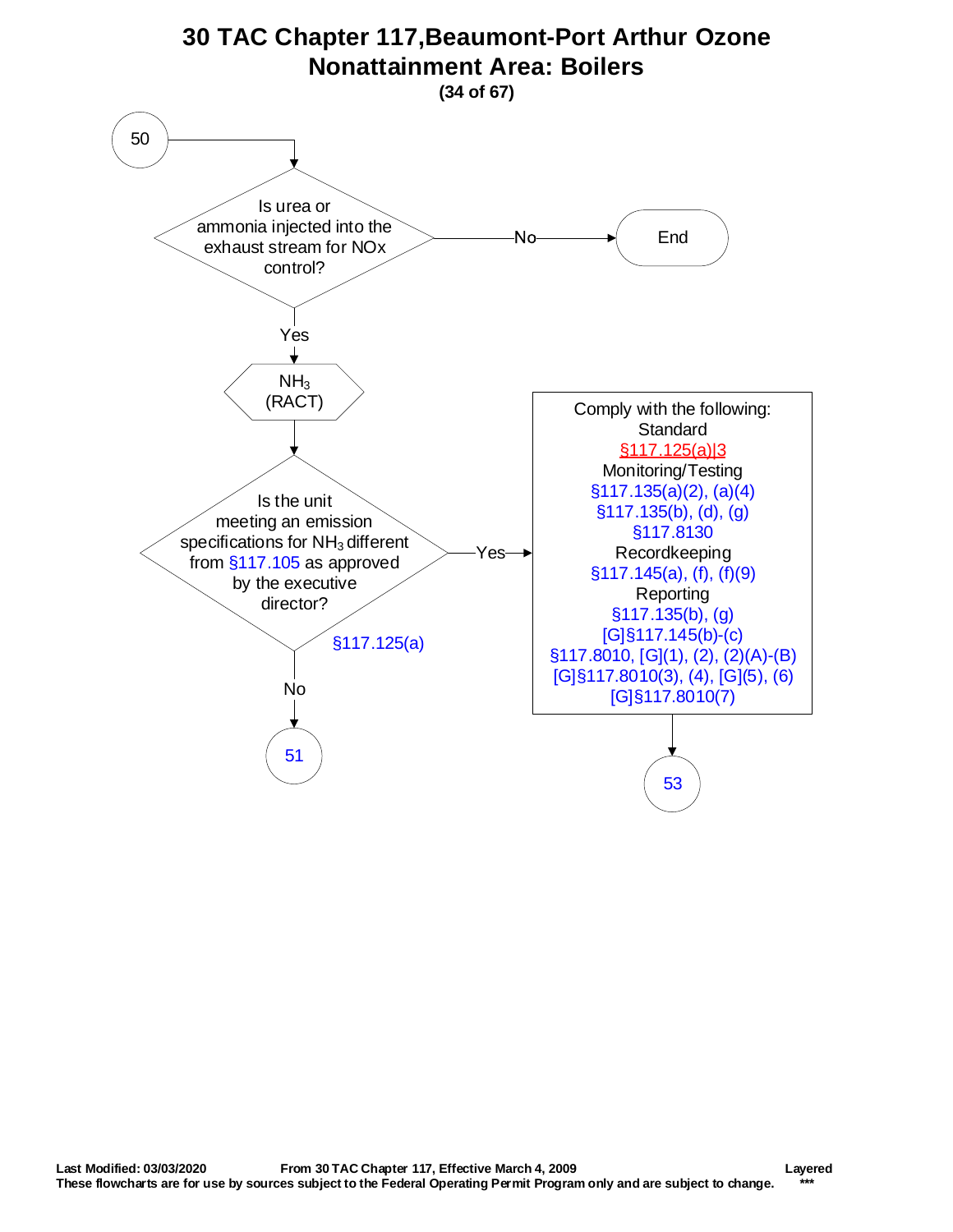# 30 TAC Chapter 117,Beaumont-Port Arthur Ozone Nonattainment Area: Boilers

**(34 of 67)**

50

Is urea or ammonia injected into the exhaust stream for NOx control?

- No → End
- Yes → $NH_3$ (RACT)

Is the unit meeting an emission specifications for $NH_3$ different from §117.105 as approved by the executive director?

§117.125(a)

- No → 51
- Yes → Comply with the following:

Comply with the following:
Standard
§117.125(a)|3
Monitoring/Testing
§117.135(a)(2), (a)(4)
§117.135(b), (d), (g)
§117.8130
Recordkeeping
§117.145(a), (f), (f)(9)
Reporting
§117.135(b), (g)
[G]§117.145(b)-(c)
§117.8010, [G](1), (2), (2)(A)-(B)
[G]§117.8010(3), (4), [G](5), (6)
[G]§117.8010(7)

→ 53

**Last Modified: 03/03/2020** **From 30 TAC Chapter 117, Effective March 4, 2009** **Layered**
**These flowcharts are for use by sources subject to the Federal Operating Permit Program only and are subject to change.** **\*\*\***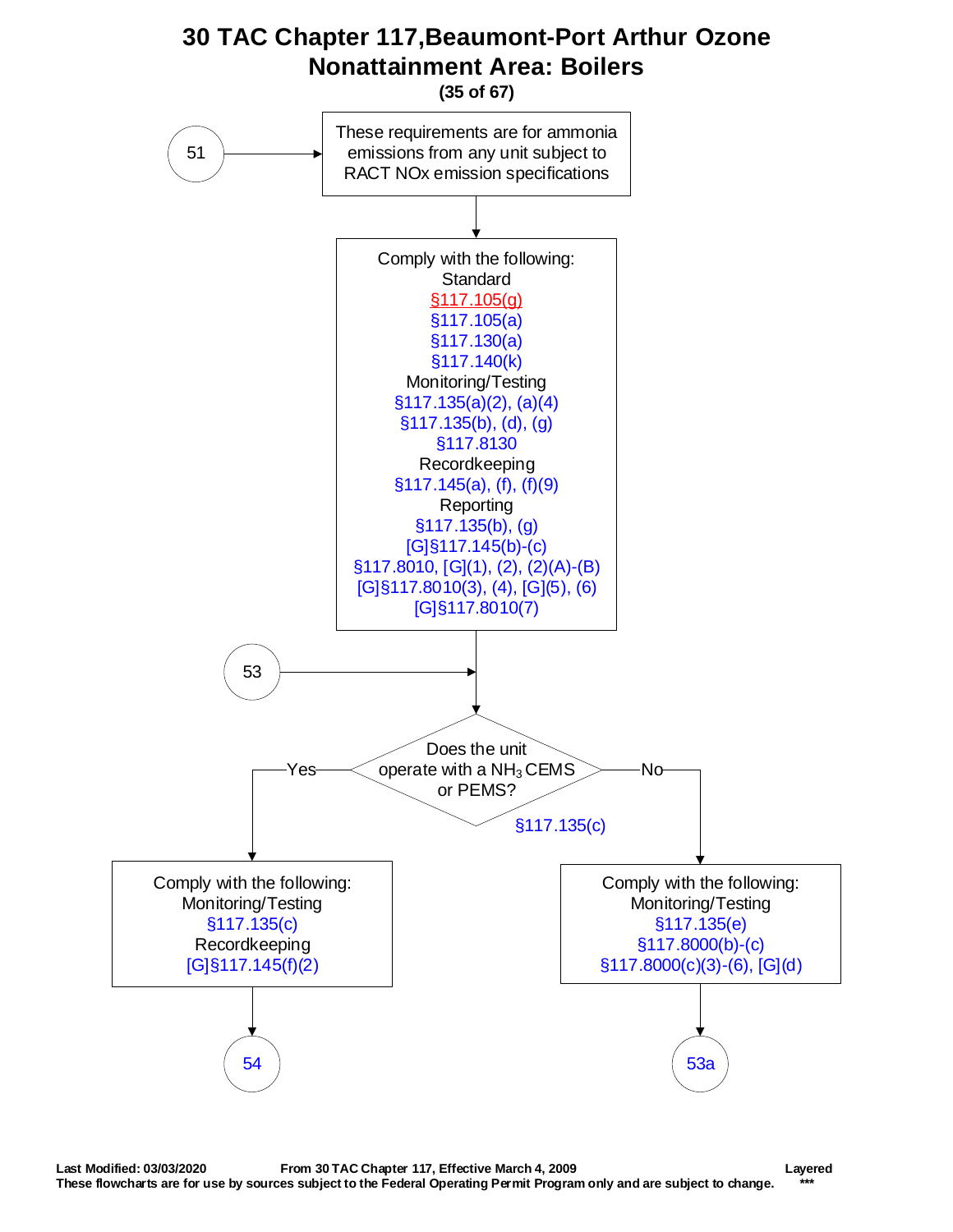# 30 TAC Chapter 117,Beaumont-Port Arthur Ozone Nonattainment Area: Boilers

**(35 of 67)**

51 → These requirements are for ammonia emissions from any unit subject to RACT NOx emission specifications

Comply with the following:

Standard
- §117.105(g)
- §117.105(a)
- §117.130(a)
- §117.140(k)

Monitoring/Testing
- §117.135(a)(2), (a)(4)
- §117.135(b), (d), (g)
- §117.8130

Recordkeeping
- §117.145(a), (f), (f)(9)

Reporting
- §117.135(b), (g)
- [G]§117.145(b)-(c)
- §117.8010, [G](1), (2), (2)(A)-(B)
- [G]§117.8010(3), (4), [G](5), (6)
- [G]§117.8010(7)

53 →

Does the unit operate with a $NH_3$ CEMS or PEMS? §117.135(c)

**Yes:**

Comply with the following:

Monitoring/Testing
- §117.135(c)

Recordkeeping
- [G]§117.145(f)(2)

→ 54

**No:**

Comply with the following:

Monitoring/Testing
- §117.135(e)
- §117.8000(b)-(c)
- §117.8000(c)(3)-(6), [G](d)

→ 53a

Last Modified: 03/03/2020 From 30 TAC Chapter 117, Effective March 4, 2009 Layered

These flowcharts are for use by sources subject to the Federal Operating Permit Program only and are subject to change. ***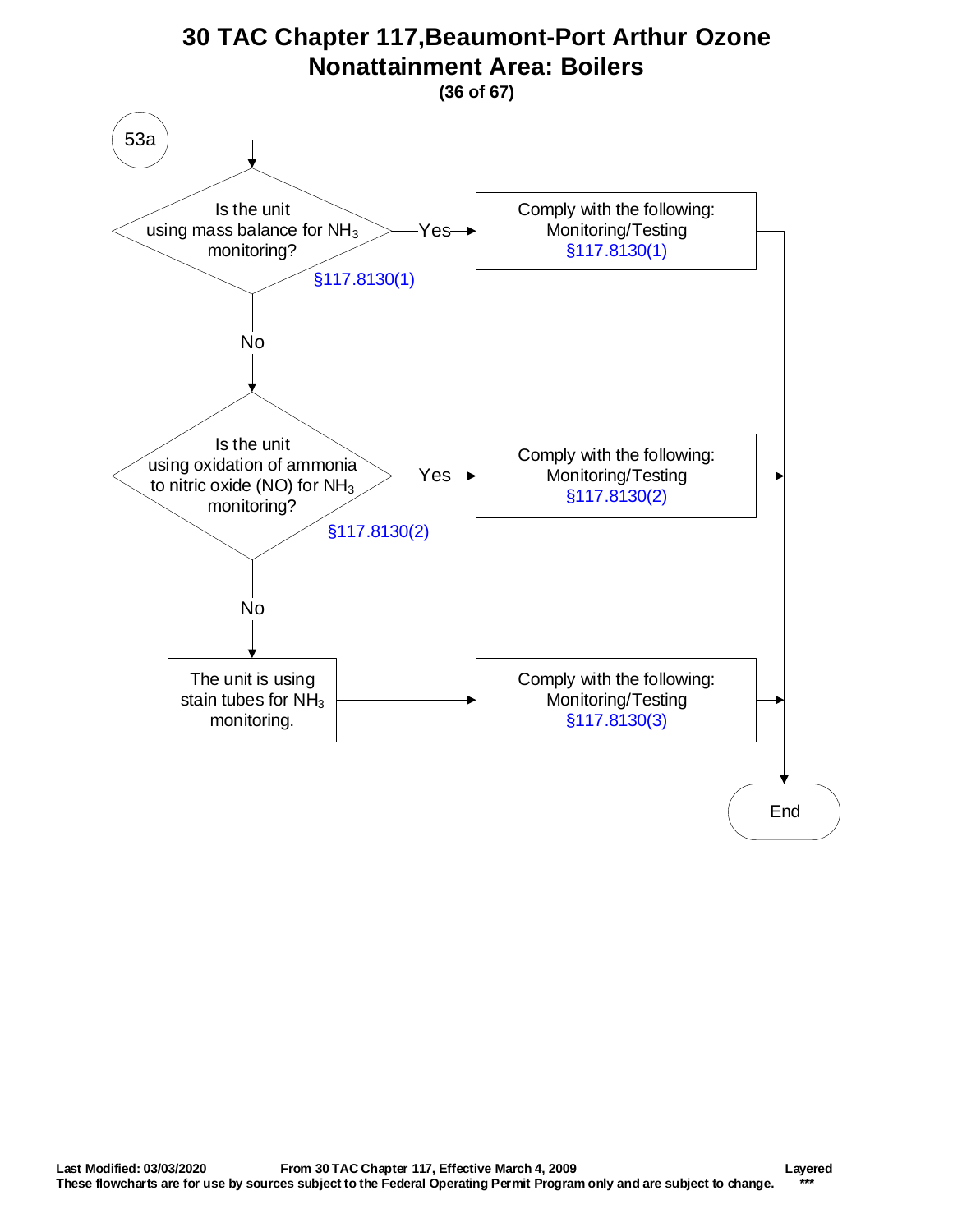# 30 TAC Chapter 117,Beaumont-Port Arthur Ozone Nonattainment Area: Boilers

**(36 of 67)**

53a

Is the unit using mass balance for $NH_3$ monitoring? §117.8130(1)

- Yes → Comply with the following: Monitoring/Testing §117.8130(1) → End
- No ↓

Is the unit using oxidation of ammonia to nitric oxide (NO) for $NH_3$ monitoring? §117.8130(2)

- Yes → Comply with the following: Monitoring/Testing §117.8130(2) → End
- No ↓

The unit is using stain tubes for $NH_3$ monitoring. → Comply with the following: Monitoring/Testing §117.8130(3) → End

End

Last Modified: 03/03/2020 From 30 TAC Chapter 117, Effective March 4, 2009 Layered

These flowcharts are for use by sources subject to the Federal Operating Permit Program only and are subject to change. ***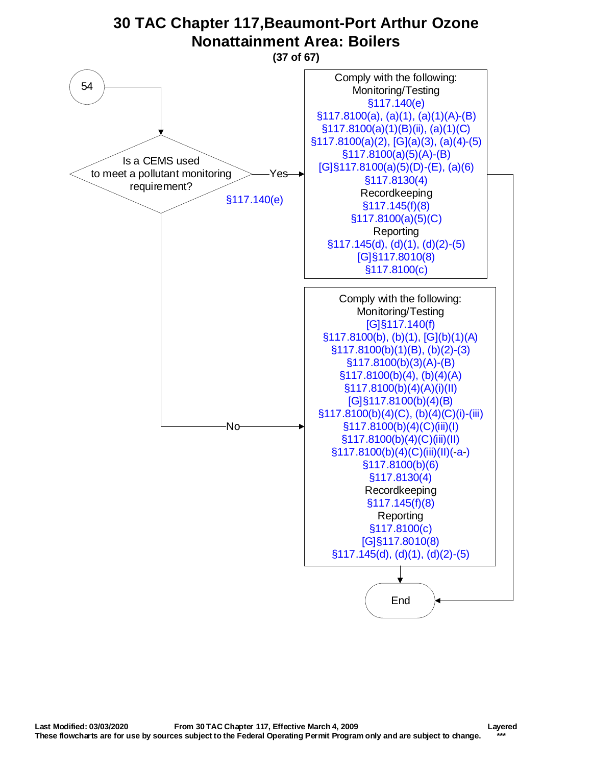# 30 TAC Chapter 117,Beaumont-Port Arthur Ozone Nonattainment Area: Boilers

**(37 of 67)**

54

Is a CEMS used to meet a pollutant monitoring requirement?

§117.140(e)

**Yes →**

Comply with the following:

Monitoring/Testing

§117.140(e)

§117.8100(a), (a)(1), (a)(1)(A)-(B)

§117.8100(a)(1)(B)(ii), (a)(1)(C)

§117.8100(a)(2), [G](a)(3), (a)(4)-(5)

§117.8100(a)(5)(A)-(B)

[G]§117.8100(a)(5)(D)-(E), (a)(6)

§117.8130(4)

Recordkeeping

§117.145(f)(8)

§117.8100(a)(5)(C)

Reporting

§117.145(d), (d)(1), (d)(2)-(5)

[G]§117.8010(8)

§117.8100(c)

→ End

**No →**

Comply with the following:

Monitoring/Testing

[G]§117.140(f)

§117.8100(b), (b)(1), [G](b)(1)(A)

§117.8100(b)(1)(B), (b)(2)-(3)

§117.8100(b)(3)(A)-(B)

§117.8100(b)(4), (b)(4)(A)

§117.8100(b)(4)(A)(i)(II)

[G]§117.8100(b)(4)(B)

§117.8100(b)(4)(C), (b)(4)(C)(i)-(iii)

§117.8100(b)(4)(C)(iii)(I)

§117.8100(b)(4)(C)(iii)(II)

§117.8100(b)(4)(C)(iii)(II)(-a-)

§117.8100(b)(6)

§117.8130(4)

Recordkeeping

§117.145(f)(8)

Reporting

§117.8100(c)

[G]§117.8010(8)

§117.145(d), (d)(1), (d)(2)-(5)

→ End

**Last Modified: 03/03/2020** **From 30 TAC Chapter 117, Effective March 4, 2009** **Layered**

**These flowcharts are for use by sources subject to the Federal Operating Permit Program only and are subject to change.** **\*\*\***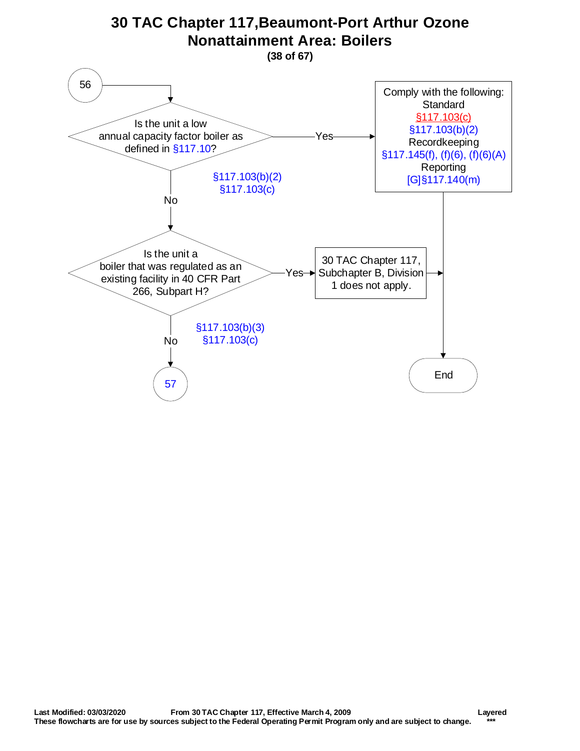# 30 TAC Chapter 117,Beaumont-Port Arthur Ozone Nonattainment Area: Boilers

**(38 of 67)**

56

Is the unit a low annual capacity factor boiler as defined in §117.10?

- **Yes** → Comply with the following:
  - Standard
    - §117.103(c)
    - §117.103(b)(2)
  - Recordkeeping
    - §117.145(f), (f)(6), (f)(6)(A)
  - Reporting
    - [G]§117.140(m)
  - → End
- **No** (§117.103(b)(2), §117.103(c)) → Is the unit a boiler that was regulated as an existing facility in 40 CFR Part 266, Subpart H?
  - **Yes** → 30 TAC Chapter 117, Subchapter B, Division 1 does not apply. → End
  - **No** (§117.103(b)(3), §117.103(c)) → 57

**Last Modified: 03/03/2020** **From 30 TAC Chapter 117, Effective March 4, 2009** **Layered**
**These flowcharts are for use by sources subject to the Federal Operating Permit Program only and are subject to change.** ***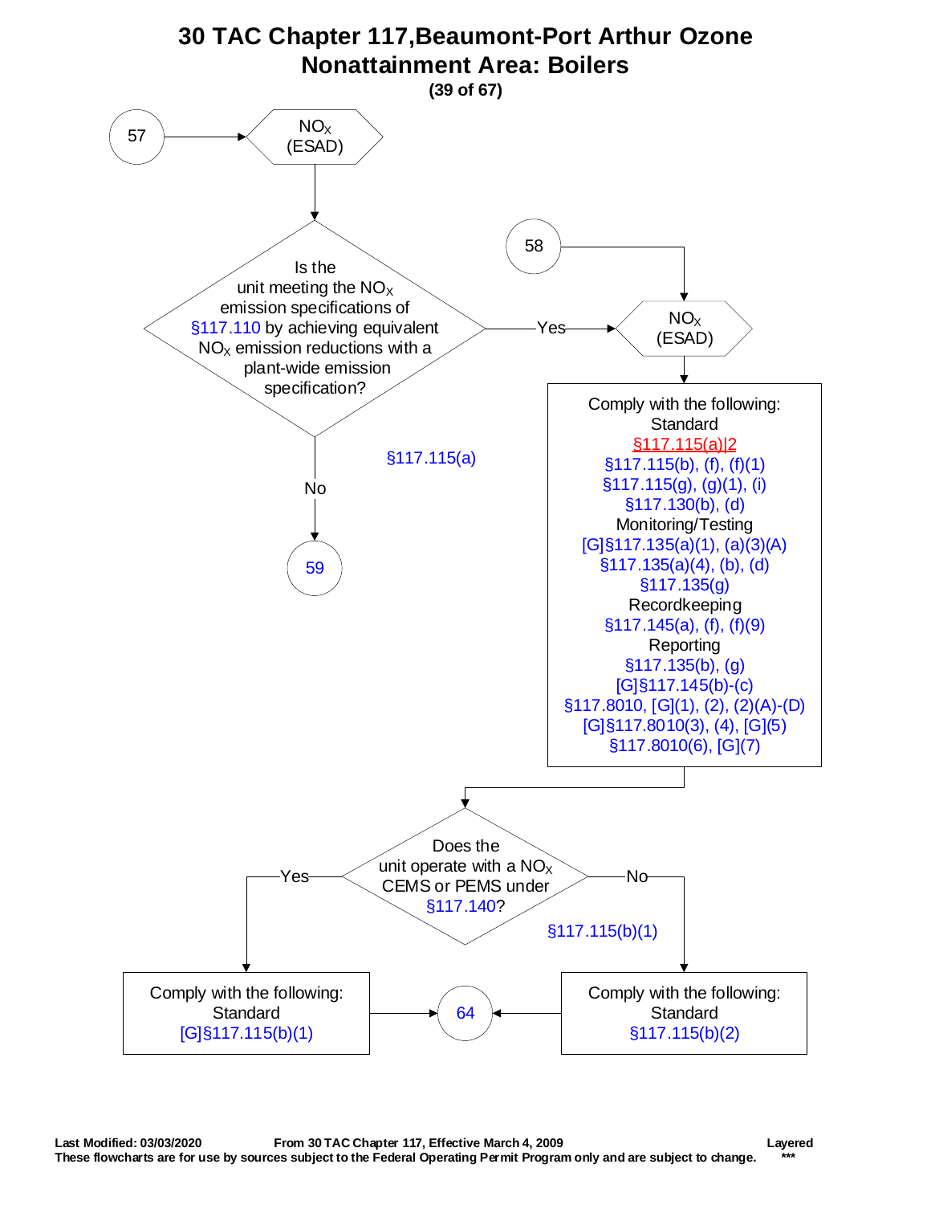# 30 TAC Chapter 117,Beaumont-Port Arthur Ozone Nonattainment Area: Boilers

**(39 of 67)**

57 → $NO_X$ (ESAD)

**Is the unit meeting the $NO_X$ emission specifications of §117.110 by achieving equivalent $NO_X$ emission reductions with a plant-wide emission specification?**

§117.115(a)

- No → 59
- Yes → $NO_X$ (ESAD)

58 → $NO_X$ (ESAD)

**Comply with the following:**

Standard
§117.115(a)|2
§117.115(b), (f), (f)(1)
§117.115(g), (g)(1), (i)
§117.130(b), (d)

Monitoring/Testing
[G]§117.135(a)(1), (a)(3)(A)
§117.135(a)(4), (b), (d)
§117.135(g)

Recordkeeping
§117.145(a), (f), (f)(9)

Reporting
§117.135(b), (g)
[G]§117.145(b)-(c)
§117.8010, [G](1), (2), (2)(A)-(D)
[G]§117.8010(3), (4), [G](5)
§117.8010(6), [G](7)

**Does the unit operate with a $NO_X$ CEMS or PEMS under §117.140?**

§117.115(b)(1)

- Yes → **Comply with the following:** Standard [G]§117.115(b)(1) → 64
- No → **Comply with the following:** Standard §117.115(b)(2) → 64

Last Modified: 03/03/2020 From 30 TAC Chapter 117, Effective March 4, 2009 Layered
These flowcharts are for use by sources subject to the Federal Operating Permit Program only and are subject to change. ***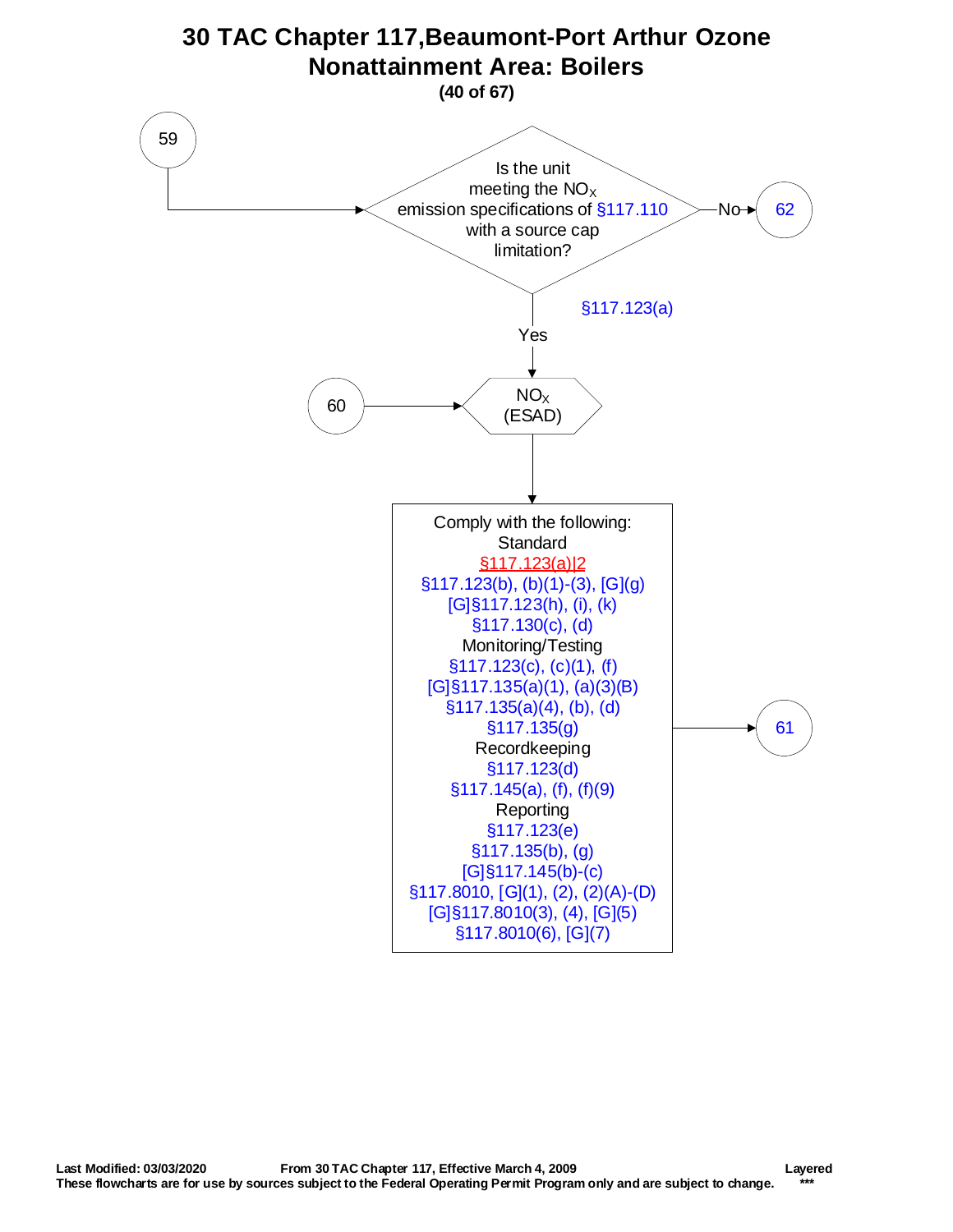# 30 TAC Chapter 117,Beaumont-Port Arthur Ozone Nonattainment Area: Boilers

**(40 of 67)**

59 → Is the unit meeting the $NO_X$ emission specifications of §117.110 with a source cap limitation?

- No → 62
- Yes (§117.123(a)) → $NO_X$ (ESAD)

60 → $NO_X$ (ESAD)

$NO_X$ (ESAD) → Comply with the following:

Standard
§117.123(a)|2
§117.123(b), (b)(1)-(3), [G](g)
[G]§117.123(h), (i), (k)
§117.130(c), (d)

Monitoring/Testing
§117.123(c), (c)(1), (f)
[G]§117.135(a)(1), (a)(3)(B)
§117.135(a)(4), (b), (d)
§117.135(g)

Recordkeeping
§117.123(d)
§117.145(a), (f), (f)(9)

Reporting
§117.123(e)
§117.135(b), (g)
[G]§117.145(b)-(c)
§117.8010, [G](1), (2), (2)(A)-(D)
[G]§117.8010(3), (4), [G](5)
§117.8010(6), [G](7)

→ 61

**Last Modified: 03/03/2020** **From 30 TAC Chapter 117, Effective March 4, 2009** **Layered**

**These flowcharts are for use by sources subject to the Federal Operating Permit Program only and are subject to change.** *****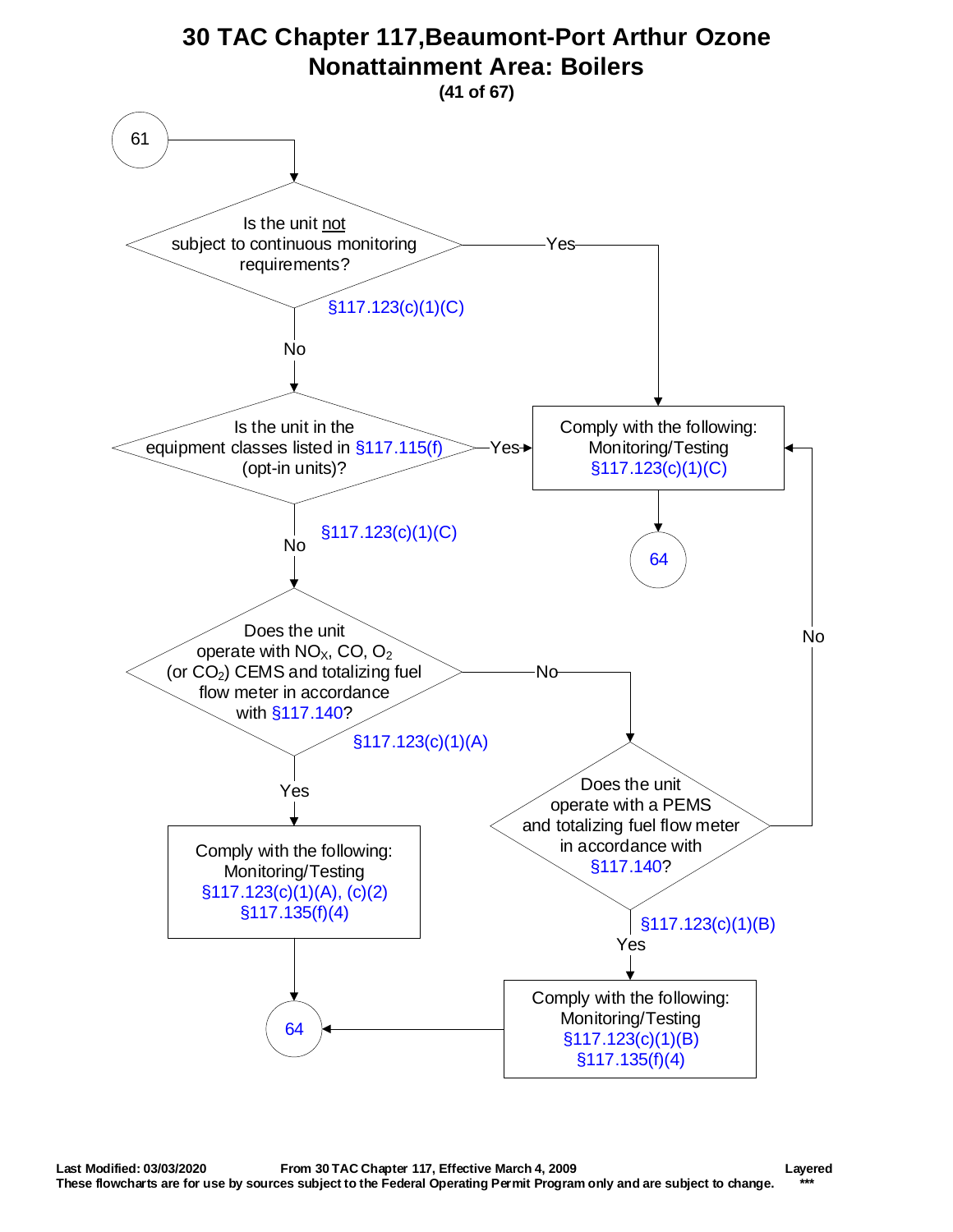# 30 TAC Chapter 117,Beaumont-Port Arthur Ozone Nonattainment Area: Boilers

**(41 of 67)**

61

Is the unit not subject to continuous monitoring requirements?
§117.123(c)(1)(C)

- Yes → Comply with the following: Monitoring/Testing §117.123(c)(1)(C) → 64
- No ↓

Is the unit in the equipment classes listed in §117.115(f) (opt-in units)?
§117.123(c)(1)(C)

- Yes → Comply with the following: Monitoring/Testing §117.123(c)(1)(C) → 64
- No ↓

Does the unit operate with $NO_X$, CO, $O_2$ (or $CO_2$) CEMS and totalizing fuel flow meter in accordance with §117.140?
§117.123(c)(1)(A)

- Yes → Comply with the following: Monitoring/Testing §117.123(c)(1)(A), (c)(2) §117.135(f)(4) → 64
- No ↓

Does the unit operate with a PEMS and totalizing fuel flow meter in accordance with §117.140?
§117.123(c)(1)(B)

- Yes → Comply with the following: Monitoring/Testing §117.123(c)(1)(B) §117.135(f)(4) → 64
- No → Comply with the following: Monitoring/Testing §117.123(c)(1)(C) → 64

Last Modified: 03/03/2020 From 30 TAC Chapter 117, Effective March 4, 2009 Layered
These flowcharts are for use by sources subject to the Federal Operating Permit Program only and are subject to change. ***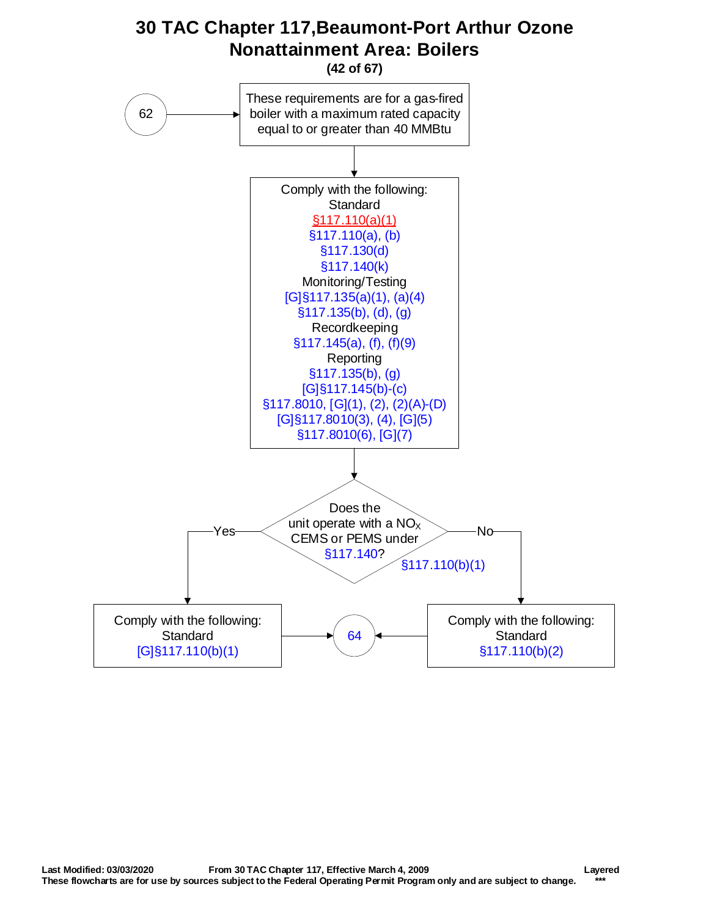# 30 TAC Chapter 117,Beaumont-Port Arthur Ozone Nonattainment Area: Boilers

**(42 of 67)**

62 → These requirements are for a gas-fired boiler with a maximum rated capacity equal to or greater than 40 MMBtu

↓

Comply with the following:

Standard
§117.110(a)(1)
§117.110(a), (b)
§117.130(d)
§117.140(k)

Monitoring/Testing
[G]§117.135(a)(1), (a)(4)
§117.135(b), (d), (g)

Recordkeeping
§117.145(a), (f), (f)(9)

Reporting
§117.135(b), (g)
[G]§117.145(b)-(c)
§117.8010, [G](1), (2), (2)(A)-(D)
[G]§117.8010(3), (4), [G](5)
§117.8010(6), [G](7)

↓

Does the unit operate with a $NO_X$ CEMS or PEMS under §117.140? §117.110(b)(1)

- **Yes** → Comply with the following: Standard [G]§117.110(b)(1) → 64
- **No** → Comply with the following: Standard §117.110(b)(2) → 64

Last Modified: 03/03/2020 From 30 TAC Chapter 117, Effective March 4, 2009 Layered

These flowcharts are for use by sources subject to the Federal Operating Permit Program only and are subject to change. ***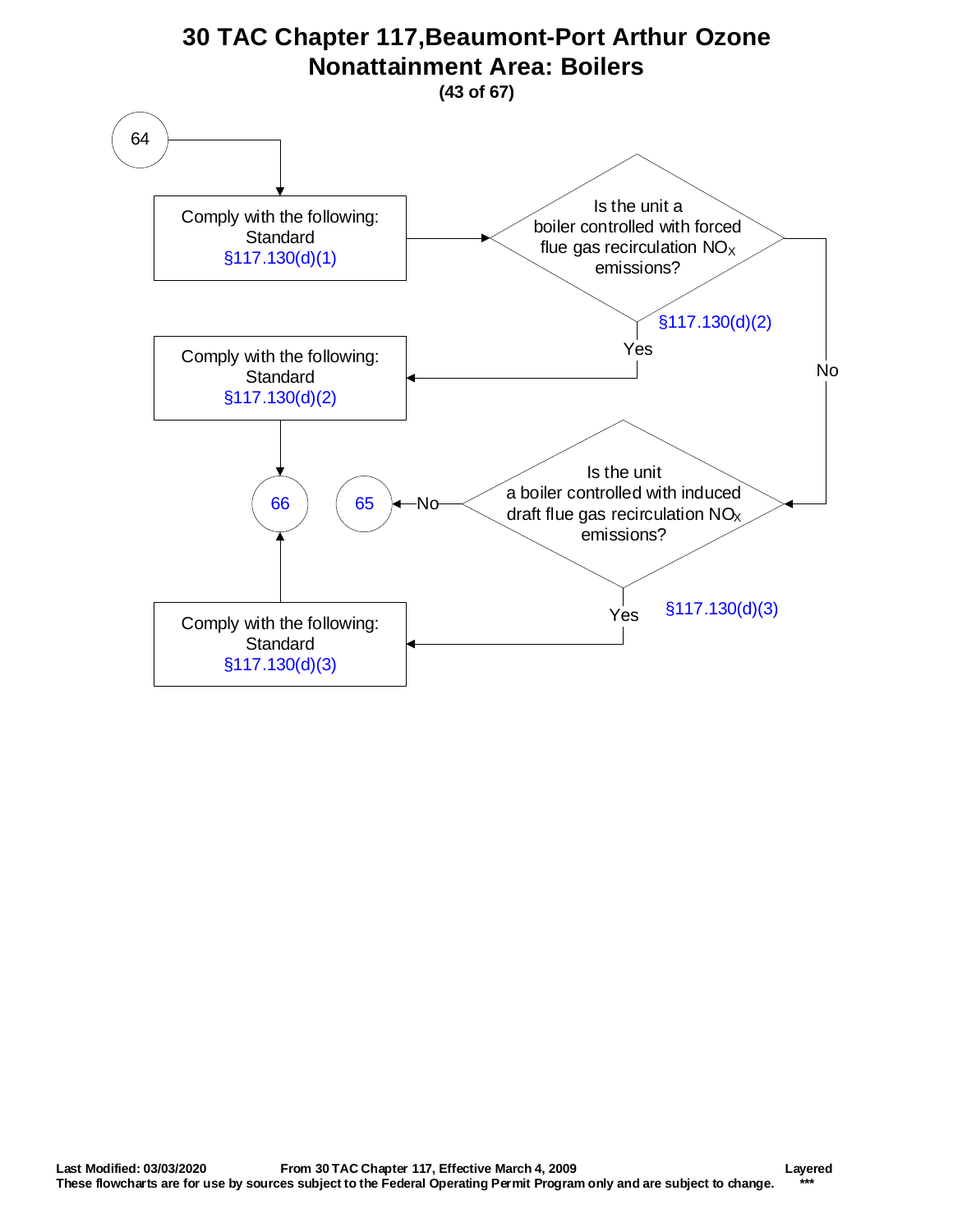# 30 TAC Chapter 117,Beaumont-Port Arthur Ozone Nonattainment Area: Boilers

**(43 of 67)**

64

Comply with the following:
Standard
§117.130(d)(1)

Is the unit a boiler controlled with forced flue gas recirculation $NO_X$ emissions?

§117.130(d)(2)

Yes

Comply with the following:
Standard
§117.130(d)(2)

No

66

65

No

Is the unit a boiler controlled with induced draft flue gas recirculation $NO_X$ emissions?

Yes

§117.130(d)(3)

Comply with the following:
Standard
§117.130(d)(3)

**Last Modified: 03/03/2020** **From 30 TAC Chapter 117, Effective March 4, 2009** **Layered**
**These flowcharts are for use by sources subject to the Federal Operating Permit Program only and are subject to change.** **\*\*\***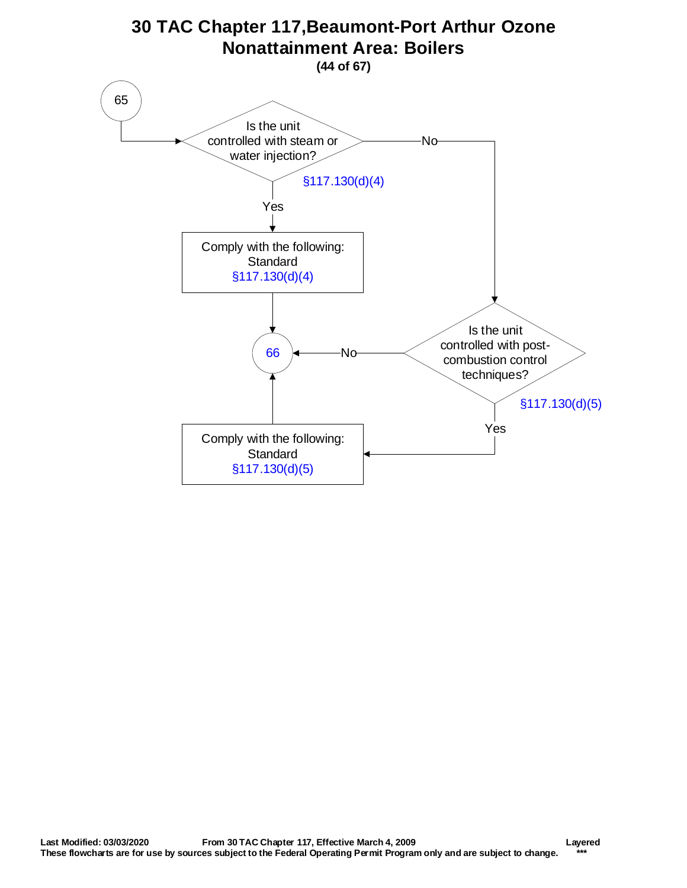# 30 TAC Chapter 117,Beaumont-Port Arthur Ozone Nonattainment Area: Boilers

**(44 of 67)**

65

Is the unit controlled with steam or water injection? §117.130(d)(4)

- Yes → Comply with the following: Standard §117.130(d)(4) → 66
- No → Is the unit controlled with post-combustion control techniques? §117.130(d)(5)
  - Yes → Comply with the following: Standard §117.130(d)(5) → 66
  - No → 66

**Last Modified: 03/03/2020** **From 30 TAC Chapter 117, Effective March 4, 2009** **Layered**

**These flowcharts are for use by sources subject to the Federal Operating Permit Program only and are subject to change.** **\*\*\***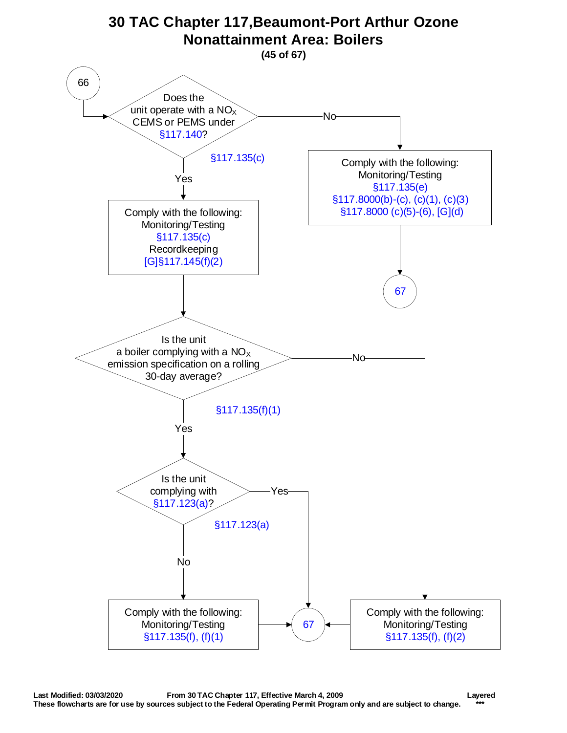# 30 TAC Chapter 117,Beaumont-Port Arthur Ozone Nonattainment Area: Boilers

**(45 of 67)**

66

Does the unit operate with a $NO_X$ CEMS or PEMS under §117.140?

§117.135(c)

No →

Comply with the following:
Monitoring/Testing
§117.135(e)
§117.8000(b)-(c), (c)(1), (c)(3)
§117.8000 (c)(5)-(6), [G](d)

→ 67

Yes ↓

Comply with the following:
Monitoring/Testing
§117.135(c)
Recordkeeping
[G]§117.145(f)(2)

Is the unit a boiler complying with a $NO_X$ emission specification on a rolling 30-day average?

§117.135(f)(1)

No →

Comply with the following:
Monitoring/Testing
§117.135(f), (f)(2)

→ 67

Yes ↓

Is the unit complying with §117.123(a)?

§117.123(a)

Yes → 67

No ↓

Comply with the following:
Monitoring/Testing
§117.135(f), (f)(1)

→ 67

**Last Modified: 03/03/2020** **From 30 TAC Chapter 117, Effective March 4, 2009** **Layered**

**These flowcharts are for use by sources subject to the Federal Operating Permit Program only and are subject to change.** **\*\*\***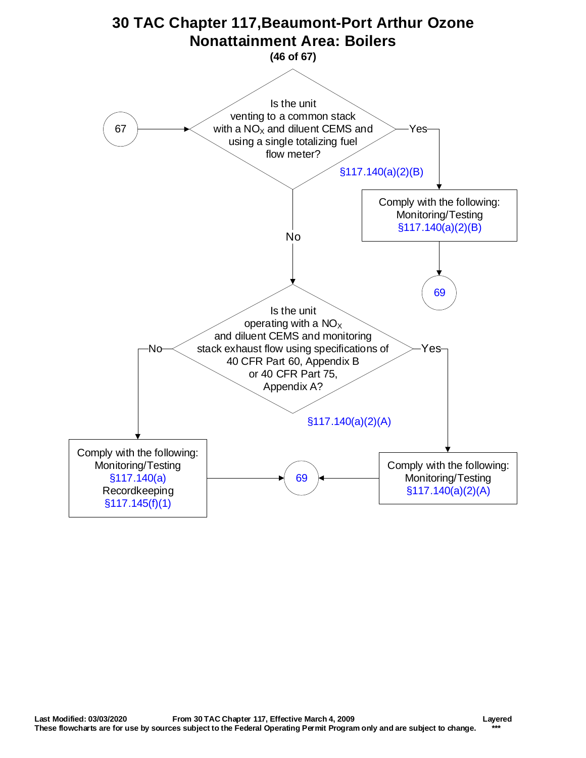# 30 TAC Chapter 117,Beaumont-Port Arthur Ozone Nonattainment Area: Boilers

67

Is the unit venting to a common stack with a $NO_X$ and diluent CEMS and using a single totalizing fuel flow meter?

§117.140(a)(2)(B)

Yes

Comply with the following:
Monitoring/Testing
§117.140(a)(2)(B)

69

No

Is the unit operating with a $NO_X$ and diluent CEMS and monitoring stack exhaust flow using specifications of 40 CFR Part 60, Appendix B or 40 CFR Part 75, Appendix A?

§117.140(a)(2)(A)

No

Comply with the following:
Monitoring/Testing
§117.140(a)
Recordkeeping
§117.145(f)(1)

69

Yes

Comply with the following:
Monitoring/Testing
§117.140(a)(2)(A)

Last Modified: 03/03/2020 From 30 TAC Chapter 117, Effective March 4, 2009 Layered
These flowcharts are for use by sources subject to the Federal Operating Permit Program only and are subject to change. ***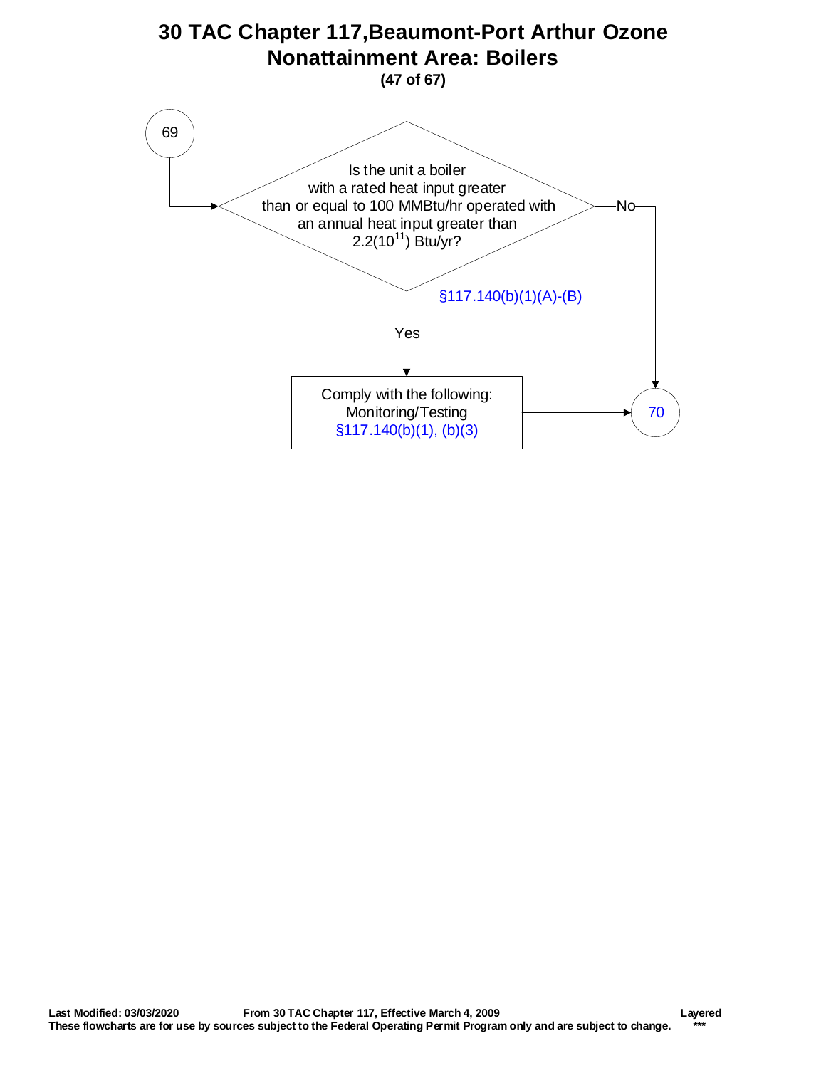# 30 TAC Chapter 117,Beaumont-Port Arthur Ozone Nonattainment Area: Boilers

**(47 of 67)**

69

Is the unit a boiler with a rated heat input greater than or equal to 100 MMBtu/hr operated with an annual heat input greater than $2.2(10^{11})$ Btu/yr?

§117.140(b)(1)(A)-(B)

No → 70

Yes ↓

Comply with the following:
Monitoring/Testing
§117.140(b)(1), (b)(3)

→ 70

**Last Modified: 03/03/2020** **From 30 TAC Chapter 117, Effective March 4, 2009** **Layered**

**These flowcharts are for use by sources subject to the Federal Operating Permit Program only and are subject to change.** **\*\*\***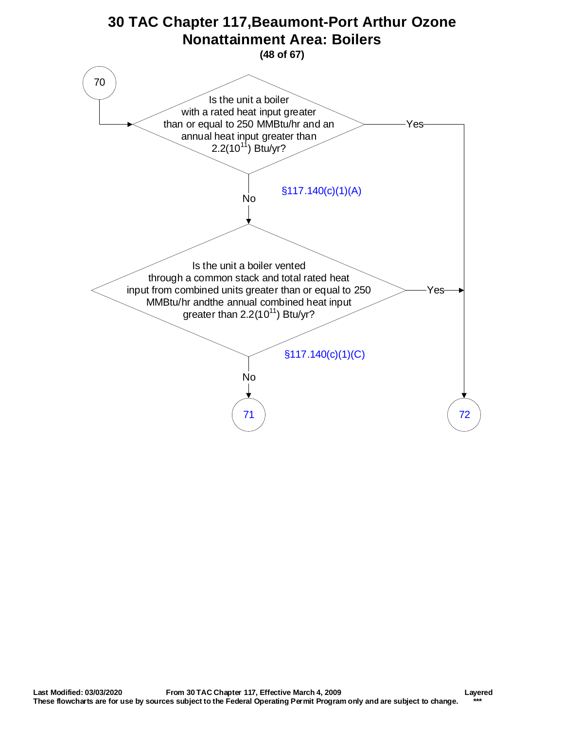# 30 TAC Chapter 117,Beaumont-Port Arthur Ozone Nonattainment Area: Boilers

**(48 of 67)**

70

Is the unit a boiler with a rated heat input greater than or equal to 250 MMBtu/hr and an annual heat input greater than 2.2($10^{11}$) Btu/yr?

- Yes → 72
- No → next question

§117.140(c)(1)(A)

Is the unit a boiler vented through a common stack and total rated heat input from combined units greater than or equal to 250 MMBtu/hr andthe annual combined heat input greater than 2.2($10^{11}$) Btu/yr?

- Yes → 72
- No → 71

§117.140(c)(1)(C)

71

72

**Last Modified: 03/03/2020** **From 30 TAC Chapter 117, Effective March 4, 2009** **Layered**

**These flowcharts are for use by sources subject to the Federal Operating Permit Program only and are subject to change.** *******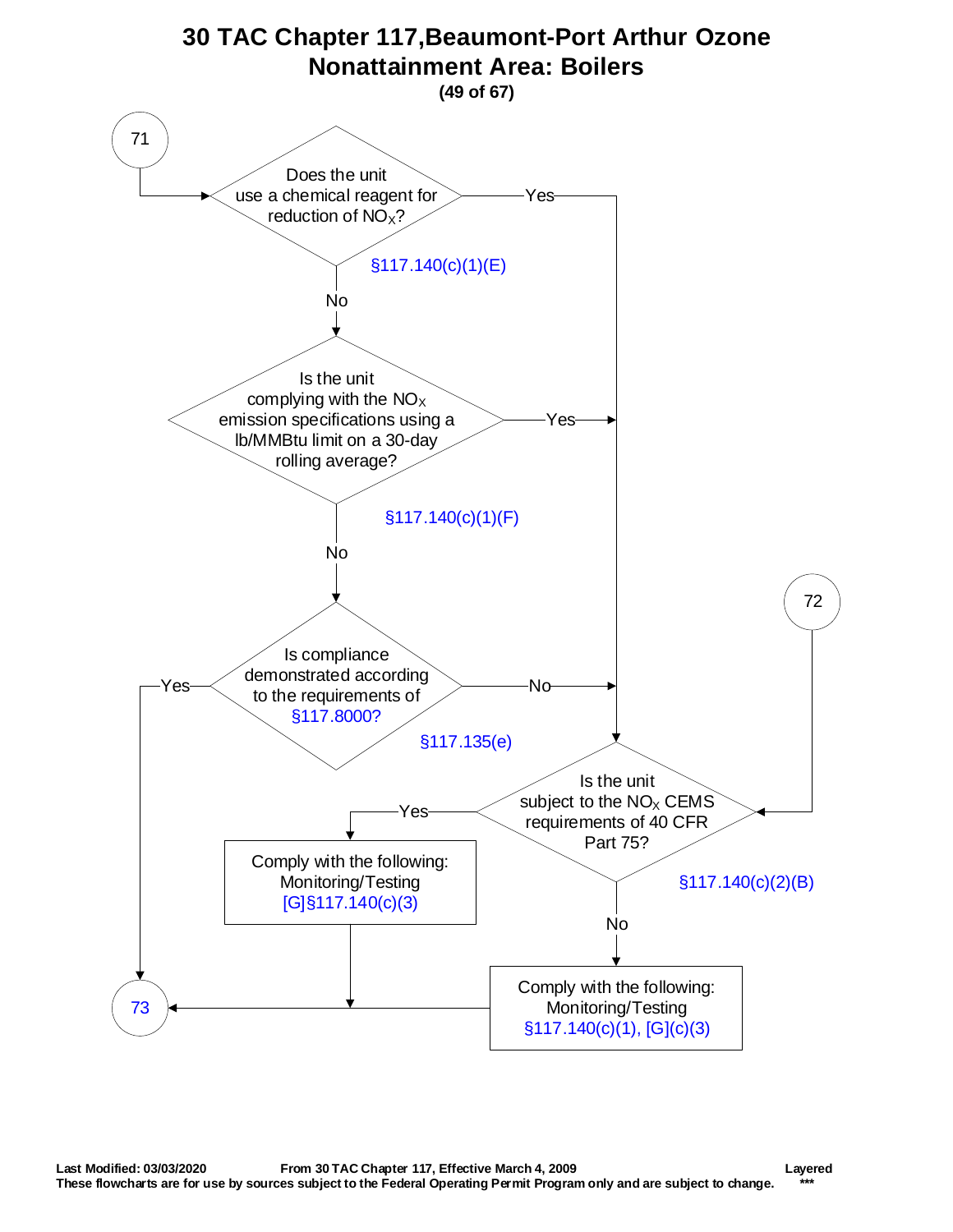# 30 TAC Chapter 117,Beaumont-Port Arthur Ozone Nonattainment Area: Boilers

**(49 of 67)**

71

Does the unit use a chemical reagent for reduction of $NO_X$?

§117.140(c)(1)(E)

Yes

No

Is the unit complying with the $NO_X$ emission specifications using a lb/MMBtu limit on a 30-day rolling average?

§117.140(c)(1)(F)

Yes

No

Is compliance demonstrated according to the requirements of §117.8000?

§117.135(e)

Yes

No

72

Is the unit subject to the $NO_X$ CEMS requirements of 40 CFR Part 75?

§117.140(c)(2)(B)

Yes

Comply with the following:
Monitoring/Testing
[G]§117.140(c)(3)

No

Comply with the following:
Monitoring/Testing
§117.140(c)(1), [G](c)(3)

73

**Last Modified: 03/03/2020** **From 30 TAC Chapter 117, Effective March 4, 2009** **Layered**

**These flowcharts are for use by sources subject to the Federal Operating Permit Program only and are subject to change.** **\*\*\***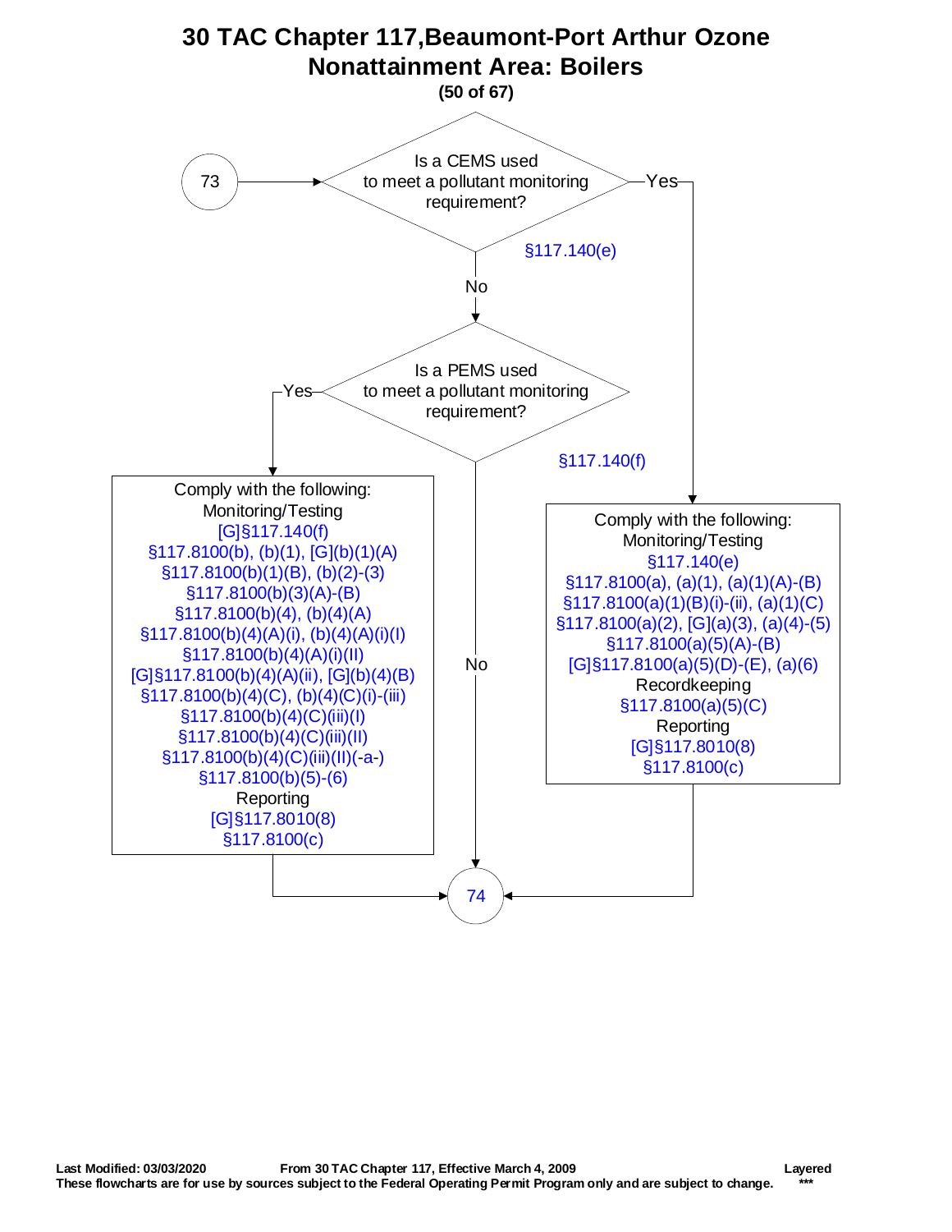# 30 TAC Chapter 117,Beaumont-Port Arthur Ozone Nonattainment Area: Boilers

**(50 of 67)**

**73** → Is a CEMS used to meet a pollutant monitoring requirement? §117.140(e)

- **Yes** → Comply with the following:
  - Monitoring/Testing
    - §117.140(e)
    - §117.8100(a), (a)(1), (a)(1)(A)-(B)
    - §117.8100(a)(1)(B)(i)-(ii), (a)(1)(C)
    - §117.8100(a)(2), [G](a)(3), (a)(4)-(5)
    - §117.8100(a)(5)(A)-(B)
    - [G]§117.8100(a)(5)(D)-(E), (a)(6)
  - Recordkeeping
    - §117.8100(a)(5)(C)
  - Reporting
    - [G]§117.8010(8)
    - §117.8100(c)
  
  → **74**

- **No** → Is a PEMS used to meet a pollutant monitoring requirement? §117.140(f)
  - **Yes** → Comply with the following:
    - Monitoring/Testing
      - [G]§117.140(f)
      - §117.8100(b), (b)(1), [G](b)(1)(A)
      - §117.8100(b)(1)(B), (b)(2)-(3)
      - §117.8100(b)(3)(A)-(B)
      - §117.8100(b)(4), (b)(4)(A)
      - §117.8100(b)(4)(A)(i), (b)(4)(A)(i)(I)
      - §117.8100(b)(4)(A)(i)(II)
      - [G]§117.8100(b)(4)(A)(ii), [G](b)(4)(B)
      - §117.8100(b)(4)(C), (b)(4)(C)(i)-(iii)
      - §117.8100(b)(4)(C)(iii)(I)
      - §117.8100(b)(4)(C)(iii)(II)
      - §117.8100(b)(4)(C)(iii)(II)(-a-)
      - §117.8100(b)(5)-(6)
    - Reporting
      - [G]§117.8010(8)
      - §117.8100(c)
    
    → **74**
  - **No** → **74**

Last Modified: 03/03/2020 From 30 TAC Chapter 117, Effective March 4, 2009 Layered
These flowcharts are for use by sources subject to the Federal Operating Permit Program only and are subject to change. ***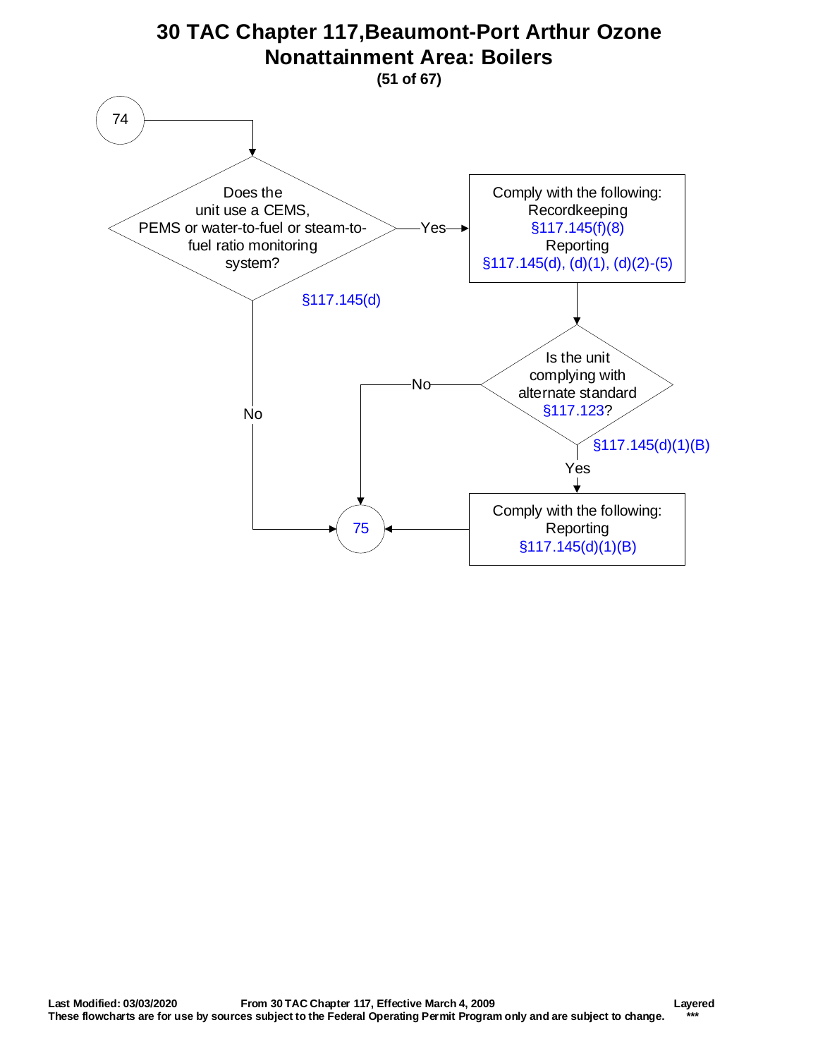# 30 TAC Chapter 117,Beaumont-Port Arthur Ozone Nonattainment Area: Boilers

**(51 of 67)**

74

Does the unit use a CEMS, PEMS or water-to-fuel or steam-to-fuel ratio monitoring system?

§117.145(d)

Yes → Comply with the following:
Recordkeeping
§117.145(f)(8)
Reporting
§117.145(d), (d)(1), (d)(2)-(5)

No → 75

Is the unit complying with alternate standard §117.123?

§117.145(d)(1)(B)

No → 75

Yes → Comply with the following:
Reporting
§117.145(d)(1)(B)

→ 75

**Last Modified: 03/03/2020** **From 30 TAC Chapter 117, Effective March 4, 2009** **Layered**

**These flowcharts are for use by sources subject to the Federal Operating Permit Program only and are subject to change.** ***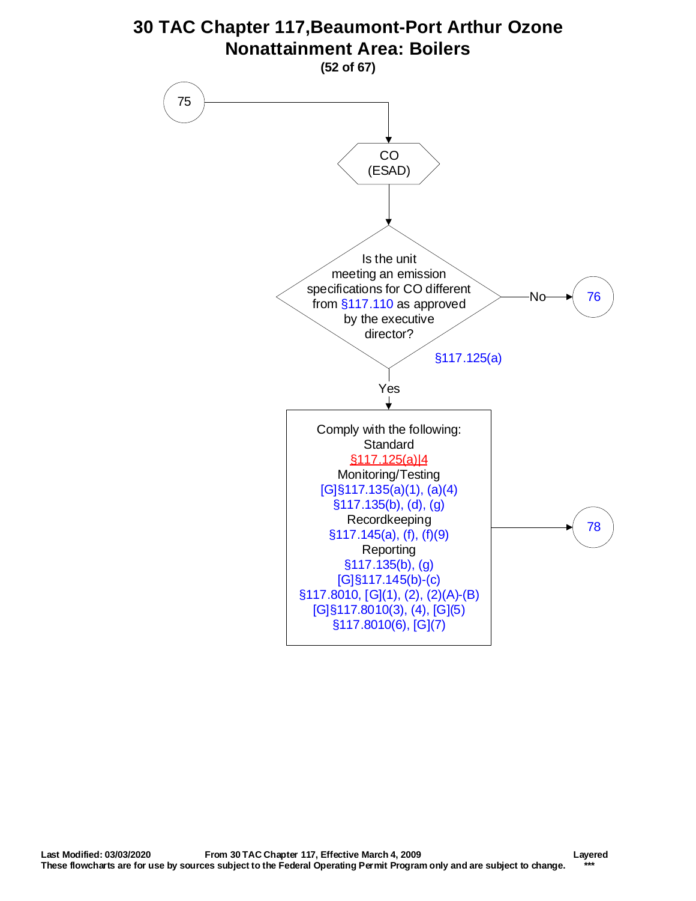# 30 TAC Chapter 117,Beaumont-Port Arthur Ozone Nonattainment Area: Boilers

75

CO (ESAD)

Is the unit meeting an emission specifications for CO different from §117.110 as approved by the executive director?

§117.125(a)

No → 76

Yes

Comply with the following:

Standard

§117.125(a)|4

Monitoring/Testing

[G]§117.135(a)(1), (a)(4)

§117.135(b), (d), (g)

Recordkeeping

§117.145(a), (f), (f)(9)

Reporting

§117.135(b), (g)

[G]§117.145(b)-(c)

§117.8010, [G](1), (2), (2)(A)-(B)

[G]§117.8010(3), (4), [G](5)

§117.8010(6), [G](7)

→ 78

**Last Modified: 03/03/2020** **From 30 TAC Chapter 117, Effective March 4, 2009** **Layered**

**These flowcharts are for use by sources subject to the Federal Operating Permit Program only and are subject to change.** **\*\*\***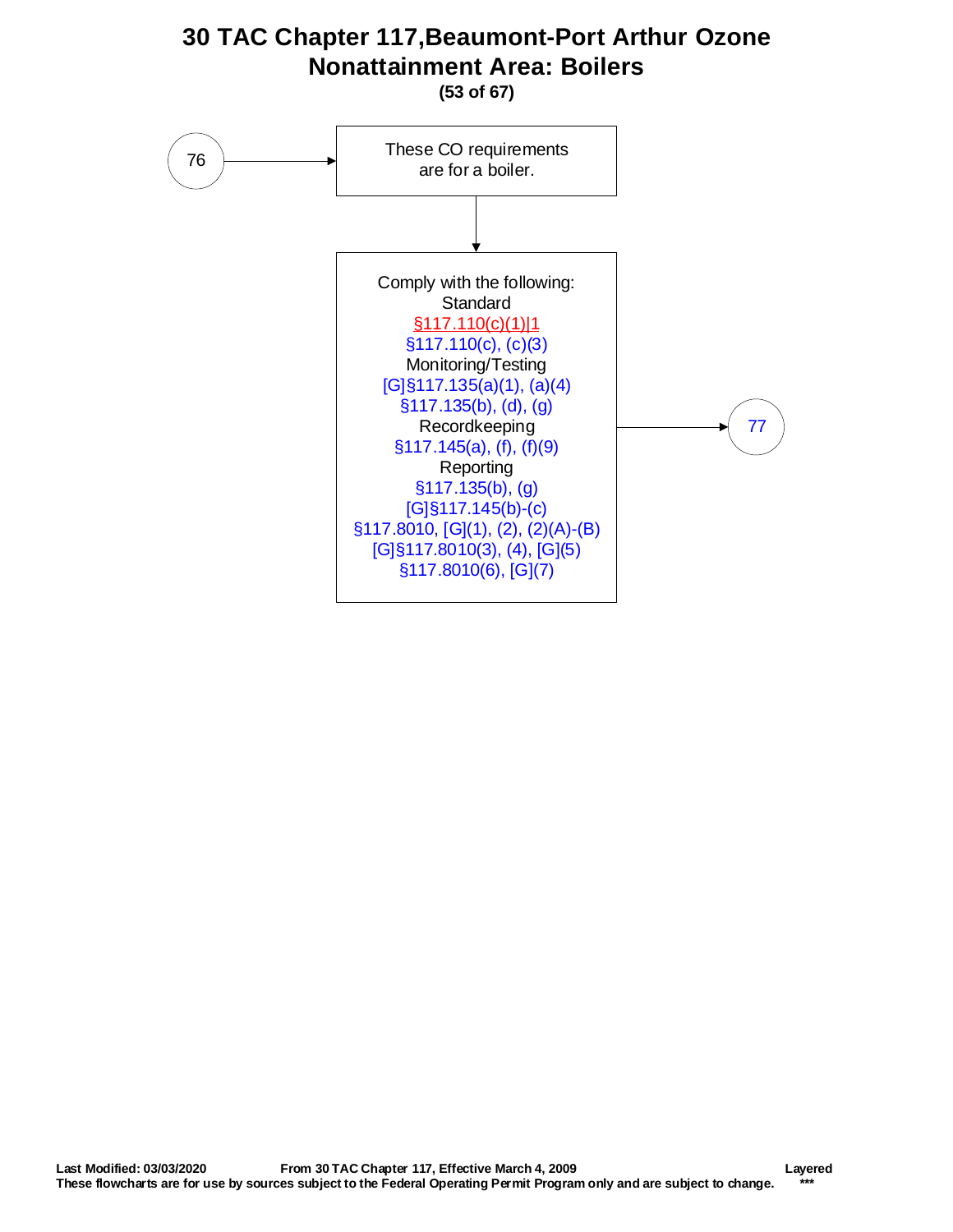# 30 TAC Chapter 117,Beaumont-Port Arthur Ozone Nonattainment Area: Boilers

**(53 of 67)**

76 → These CO requirements are for a boiler.

↓

Comply with the following:

Standard
§117.110(c)(1)|1
§117.110(c), (c)(3)

Monitoring/Testing
[G]§117.135(a)(1), (a)(4)
§117.135(b), (d), (g)

Recordkeeping
§117.145(a), (f), (f)(9)

Reporting
§117.135(b), (g)
[G]§117.145(b)-(c)
§117.8010, [G](1), (2), (2)(A)-(B)
[G]§117.8010(3), (4), [G](5)
§117.8010(6), [G](7)

→ 77

**Last Modified: 03/03/2020** **From 30 TAC Chapter 117, Effective March 4, 2009** **Layered**

**These flowcharts are for use by sources subject to the Federal Operating Permit Program only and are subject to change.** *****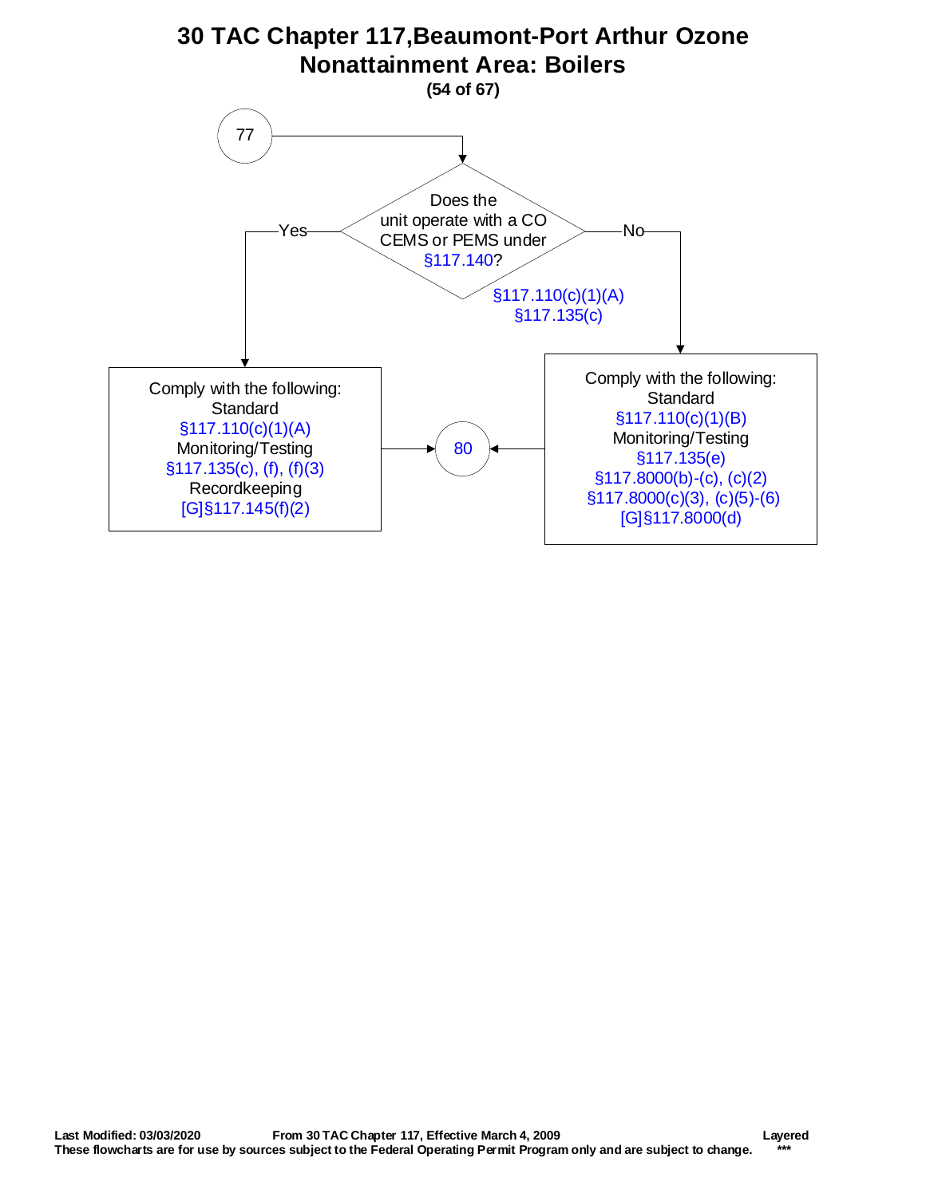# 30 TAC Chapter 117,Beaumont-Port Arthur Ozone Nonattainment Area: Boilers

**(54 of 67)**

77

Does the unit operate with a CO CEMS or PEMS under §117.140?

§117.110(c)(1)(A)
§117.135(c)

**Yes:**

Comply with the following:
Standard
§117.110(c)(1)(A)
Monitoring/Testing
§117.135(c), (f), (f)(3)
Recordkeeping
[G]§117.145(f)(2)

→ 80

**No:**

Comply with the following:
Standard
§117.110(c)(1)(B)
Monitoring/Testing
§117.135(e)
§117.8000(b)-(c), (c)(2)
§117.8000(c)(3), (c)(5)-(6)
[G]§117.8000(d)

→ 80

**Last Modified: 03/03/2020** **From 30 TAC Chapter 117, Effective March 4, 2009** **Layered**
**These flowcharts are for use by sources subject to the Federal Operating Permit Program only and are subject to change.** *****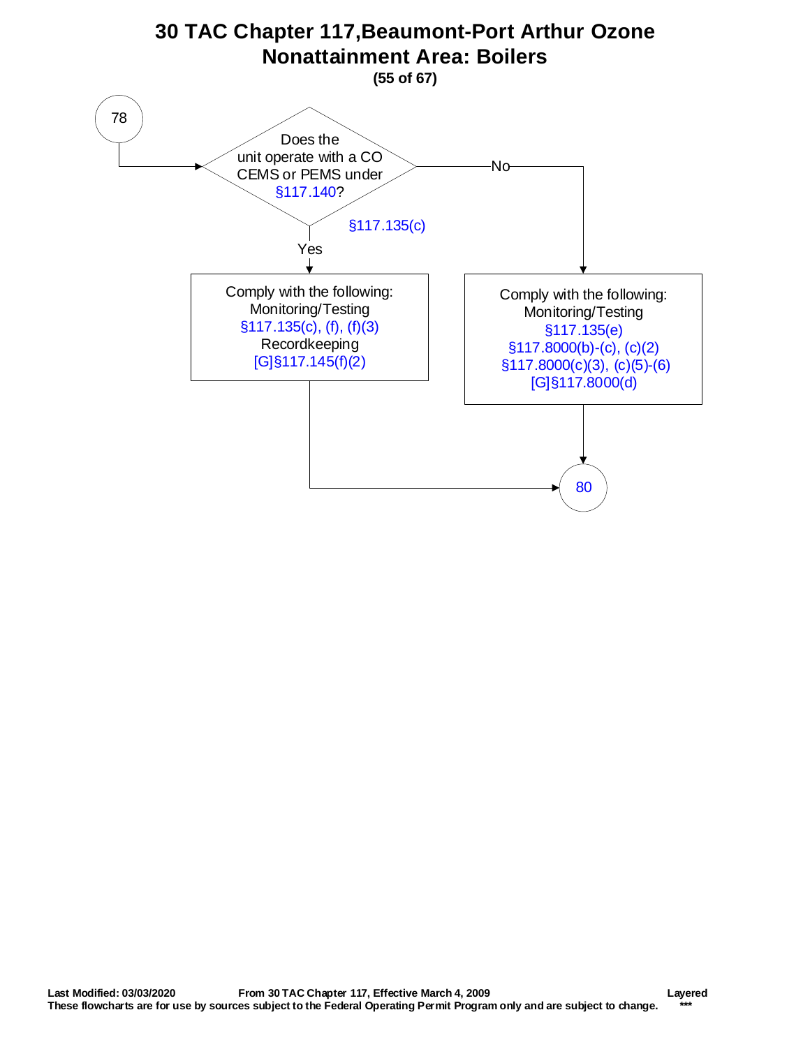# 30 TAC Chapter 117,Beaumont-Port Arthur Ozone Nonattainment Area: Boilers

**(55 of 67)**

78

Does the unit operate with a CO CEMS or PEMS under §117.140?

§117.135(c)

**Yes:**

Comply with the following:
Monitoring/Testing
§117.135(c), (f), (f)(3)
Recordkeeping
[G]§117.145(f)(2)

**No:**

Comply with the following:
Monitoring/Testing
§117.135(e)
§117.8000(b)-(c), (c)(2)
§117.8000(c)(3), (c)(5)-(6)
[G]§117.8000(d)

80

Last Modified: 03/03/2020 From 30 TAC Chapter 117, Effective March 4, 2009 Layered
These flowcharts are for use by sources subject to the Federal Operating Permit Program only and are subject to change. ***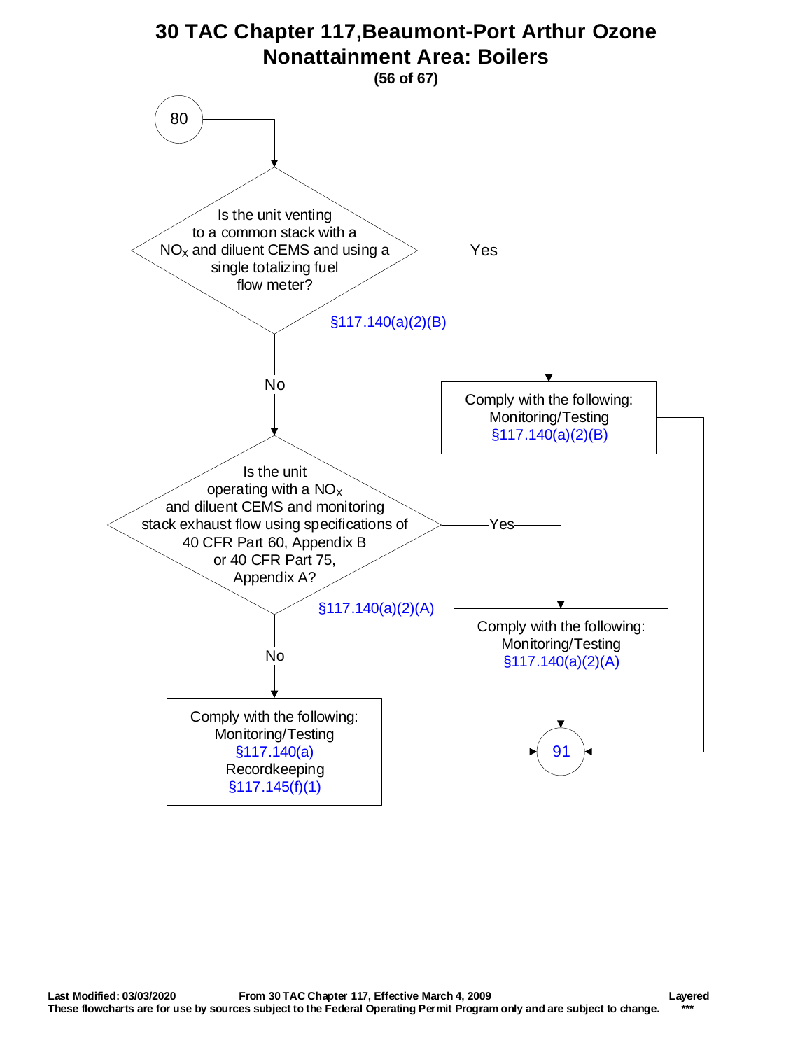# 30 TAC Chapter 117,Beaumont-Port Arthur Ozone Nonattainment Area: Boilers

**(56 of 67)**

80

Is the unit venting to a common stack with a $NO_X$ and diluent CEMS and using a single totalizing fuel flow meter?

§117.140(a)(2)(B)

Yes → Comply with the following: Monitoring/Testing §117.140(a)(2)(B) → 91

No ↓

Is the unit operating with a $NO_X$ and diluent CEMS and monitoring stack exhaust flow using specifications of 40 CFR Part 60, Appendix B or 40 CFR Part 75, Appendix A?

§117.140(a)(2)(A)

Yes → Comply with the following: Monitoring/Testing §117.140(a)(2)(A) → 91

No → Comply with the following: Monitoring/Testing §117.140(a) Recordkeeping §117.145(f)(1) → 91

**Last Modified: 03/03/2020** **From 30 TAC Chapter 117, Effective March 4, 2009** **Layered**

**These flowcharts are for use by sources subject to the Federal Operating Permit Program only and are subject to change.** **\*\*\***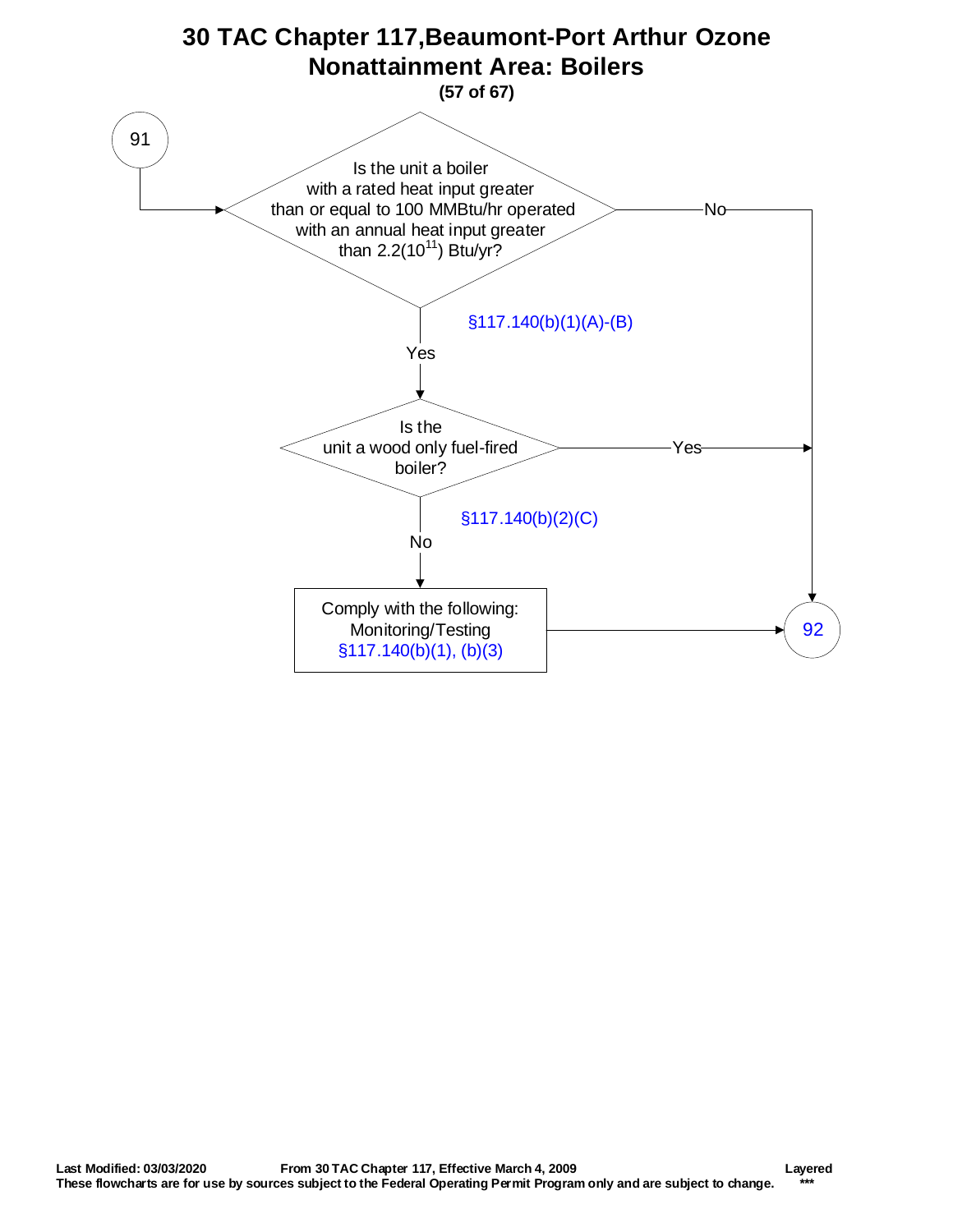# 30 TAC Chapter 117,Beaumont-Port Arthur Ozone Nonattainment Area: Boilers

**(57 of 67)**

91

Is the unit a boiler with a rated heat input greater than or equal to 100 MMBtu/hr operated with an annual heat input greater than $2.2(10^{11})$ Btu/yr?

§117.140(b)(1)(A)-(B)

- No → 92
- Yes ↓

Is the unit a wood only fuel-fired boiler?

§117.140(b)(2)(C)

- Yes → 92
- No ↓

Comply with the following:
Monitoring/Testing
§117.140(b)(1), (b)(3)

→ 92

**Last Modified: 03/03/2020** **From 30 TAC Chapter 117, Effective March 4, 2009** **Layered**

**These flowcharts are for use by sources subject to the Federal Operating Permit Program only and are subject to change.** ***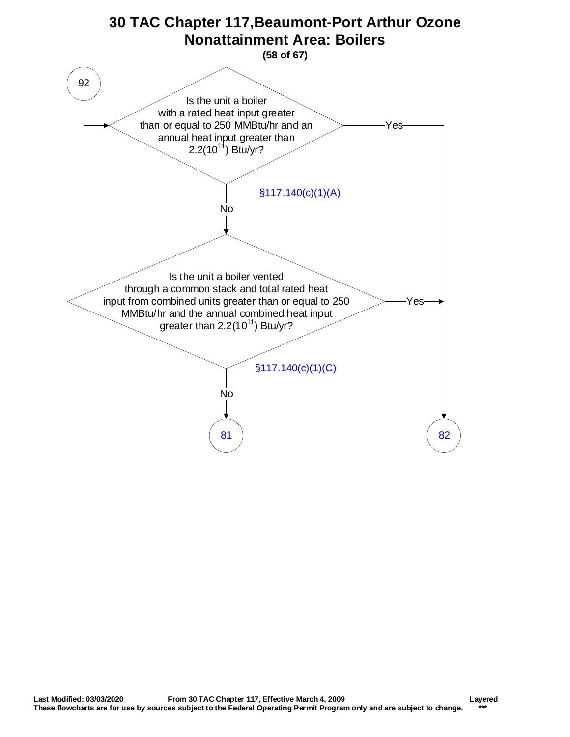# 30 TAC Chapter 117,Beaumont-Port Arthur Ozone Nonattainment Area: Boilers

**(58 of 67)**

92

Is the unit a boiler with a rated heat input greater than or equal to 250 MMBtu/hr and an annual heat input greater than $2.2(10^{11})$ Btu/yr?

§117.140(c)(1)(A)

- Yes → 82
- No → next question

Is the unit a boiler vented through a common stack and total rated heat input from combined units greater than or equal to 250 MMBtu/hr and the annual combined heat input greater than $2.2(10^{11})$ Btu/yr?

§117.140(c)(1)(C)

- Yes → 82
- No → 81

Last Modified: 03/03/2020 From 30 TAC Chapter 117, Effective March 4, 2009 Layered

These flowcharts are for use by sources subject to the Federal Operating Permit Program only and are subject to change. ***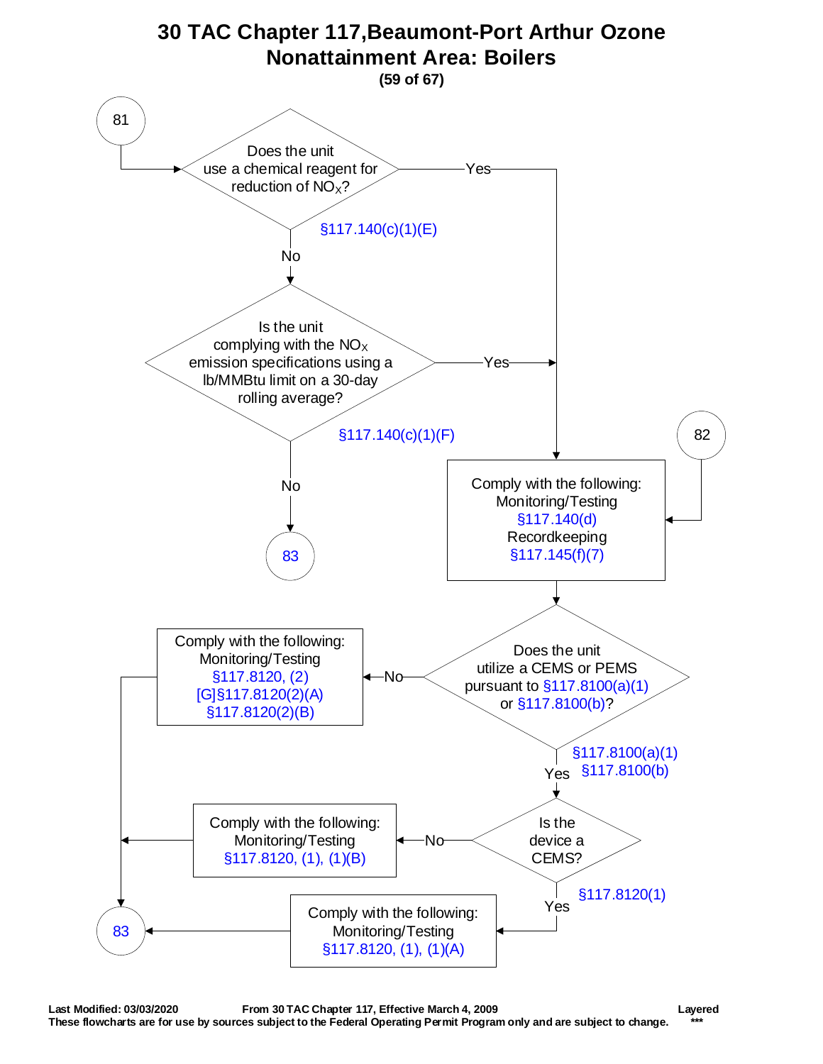# 30 TAC Chapter 117, Beaumont-Port Arthur Ozone Nonattainment Area: Boilers

**(59 of 67)**

**81** → Does the unit use a chemical reagent for reduction of $NO_X$? §117.140(c)(1)(E)

- **Yes** → Comply with the following: Monitoring/Testing §117.140(d); Recordkeeping §117.145(f)(7)
- **No** → Is the unit complying with the $NO_X$ emission specifications using a lb/MMBtu limit on a 30-day rolling average? §117.140(c)(1)(F)
  - **Yes** → Comply with the following: Monitoring/Testing §117.140(d); Recordkeeping §117.145(f)(7)
  - **No** → **83**

**82** → Comply with the following: Monitoring/Testing §117.140(d); Recordkeeping §117.145(f)(7)

Comply with the following: Monitoring/Testing §117.140(d); Recordkeeping §117.145(f)(7) → Does the unit utilize a CEMS or PEMS pursuant to §117.8100(a)(1) or §117.8100(b)? §117.8100(a)(1) §117.8100(b)

- **No** → Comply with the following: Monitoring/Testing §117.8120, (2) [G]§117.8120(2)(A) §117.8120(2)(B) → **83**
- **Yes** → Is the device a CEMS? §117.8120(1)
  - **No** → Comply with the following: Monitoring/Testing §117.8120, (1), (1)(B) → **83**
  - **Yes** → Comply with the following: Monitoring/Testing §117.8120, (1), (1)(A) → **83**

**Last Modified: 03/03/2020** **From 30 TAC Chapter 117, Effective March 4, 2009** **Layered**

**These flowcharts are for use by sources subject to the Federal Operating Permit Program only and are subject to change.** ***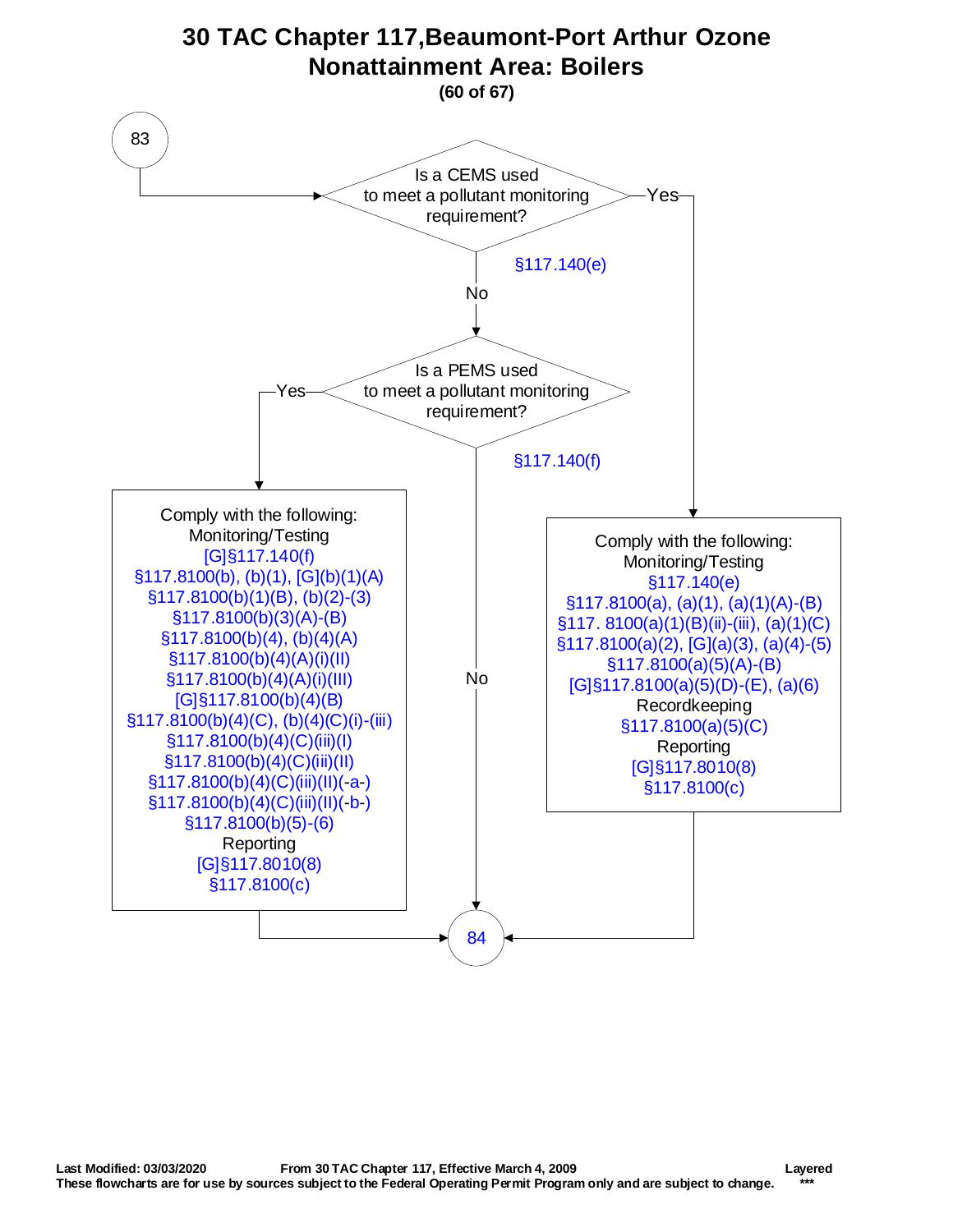# 30 TAC Chapter 117,Beaumont-Port Arthur Ozone Nonattainment Area: Boilers

**(60 of 67)**

83

Is a CEMS used to meet a pollutant monitoring requirement?

§117.140(e)

Yes → Comply with the following:

Monitoring/Testing
[G]§117.140(e)
§117.8100(a), (a)(1), (a)(1)(A)-(B)
§117. 8100(a)(1)(B)(ii)-(iii), (a)(1)(C)
§117.8100(a)(2), [G](a)(3), (a)(4)-(5)
§117.8100(a)(5)(A)-(B)
[G]§117.8100(a)(5)(D)-(E), (a)(6)
Recordkeeping
§117.8100(a)(5)(C)
Reporting
[G]§117.8010(8)
§117.8100(c)

→ 84

No → Is a PEMS used to meet a pollutant monitoring requirement?

§117.140(f)

Yes → Comply with the following:

Monitoring/Testing
[G]§117.140(f)
§117.8100(b), (b)(1), [G](b)(1)(A)
§117.8100(b)(1)(B), (b)(2)-(3)
§117.8100(b)(3)(A)-(B)
§117.8100(b)(4), (b)(4)(A)
§117.8100(b)(4)(A)(i)(II)
§117.8100(b)(4)(A)(i)(III)
[G]§117.8100(b)(4)(B)
§117.8100(b)(4)(C), (b)(4)(C)(i)-(iii)
§117.8100(b)(4)(C)(iii)(I)
§117.8100(b)(4)(C)(iii)(II)
§117.8100(b)(4)(C)(iii)(II)(-a-)
§117.8100(b)(4)(C)(iii)(II)(-b-)
§117.8100(b)(5)-(6)
Reporting
[G]§117.8010(8)
§117.8100(c)

→ 84

No → 84

Last Modified: 03/03/2020 From 30 TAC Chapter 117, Effective March 4, 2009 Layered

These flowcharts are for use by sources subject to the Federal Operating Permit Program only and are subject to change. ***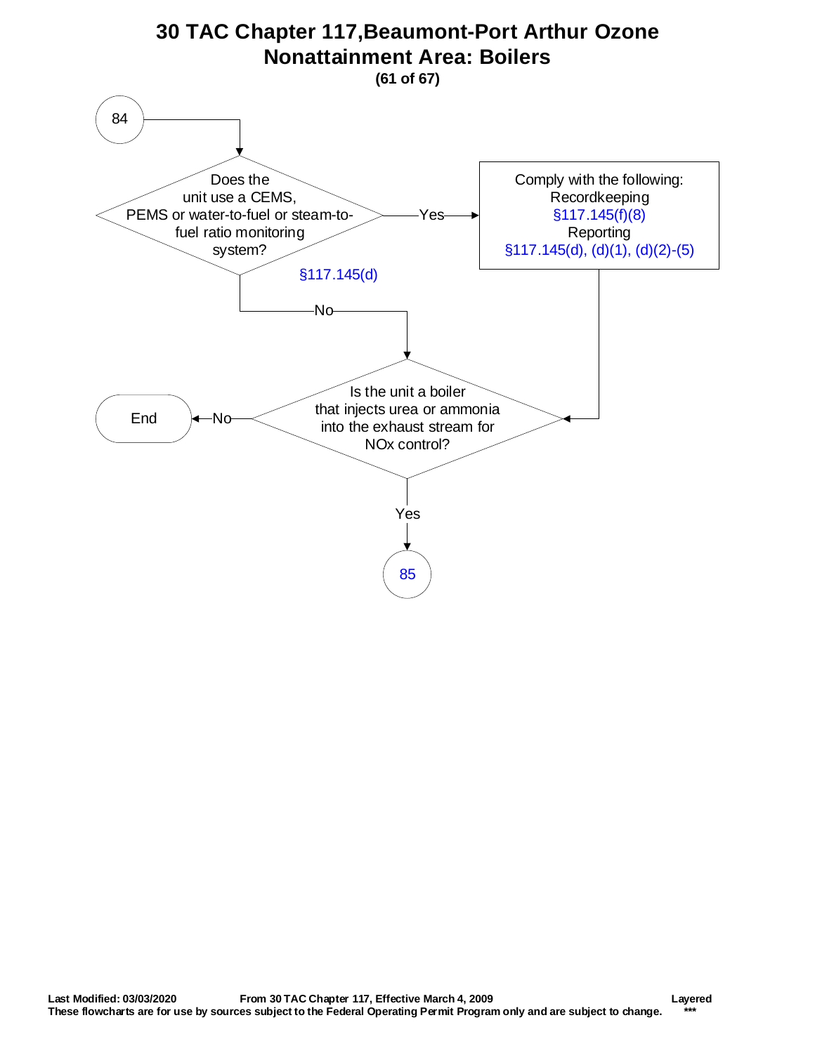# 30 TAC Chapter 117,Beaumont-Port Arthur Ozone Nonattainment Area: Boilers

**(61 of 67)**

84

Does the unit use a CEMS, PEMS or water-to-fuel or steam-to-fuel ratio monitoring system?

§117.145(d)

- Yes → Comply with the following:
  Recordkeeping
  §117.145(f)(8)
  Reporting
  §117.145(d), (d)(1), (d)(2)-(5)
- No → Is the unit a boiler that injects urea or ammonia into the exhaust stream for NOx control?

Is the unit a boiler that injects urea or ammonia into the exhaust stream for NOx control?

- No → End
- Yes → 85

Last Modified: 03/03/2020 From 30 TAC Chapter 117, Effective March 4, 2009 Layered
These flowcharts are for use by sources subject to the Federal Operating Permit Program only and are subject to change. ***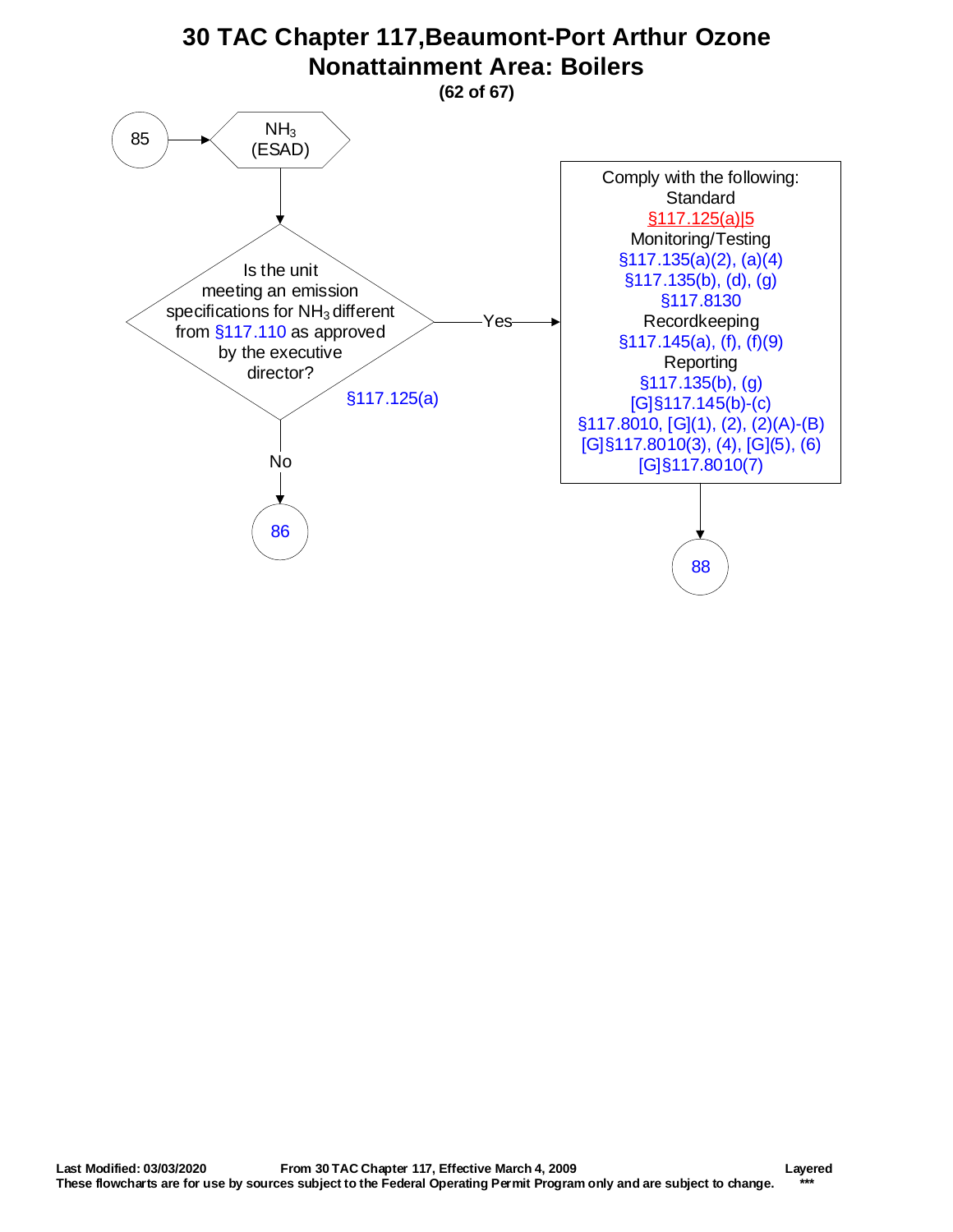# 30 TAC Chapter 117,Beaumont-Port Arthur Ozone Nonattainment Area: Boilers

85 → $NH_3$ (ESAD)

Is the unit meeting an emission specifications for $NH_3$ different from §117.110 as approved by the executive director?

§117.125(a)

- **No** → 86
- **Yes** → Comply with the following:

  Standard
  §117.125(a)|5

  Monitoring/Testing
  §117.135(a)(2), (a)(4)
  §117.135(b), (d), (g)
  §117.8130

  Recordkeeping
  §117.145(a), (f), (f)(9)

  Reporting
  §117.135(b), (g)
  [G]§117.145(b)-(c)
  §117.8010, [G](1), (2), (2)(A)-(B)
  [G]§117.8010(3), (4), [G](5), (6)
  [G]§117.8010(7)

  → 88

**Last Modified: 03/03/2020** **From 30 TAC Chapter 117, Effective March 4, 2009** **Layered**
**These flowcharts are for use by sources subject to the Federal Operating Permit Program only and are subject to change.** ***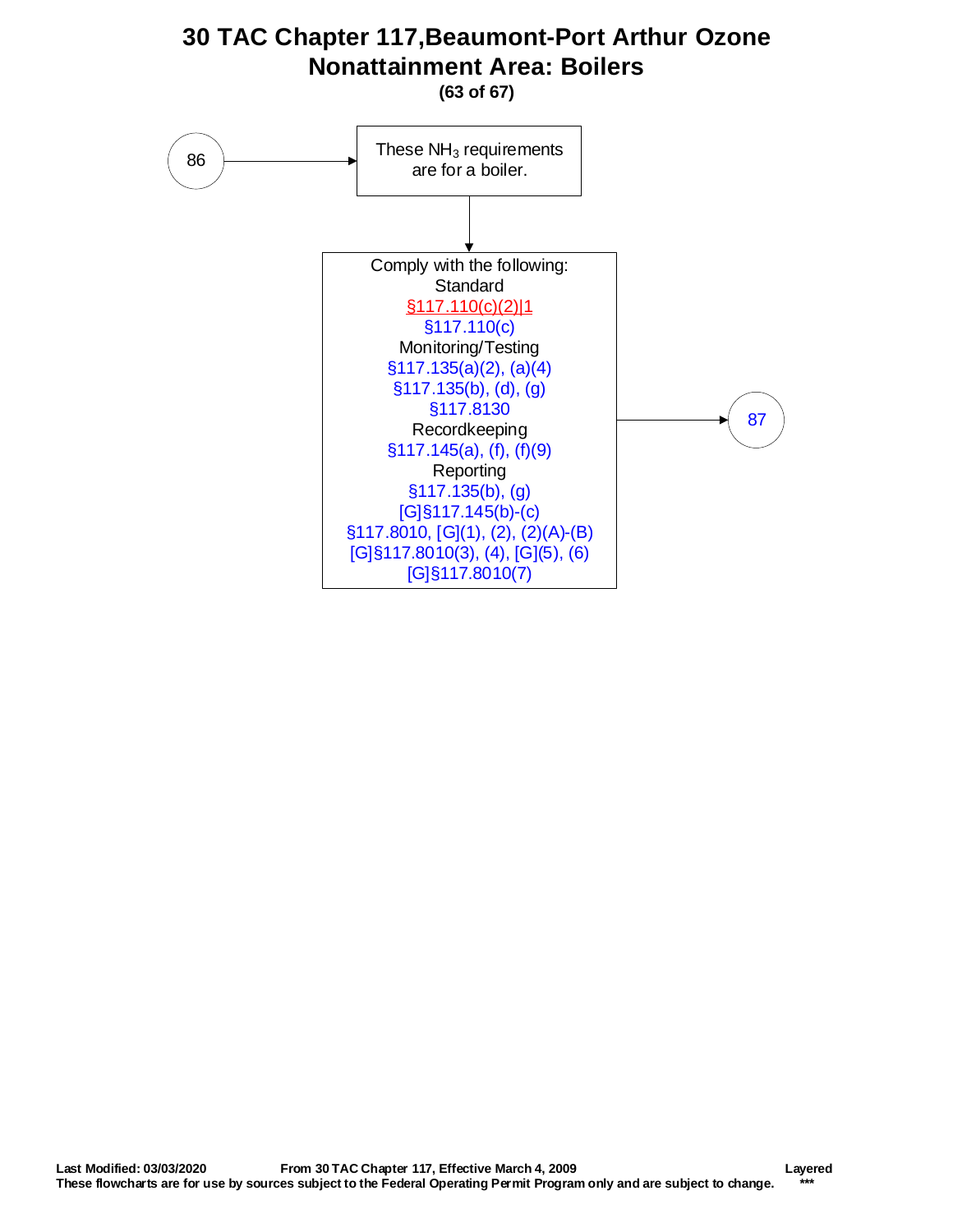# 30 TAC Chapter 117,Beaumont-Port Arthur Ozone Nonattainment Area: Boilers

86 → These $NH_3$ requirements are for a boiler.

↓

Comply with the following:

Standard
§117.110(c)(2)|1
§117.110(c)

Monitoring/Testing
§117.135(a)(2), (a)(4)
§117.135(b), (d), (g)
§117.8130

Recordkeeping
§117.145(a), (f), (f)(9)

Reporting
§117.135(b), (g)
[G]§117.145(b)-(c)
§117.8010, [G](1), (2), (2)(A)-(B)
[G]§117.8010(3), (4), [G](5), (6)
[G]§117.8010(7)

→ 87

Last Modified: 03/03/2020 From 30 TAC Chapter 117, Effective March 4, 2009 Layered
These flowcharts are for use by sources subject to the Federal Operating Permit Program only and are subject to change. ***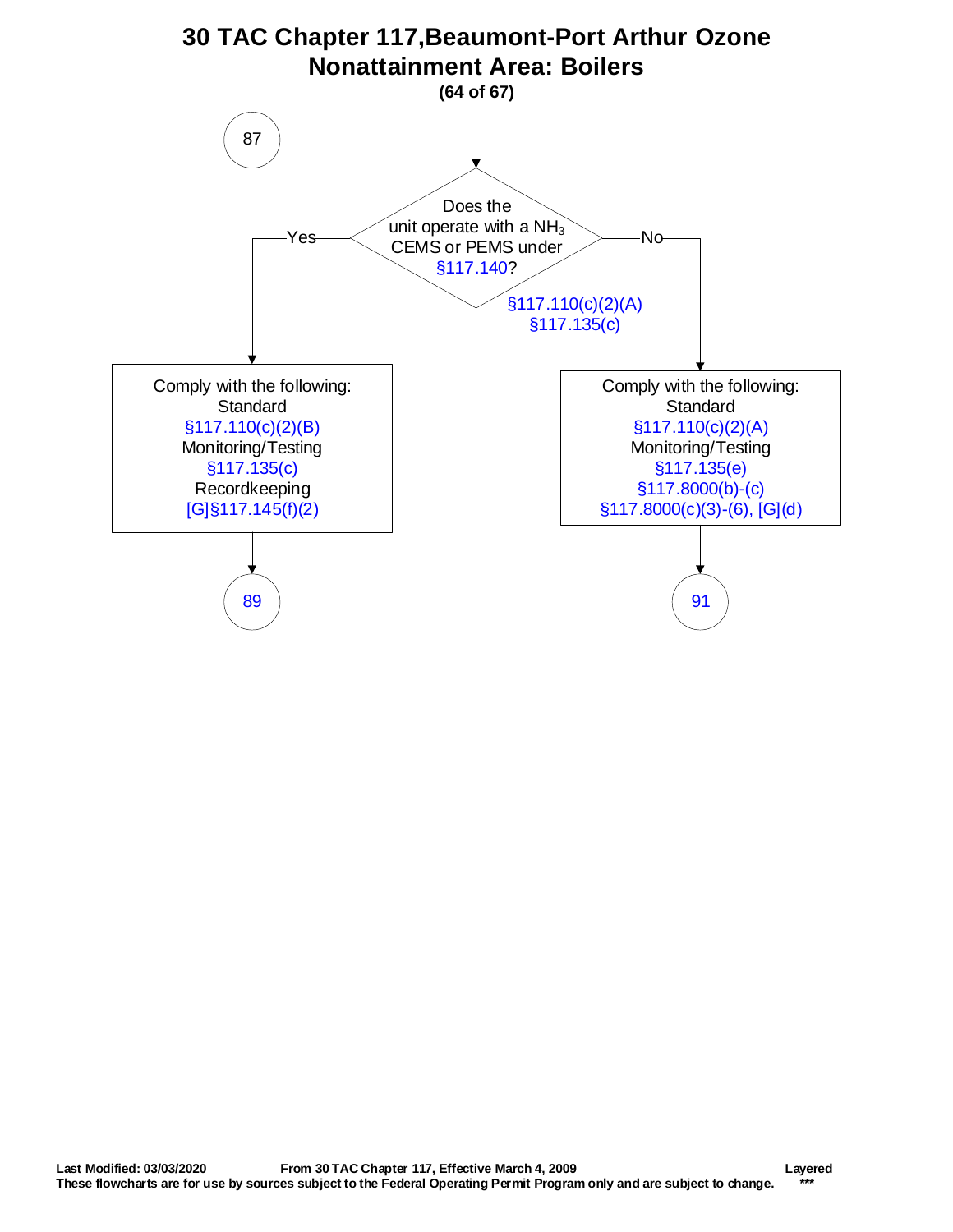# 30 TAC Chapter 117,Beaumont-Port Arthur Ozone Nonattainment Area: Boilers

**(64 of 67)**

87

Does the unit operate with a $NH_3$ CEMS or PEMS under §117.140?

§117.110(c)(2)(A)
§117.135(c)

**Yes:**

Comply with the following:
Standard
§117.110(c)(2)(B)
Monitoring/Testing
§117.135(c)
Recordkeeping
[G]§117.145(f)(2)

89

**No:**

Comply with the following:
Standard
§117.110(c)(2)(A)
Monitoring/Testing
§117.135(e)
§117.8000(b)-(c)
§117.8000(c)(3)-(6), [G](d)

91

**Last Modified: 03/03/2020** **From 30 TAC Chapter 117, Effective March 4, 2009** **Layered**
**These flowcharts are for use by sources subject to the Federal Operating Permit Program only and are subject to change.** **\*\*\***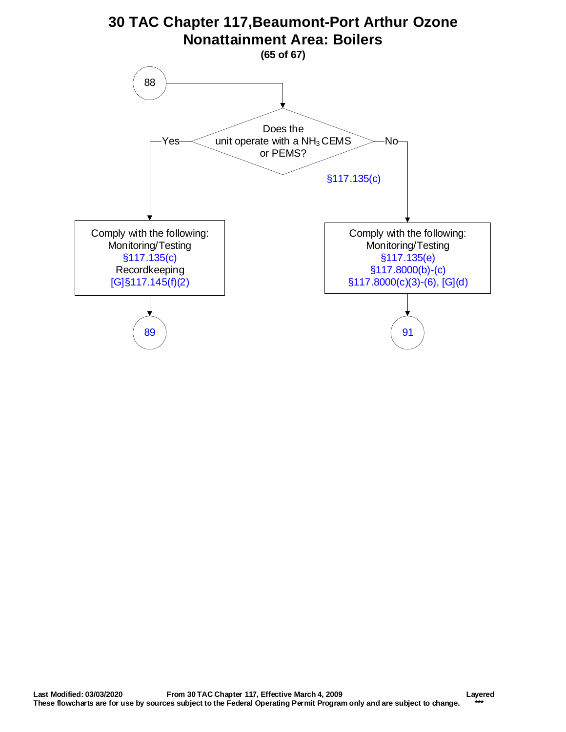# 30 TAC Chapter 117,Beaumont-Port Arthur Ozone Nonattainment Area: Boilers

**(65 of 67)**

88

Does the unit operate with a $NH_3$ CEMS or PEMS?

§117.135(c)

**Yes:**

Comply with the following:
Monitoring/Testing
§117.135(c)
Recordkeeping
[G]§117.145(f)(2)

→ 89

**No:**

Comply with the following:
Monitoring/Testing
§117.135(e)
§117.8000(b)-(c)
§117.8000(c)(3)-(6), [G](d)

→ 91

**Last Modified: 03/03/2020** **From 30 TAC Chapter 117, Effective March 4, 2009** **Layered**

**These flowcharts are for use by sources subject to the Federal Operating Permit Program only and are subject to change.** *****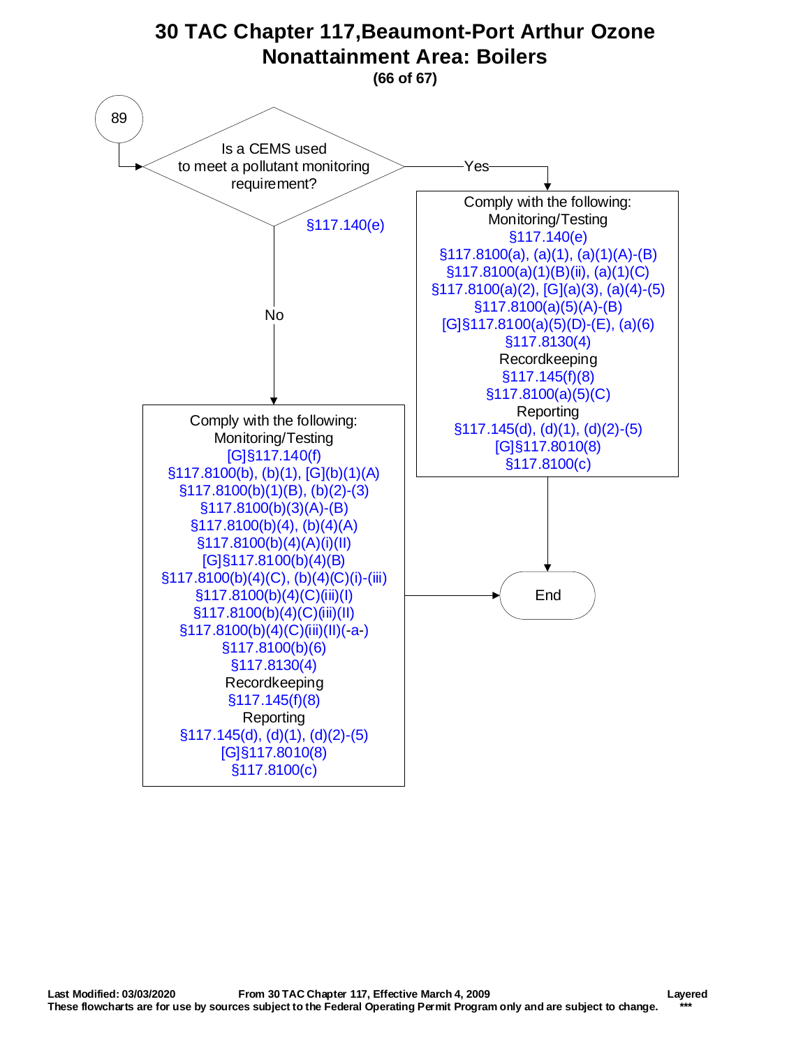# 30 TAC Chapter 117,Beaumont-Port Arthur Ozone Nonattainment Area: Boilers

**(66 of 67)**

89

**Is a CEMS used to meet a pollutant monitoring requirement?**

§117.140(e)

**Yes:**

Comply with the following:

Monitoring/Testing

- §117.140(e)
- §117.8100(a), (a)(1), (a)(1)(A)-(B)
- §117.8100(a)(1)(B)(ii), (a)(1)(C)
- §117.8100(a)(2), [G](a)(3), (a)(4)-(5)
- §117.8100(a)(5)(A)-(B)
- [G]§117.8100(a)(5)(D)-(E), (a)(6)
- §117.8130(4)

Recordkeeping

- §117.145(f)(8)
- §117.8100(a)(5)(C)

Reporting

- §117.145(d), (d)(1), (d)(2)-(5)
- [G]§117.8010(8)
- §117.8100(c)

→ End

**No:**

Comply with the following:

Monitoring/Testing

- [G]§117.140(f)
- §117.8100(b), (b)(1), [G](b)(1)(A)
- §117.8100(b)(1)(B), (b)(2)-(3)
- §117.8100(b)(3)(A)-(B)
- §117.8100(b)(4), (b)(4)(A)
- §117.8100(b)(4)(A)(i)(II)
- [G]§117.8100(b)(4)(B)
- §117.8100(b)(4)(C), (b)(4)(C)(i)-(iii)
- §117.8100(b)(4)(C)(iii)(I)
- §117.8100(b)(4)(C)(iii)(II)
- §117.8100(b)(4)(C)(iii)(II)(-a-)
- §117.8100(b)(6)
- §117.8130(4)

Recordkeeping

- §117.145(f)(8)

Reporting

- §117.145(d), (d)(1), (d)(2)-(5)
- [G]§117.8010(8)
- §117.8100(c)

→ End

**Last Modified: 03/03/2020** **From 30 TAC Chapter 117, Effective March 4, 2009** **Layered**

**These flowcharts are for use by sources subject to the Federal Operating Permit Program only and are subject to change.** **\*\*\***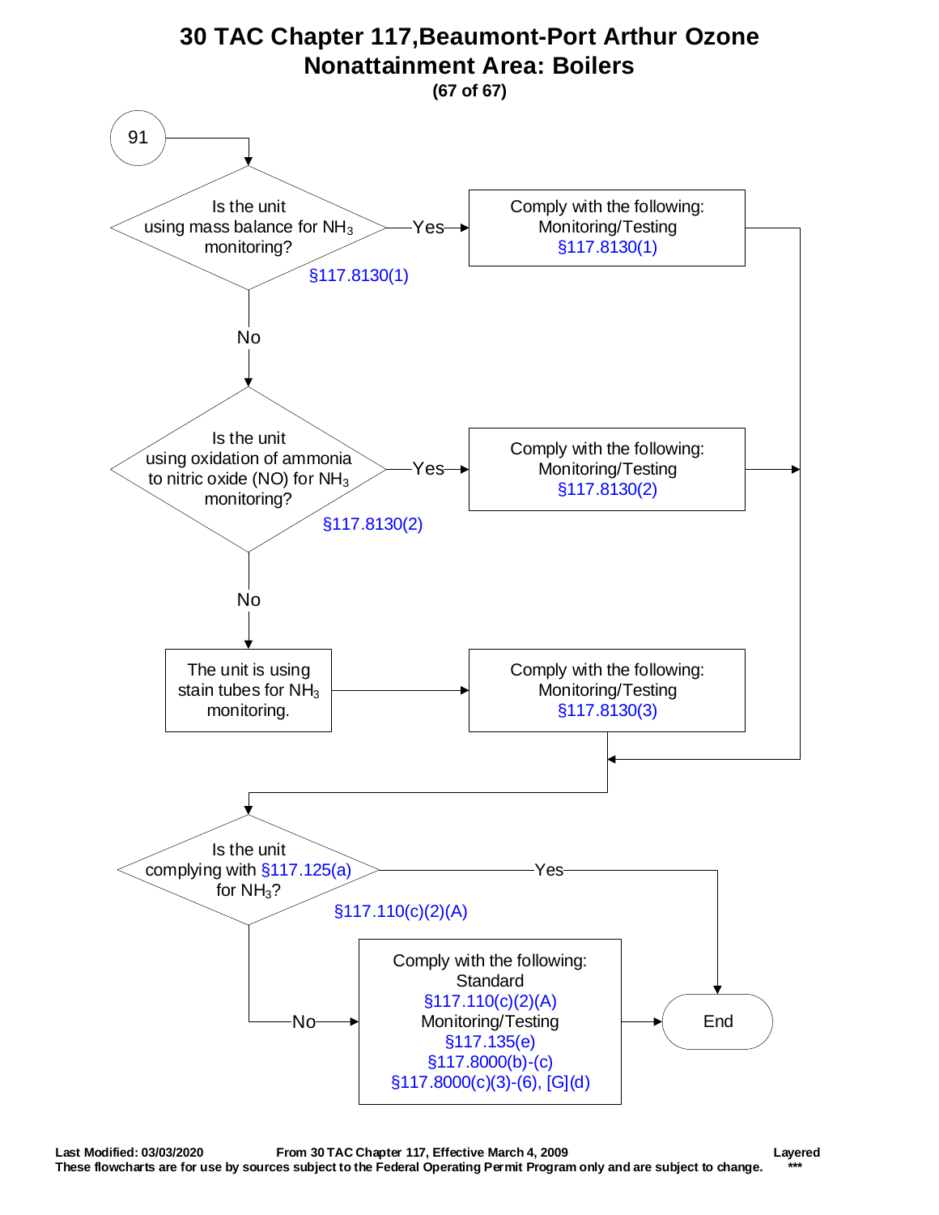# 30 TAC Chapter 117,Beaumont-Port Arthur Ozone Nonattainment Area: Boilers

**(67 of 67)**

91

Is the unit using mass balance for $NH_3$ monitoring?
§117.8130(1)

Yes

Comply with the following:
Monitoring/Testing
§117.8130(1)

No

Is the unit using oxidation of ammonia to nitric oxide (NO) for $NH_3$ monitoring?
§117.8130(2)

Yes

Comply with the following:
Monitoring/Testing
§117.8130(2)

No

The unit is using stain tubes for $NH_3$ monitoring.

Comply with the following:
Monitoring/Testing
§117.8130(3)

Is the unit complying with §117.125(a) for $NH_3$?
§117.110(c)(2)(A)

Yes

No

Comply with the following:
Standard
§117.110(c)(2)(A)
Monitoring/Testing
§117.135(e)
§117.8000(b)-(c)
§117.8000(c)(3)-(6), [G](d)

End

**Last Modified: 03/03/2020** **From 30 TAC Chapter 117, Effective March 4, 2009** **Layered**

**These flowcharts are for use by sources subject to the Federal Operating Permit Program only and are subject to change.** **\*\*\***